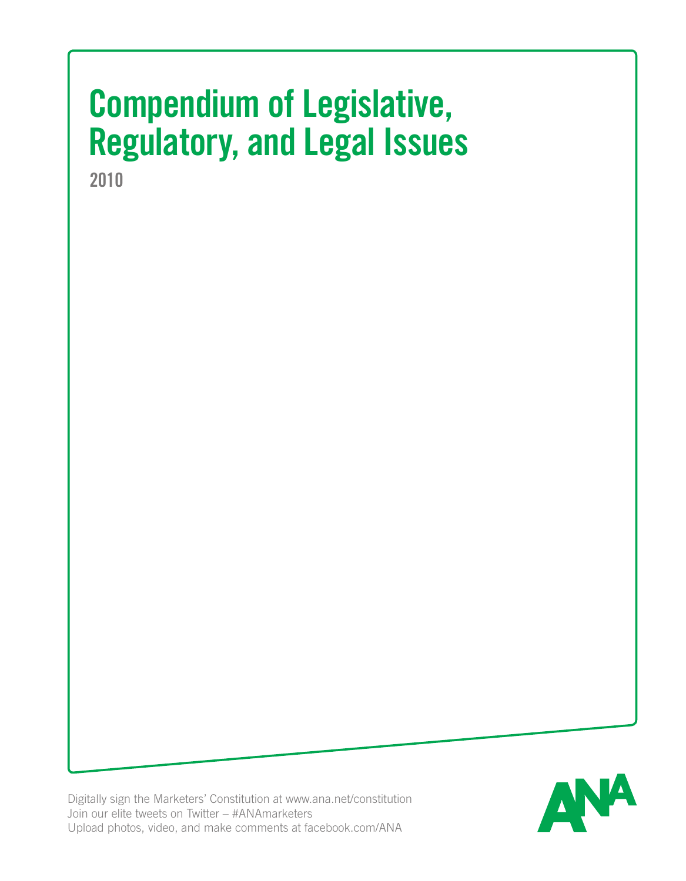# Compendium of Legislative, Regulatory, and Legal Issues

2010

Digitally sign the Marketers' Constitution at www.ana.net/constitution
Join our elite tweets on Twitter – #ANAmarketers
Upload photos, video, and make comments at facebook.com/ANA

ANA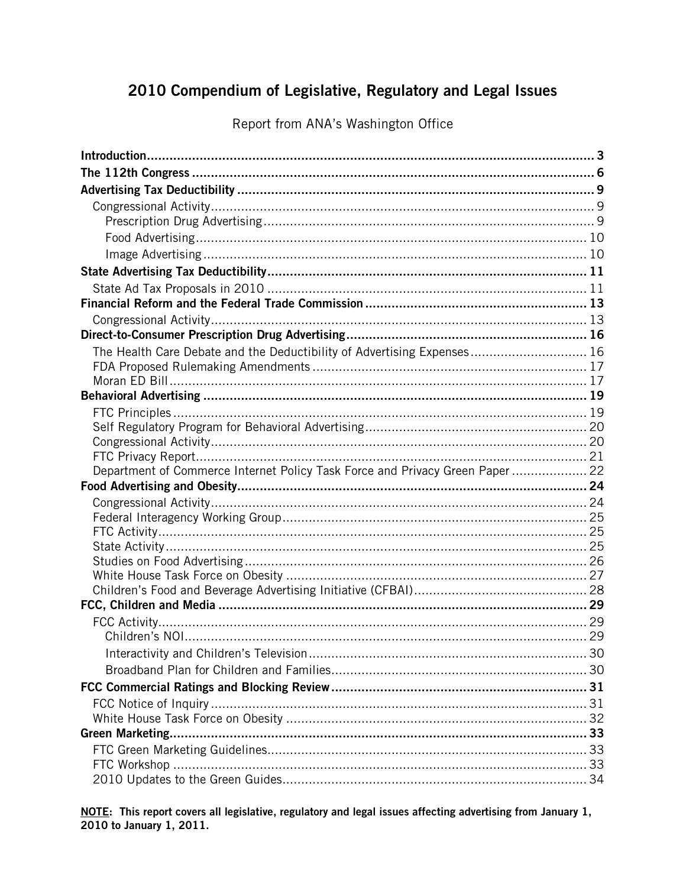# 2010 Compendium of Legislative, Regulatory and Legal Issues

Report from ANA's Washington Office

**Introduction** ..... **3**

**The 112th Congress** ..... **6**

**Advertising Tax Deductibility** ..... **9**

- Congressional Activity ..... 9
  - Prescription Drug Advertising ..... 9
  - Food Advertising ..... 10
  - Image Advertising ..... 10

**State Advertising Tax Deductibility** ..... **11**

- State Ad Tax Proposals in 2010 ..... 11

**Financial Reform and the Federal Trade Commission** ..... **13**

- Congressional Activity ..... 13

**Direct-to-Consumer Prescription Drug Advertising** ..... **16**

- The Health Care Debate and the Deductibility of Advertising Expenses ..... 16
- FDA Proposed Rulemaking Amendments ..... 17
- Moran ED Bill ..... 17

**Behavioral Advertising** ..... **19**

- FTC Principles ..... 19
- Self Regulatory Program for Behavioral Advertising ..... 20
- Congressional Activity ..... 20
- FTC Privacy Report ..... 21
- Department of Commerce Internet Policy Task Force and Privacy Green Paper ..... 22

**Food Advertising and Obesity** ..... **24**

- Congressional Activity ..... 24
- Federal Interagency Working Group ..... 25
- FTC Activity ..... 25
- State Activity ..... 25
- Studies on Food Advertising ..... 26
- White House Task Force on Obesity ..... 27
- Children's Food and Beverage Advertising Initiative (CFBAI) ..... 28

**FCC, Children and Media** ..... **29**

- FCC Activity ..... 29
  - Children's NOI ..... 29
  - Interactivity and Children's Television ..... 30
  - Broadband Plan for Children and Families ..... 30

**FCC Commercial Ratings and Blocking Review** ..... **31**

- FCC Notice of Inquiry ..... 31
- White House Task Force on Obesity ..... 32

**Green Marketing** ..... **33**

- FTC Green Marketing Guidelines ..... 33
- FTC Workshop ..... 33
- 2010 Updates to the Green Guides ..... 34

**<u>NOTE</u>: This report covers all legislative, regulatory and legal issues affecting advertising from January 1, 2010 to January 1, 2011.**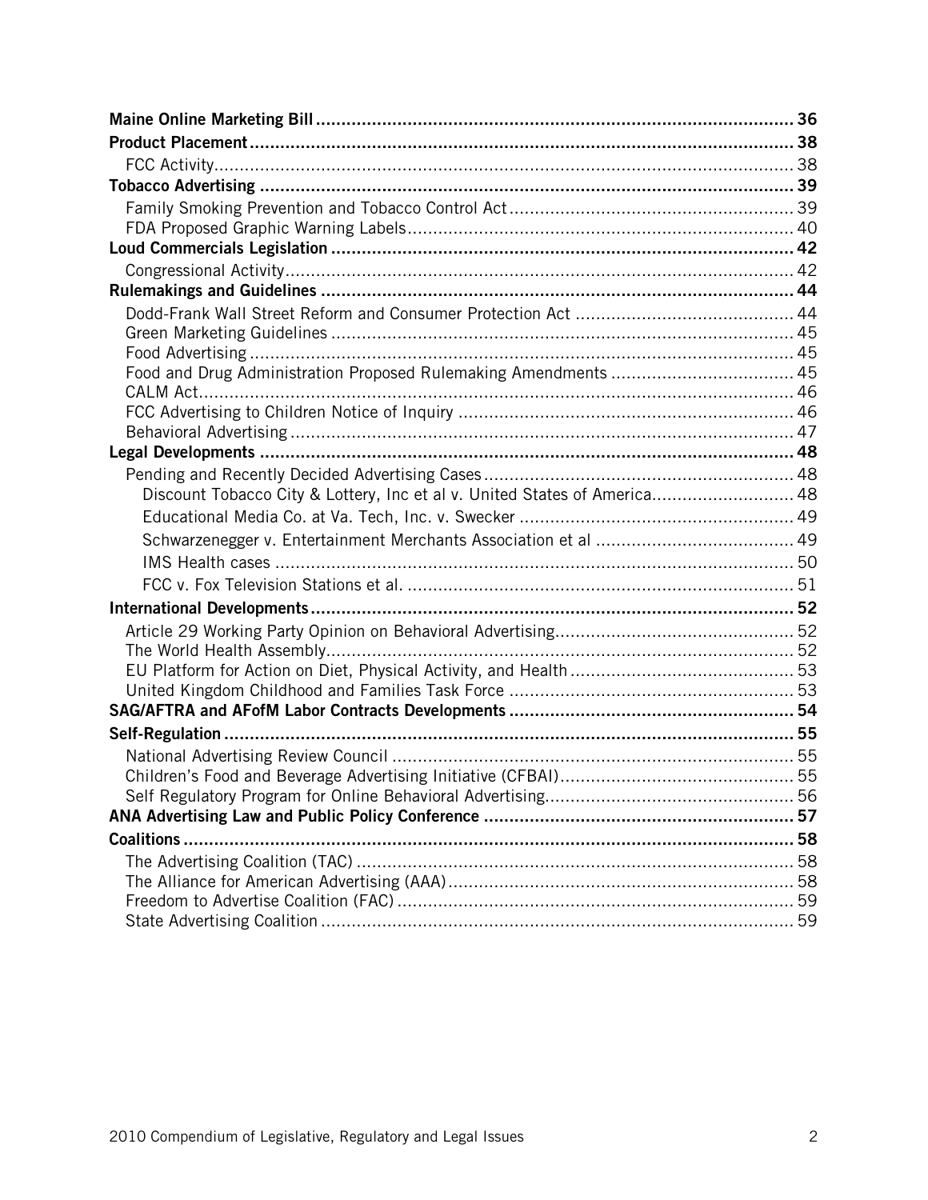**Maine Online Marketing Bill** ........................................................................................ 36

**Product Placement** ........................................................................................................ 38

FCC Activity ...................................................................................................................... 38

**Tobacco Advertising** ..................................................................................................... 39

Family Smoking Prevention and Tobacco Control Act ........................................................ 39

FDA Proposed Graphic Warning Labels ............................................................................... 40

**Loud Commercials Legislation** ...................................................................................... 42

Congressional Activity ......................................................................................................... 42

**Rulemakings and Guidelines** ........................................................................................ 44

Dodd-Frank Wall Street Reform and Consumer Protection Act ........................................... 44

Green Marketing Guidelines ................................................................................................ 45

Food Advertising ................................................................................................................. 45

Food and Drug Administration Proposed Rulemaking Amendments ................................... 45

CALM Act ............................................................................................................................ 46

FCC Advertising to Children Notice of Inquiry .................................................................... 46

Behavioral Advertising ......................................................................................................... 47

**Legal Developments** ...................................................................................................... 48

Pending and Recently Decided Advertising Cases ............................................................... 48

Discount Tobacco City & Lottery, Inc et al v. United States of America ............................ 48

Educational Media Co. at Va. Tech, Inc. v. Swecker ........................................................ 49

Schwarzenegger v. Entertainment Merchants Association et al ....................................... 49

IMS Health cases ............................................................................................................ 50

FCC v. Fox Television Stations et al. .............................................................................. 51

**International Developments** ......................................................................................... 52

Article 29 Working Party Opinion on Behavioral Advertising .............................................. 52

The World Health Assembly ................................................................................................ 52

EU Platform for Action on Diet, Physical Activity, and Health ........................................... 53

United Kingdom Childhood and Families Task Force ......................................................... 53

**SAG/AFTRA and AFofM Labor Contracts Developments** .............................................. 54

**Self-Regulation** ............................................................................................................. 55

National Advertising Review Council .................................................................................. 55

Children's Food and Beverage Advertising Initiative (CFBAI) ............................................. 55

Self Regulatory Program for Online Behavioral Advertising ................................................ 56

**ANA Advertising Law and Public Policy Conference** .................................................... 57

**Coalitions** ...................................................................................................................... 58

The Advertising Coalition (TAC) ......................................................................................... 58

The Alliance for American Advertising (AAA) .................................................................... 58

Freedom to Advertise Coalition (FAC) ................................................................................ 59

State Advertising Coalition .................................................................................................. 59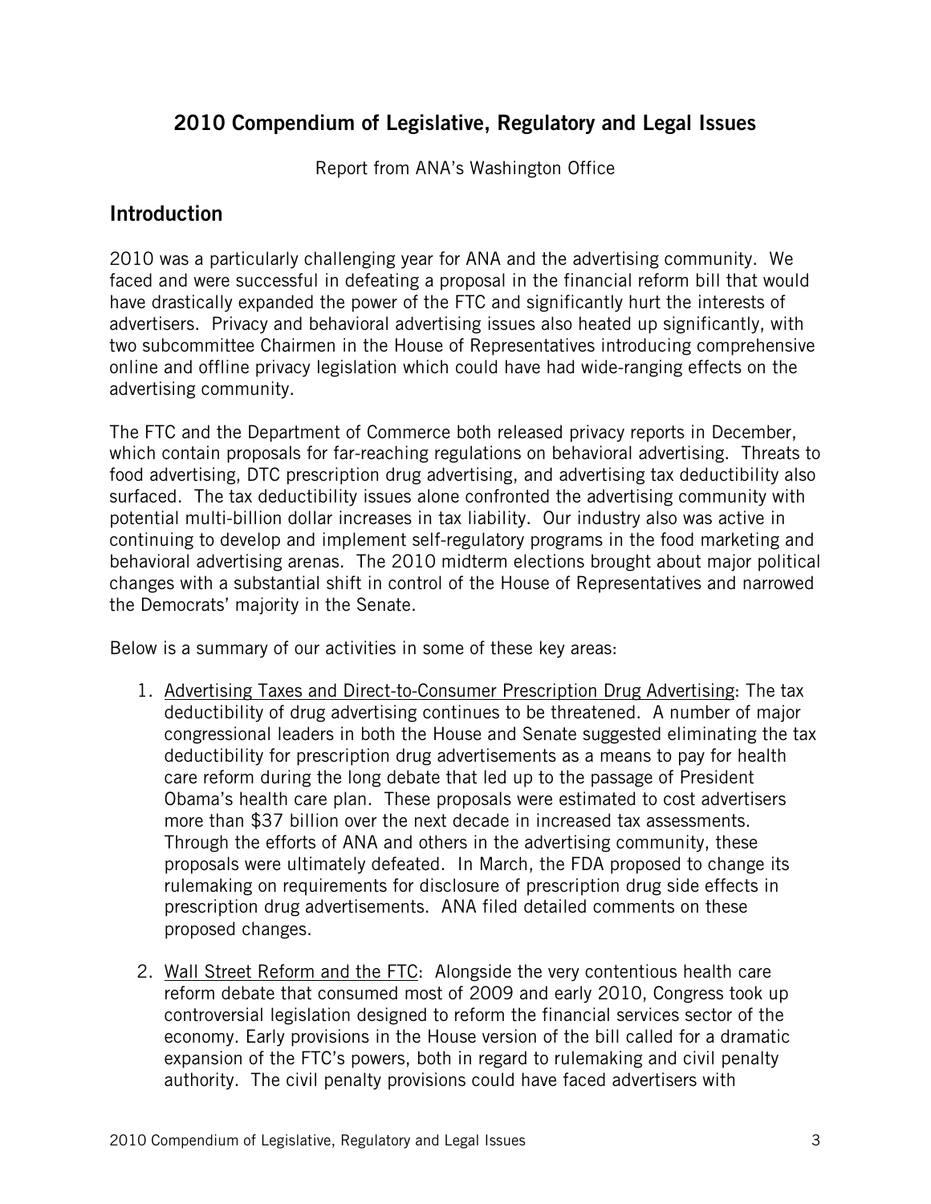## 2010 Compendium of Legislative, Regulatory and Legal Issues

Report from ANA's Washington Office

## Introduction

2010 was a particularly challenging year for ANA and the advertising community. We faced and were successful in defeating a proposal in the financial reform bill that would have drastically expanded the power of the FTC and significantly hurt the interests of advertisers. Privacy and behavioral advertising issues also heated up significantly, with two subcommittee Chairmen in the House of Representatives introducing comprehensive online and offline privacy legislation which could have had wide-ranging effects on the advertising community.

The FTC and the Department of Commerce both released privacy reports in December, which contain proposals for far-reaching regulations on behavioral advertising. Threats to food advertising, DTC prescription drug advertising, and advertising tax deductibility also surfaced. The tax deductibility issues alone confronted the advertising community with potential multi-billion dollar increases in tax liability. Our industry also was active in continuing to develop and implement self-regulatory programs in the food marketing and behavioral advertising arenas. The 2010 midterm elections brought about major political changes with a substantial shift in control of the House of Representatives and narrowed the Democrats' majority in the Senate.

Below is a summary of our activities in some of these key areas:

1. Advertising Taxes and Direct-to-Consumer Prescription Drug Advertising: The tax deductibility of drug advertising continues to be threatened. A number of major congressional leaders in both the House and Senate suggested eliminating the tax deductibility for prescription drug advertisements as a means to pay for health care reform during the long debate that led up to the passage of President Obama's health care plan. These proposals were estimated to cost advertisers more than $37 billion over the next decade in increased tax assessments. Through the efforts of ANA and others in the advertising community, these proposals were ultimately defeated. In March, the FDA proposed to change its rulemaking on requirements for disclosure of prescription drug side effects in prescription drug advertisements. ANA filed detailed comments on these proposed changes.

2. Wall Street Reform and the FTC: Alongside the very contentious health care reform debate that consumed most of 2009 and early 2010, Congress took up controversial legislation designed to reform the financial services sector of the economy. Early provisions in the House version of the bill called for a dramatic expansion of the FTC's powers, both in regard to rulemaking and civil penalty authority. The civil penalty provisions could have faced advertisers with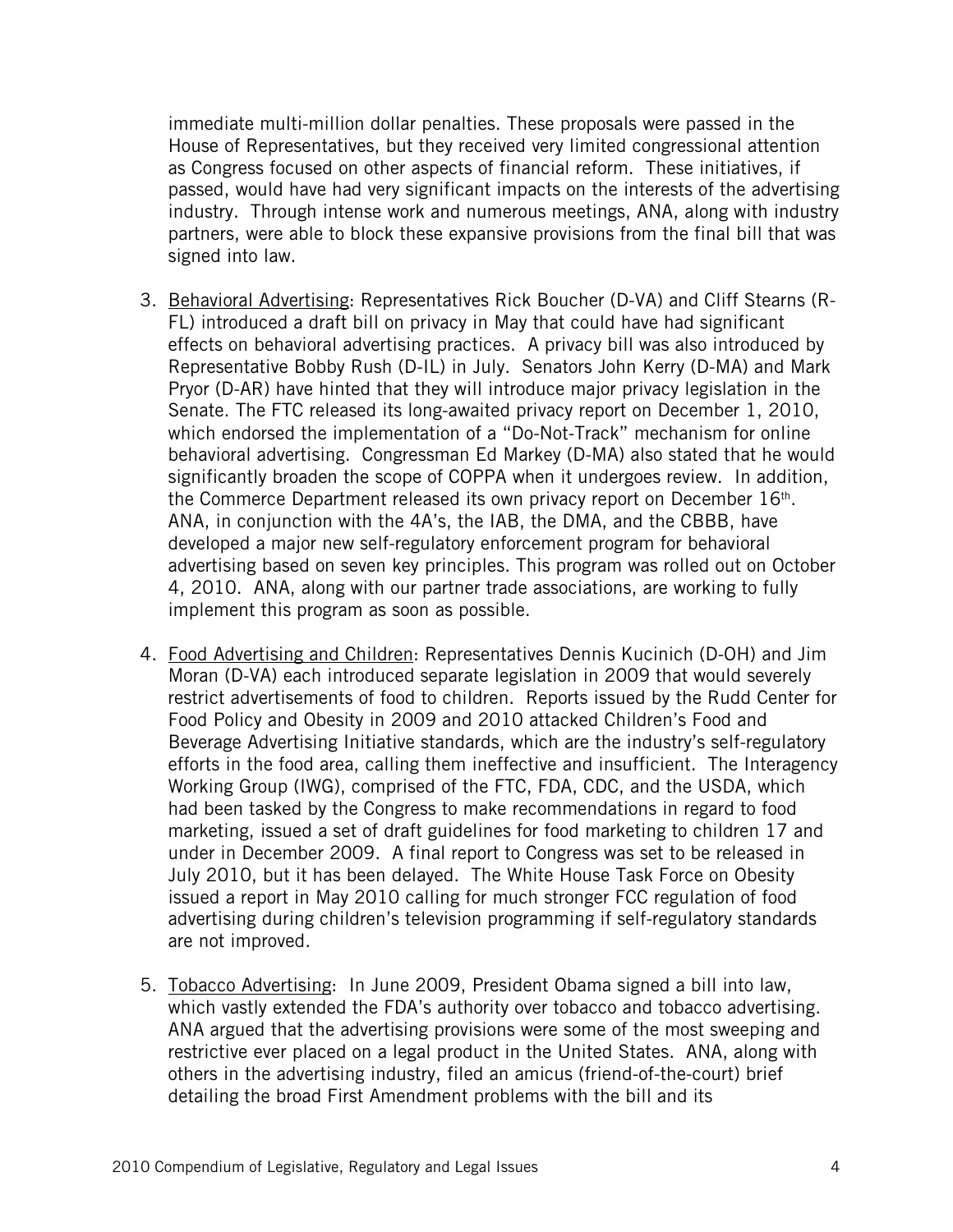immediate multi-million dollar penalties. These proposals were passed in the House of Representatives, but they received very limited congressional attention as Congress focused on other aspects of financial reform. These initiatives, if passed, would have had very significant impacts on the interests of the advertising industry. Through intense work and numerous meetings, ANA, along with industry partners, were able to block these expansive provisions from the final bill that was signed into law.

3. Behavioral Advertising: Representatives Rick Boucher (D-VA) and Cliff Stearns (R-FL) introduced a draft bill on privacy in May that could have had significant effects on behavioral advertising practices. A privacy bill was also introduced by Representative Bobby Rush (D-IL) in July. Senators John Kerry (D-MA) and Mark Pryor (D-AR) have hinted that they will introduce major privacy legislation in the Senate. The FTC released its long-awaited privacy report on December 1, 2010, which endorsed the implementation of a "Do-Not-Track" mechanism for online behavioral advertising. Congressman Ed Markey (D-MA) also stated that he would significantly broaden the scope of COPPA when it undergoes review. In addition, the Commerce Department released its own privacy report on December 16th. ANA, in conjunction with the 4A's, the IAB, the DMA, and the CBBB, have developed a major new self-regulatory enforcement program for behavioral advertising based on seven key principles. This program was rolled out on October 4, 2010. ANA, along with our partner trade associations, are working to fully implement this program as soon as possible.

4. Food Advertising and Children: Representatives Dennis Kucinich (D-OH) and Jim Moran (D-VA) each introduced separate legislation in 2009 that would severely restrict advertisements of food to children. Reports issued by the Rudd Center for Food Policy and Obesity in 2009 and 2010 attacked Children's Food and Beverage Advertising Initiative standards, which are the industry's self-regulatory efforts in the food area, calling them ineffective and insufficient. The Interagency Working Group (IWG), comprised of the FTC, FDA, CDC, and the USDA, which had been tasked by the Congress to make recommendations in regard to food marketing, issued a set of draft guidelines for food marketing to children 17 and under in December 2009. A final report to Congress was set to be released in July 2010, but it has been delayed. The White House Task Force on Obesity issued a report in May 2010 calling for much stronger FCC regulation of food advertising during children's television programming if self-regulatory standards are not improved.

5. Tobacco Advertising: In June 2009, President Obama signed a bill into law, which vastly extended the FDA's authority over tobacco and tobacco advertising. ANA argued that the advertising provisions were some of the most sweeping and restrictive ever placed on a legal product in the United States. ANA, along with others in the advertising industry, filed an amicus (friend-of-the-court) brief detailing the broad First Amendment problems with the bill and its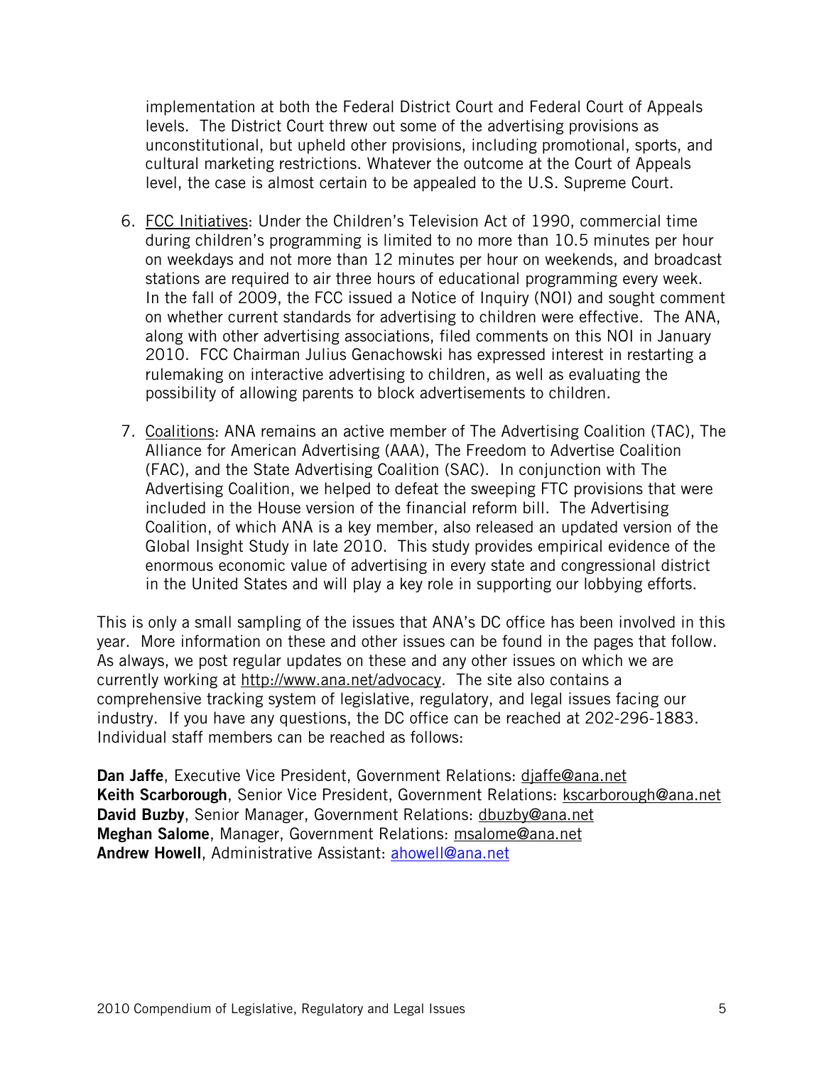implementation at both the Federal District Court and Federal Court of Appeals levels. The District Court threw out some of the advertising provisions as unconstitutional, but upheld other provisions, including promotional, sports, and cultural marketing restrictions. Whatever the outcome at the Court of Appeals level, the case is almost certain to be appealed to the U.S. Supreme Court.

6. FCC Initiatives: Under the Children's Television Act of 1990, commercial time during children's programming is limited to no more than 10.5 minutes per hour on weekdays and not more than 12 minutes per hour on weekends, and broadcast stations are required to air three hours of educational programming every week. In the fall of 2009, the FCC issued a Notice of Inquiry (NOI) and sought comment on whether current standards for advertising to children were effective. The ANA, along with other advertising associations, filed comments on this NOI in January 2010. FCC Chairman Julius Genachowski has expressed interest in restarting a rulemaking on interactive advertising to children, as well as evaluating the possibility of allowing parents to block advertisements to children.

7. Coalitions: ANA remains an active member of The Advertising Coalition (TAC), The Alliance for American Advertising (AAA), The Freedom to Advertise Coalition (FAC), and the State Advertising Coalition (SAC). In conjunction with The Advertising Coalition, we helped to defeat the sweeping FTC provisions that were included in the House version of the financial reform bill. The Advertising Coalition, of which ANA is a key member, also released an updated version of the Global Insight Study in late 2010. This study provides empirical evidence of the enormous economic value of advertising in every state and congressional district in the United States and will play a key role in supporting our lobbying efforts.

This is only a small sampling of the issues that ANA's DC office has been involved in this year. More information on these and other issues can be found in the pages that follow. As always, we post regular updates on these and any other issues on which we are currently working at http://www.ana.net/advocacy. The site also contains a comprehensive tracking system of legislative, regulatory, and legal issues facing our industry. If you have any questions, the DC office can be reached at 202-296-1883. Individual staff members can be reached as follows:

**Dan Jaffe**, Executive Vice President, Government Relations: djaffe@ana.net
**Keith Scarborough**, Senior Vice President, Government Relations: kscarborough@ana.net
**David Buzby**, Senior Manager, Government Relations: dbuzby@ana.net
**Meghan Salome**, Manager, Government Relations: msalome@ana.net
**Andrew Howell**, Administrative Assistant: ahowell@ana.net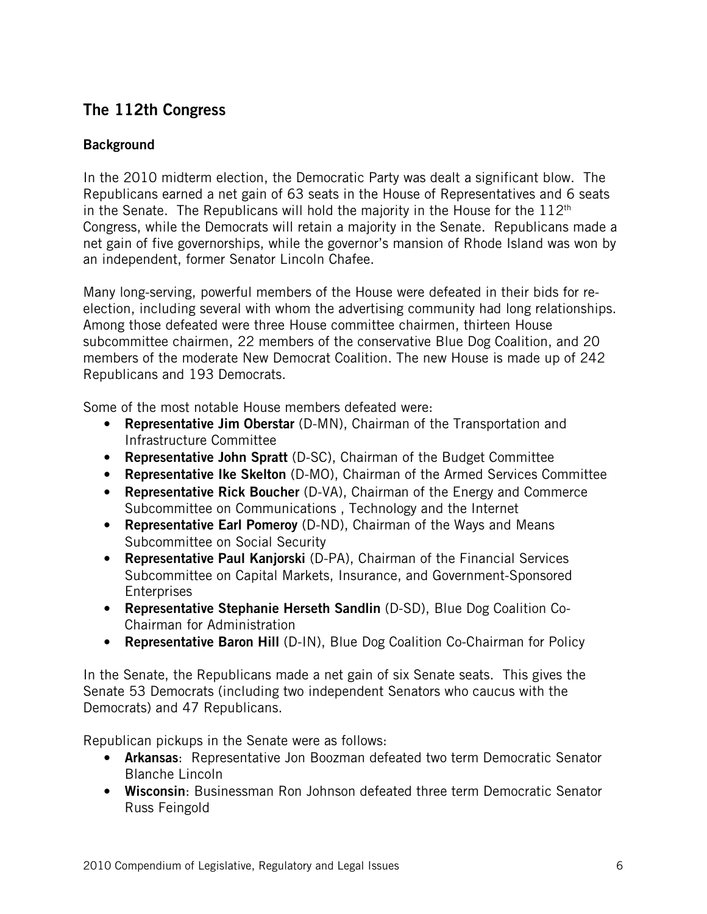## The 112th Congress

### Background

In the 2010 midterm election, the Democratic Party was dealt a significant blow. The Republicans earned a net gain of 63 seats in the House of Representatives and 6 seats in the Senate. The Republicans will hold the majority in the House for the 112th Congress, while the Democrats will retain a majority in the Senate. Republicans made a net gain of five governorships, while the governor's mansion of Rhode Island was won by an independent, former Senator Lincoln Chafee.

Many long-serving, powerful members of the House were defeated in their bids for re-election, including several with whom the advertising community had long relationships. Among those defeated were three House committee chairmen, thirteen House subcommittee chairmen, 22 members of the conservative Blue Dog Coalition, and 20 members of the moderate New Democrat Coalition. The new House is made up of 242 Republicans and 193 Democrats.

Some of the most notable House members defeated were:

- **Representative Jim Oberstar** (D-MN), Chairman of the Transportation and Infrastructure Committee
- **Representative John Spratt** (D-SC), Chairman of the Budget Committee
- **Representative Ike Skelton** (D-MO), Chairman of the Armed Services Committee
- **Representative Rick Boucher** (D-VA), Chairman of the Energy and Commerce Subcommittee on Communications , Technology and the Internet
- **Representative Earl Pomeroy** (D-ND), Chairman of the Ways and Means Subcommittee on Social Security
- **Representative Paul Kanjorski** (D-PA), Chairman of the Financial Services Subcommittee on Capital Markets, Insurance, and Government-Sponsored Enterprises
- **Representative Stephanie Herseth Sandlin** (D-SD), Blue Dog Coalition Co-Chairman for Administration
- **Representative Baron Hill** (D-IN), Blue Dog Coalition Co-Chairman for Policy

In the Senate, the Republicans made a net gain of six Senate seats. This gives the Senate 53 Democrats (including two independent Senators who caucus with the Democrats) and 47 Republicans.

Republican pickups in the Senate were as follows:

- **Arkansas**: Representative Jon Boozman defeated two term Democratic Senator Blanche Lincoln
- **Wisconsin**: Businessman Ron Johnson defeated three term Democratic Senator Russ Feingold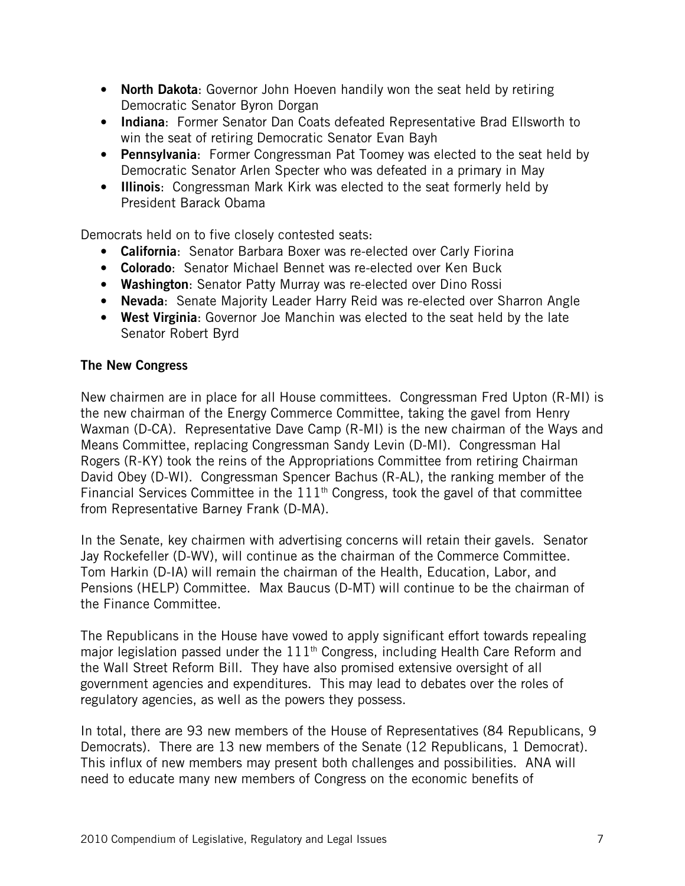- **North Dakota**: Governor John Hoeven handily won the seat held by retiring Democratic Senator Byron Dorgan
- **Indiana**: Former Senator Dan Coats defeated Representative Brad Ellsworth to win the seat of retiring Democratic Senator Evan Bayh
- **Pennsylvania**: Former Congressman Pat Toomey was elected to the seat held by Democratic Senator Arlen Specter who was defeated in a primary in May
- **Illinois**: Congressman Mark Kirk was elected to the seat formerly held by President Barack Obama

Democrats held on to five closely contested seats:

- **California**: Senator Barbara Boxer was re-elected over Carly Fiorina
- **Colorado**: Senator Michael Bennet was re-elected over Ken Buck
- **Washington**: Senator Patty Murray was re-elected over Dino Rossi
- **Nevada**: Senate Majority Leader Harry Reid was re-elected over Sharron Angle
- **West Virginia**: Governor Joe Manchin was elected to the seat held by the late Senator Robert Byrd

**The New Congress**

New chairmen are in place for all House committees. Congressman Fred Upton (R-MI) is the new chairman of the Energy Commerce Committee, taking the gavel from Henry Waxman (D-CA). Representative Dave Camp (R-MI) is the new chairman of the Ways and Means Committee, replacing Congressman Sandy Levin (D-MI). Congressman Hal Rogers (R-KY) took the reins of the Appropriations Committee from retiring Chairman David Obey (D-WI). Congressman Spencer Bachus (R-AL), the ranking member of the Financial Services Committee in the 111th Congress, took the gavel of that committee from Representative Barney Frank (D-MA).

In the Senate, key chairmen with advertising concerns will retain their gavels. Senator Jay Rockefeller (D-WV), will continue as the chairman of the Commerce Committee. Tom Harkin (D-IA) will remain the chairman of the Health, Education, Labor, and Pensions (HELP) Committee. Max Baucus (D-MT) will continue to be the chairman of the Finance Committee.

The Republicans in the House have vowed to apply significant effort towards repealing major legislation passed under the 111th Congress, including Health Care Reform and the Wall Street Reform Bill. They have also promised extensive oversight of all government agencies and expenditures. This may lead to debates over the roles of regulatory agencies, as well as the powers they possess.

In total, there are 93 new members of the House of Representatives (84 Republicans, 9 Democrats). There are 13 new members of the Senate (12 Republicans, 1 Democrat). This influx of new members may present both challenges and possibilities. ANA will need to educate many new members of Congress on the economic benefits of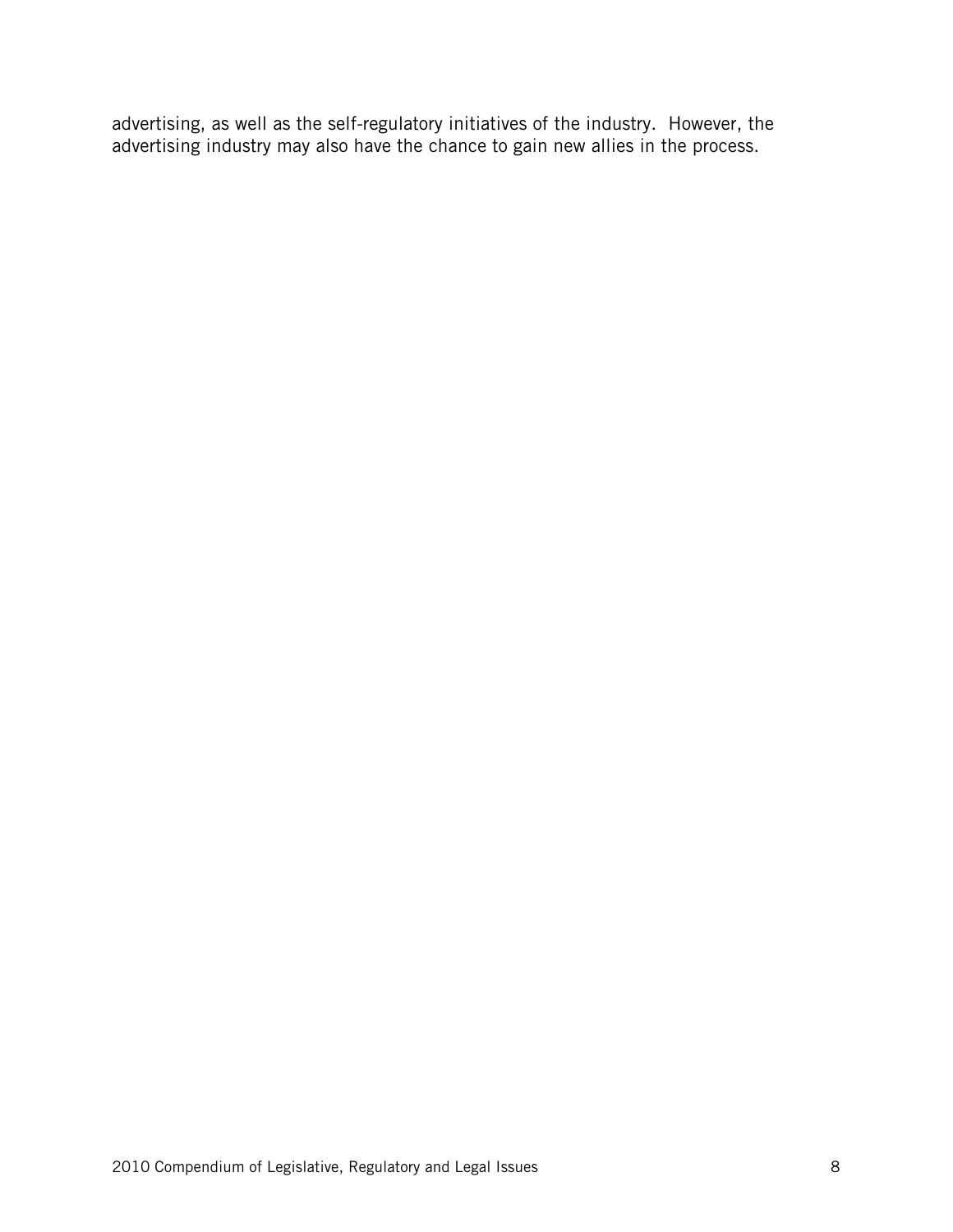advertising, as well as the self-regulatory initiatives of the industry. However, the advertising industry may also have the chance to gain new allies in the process.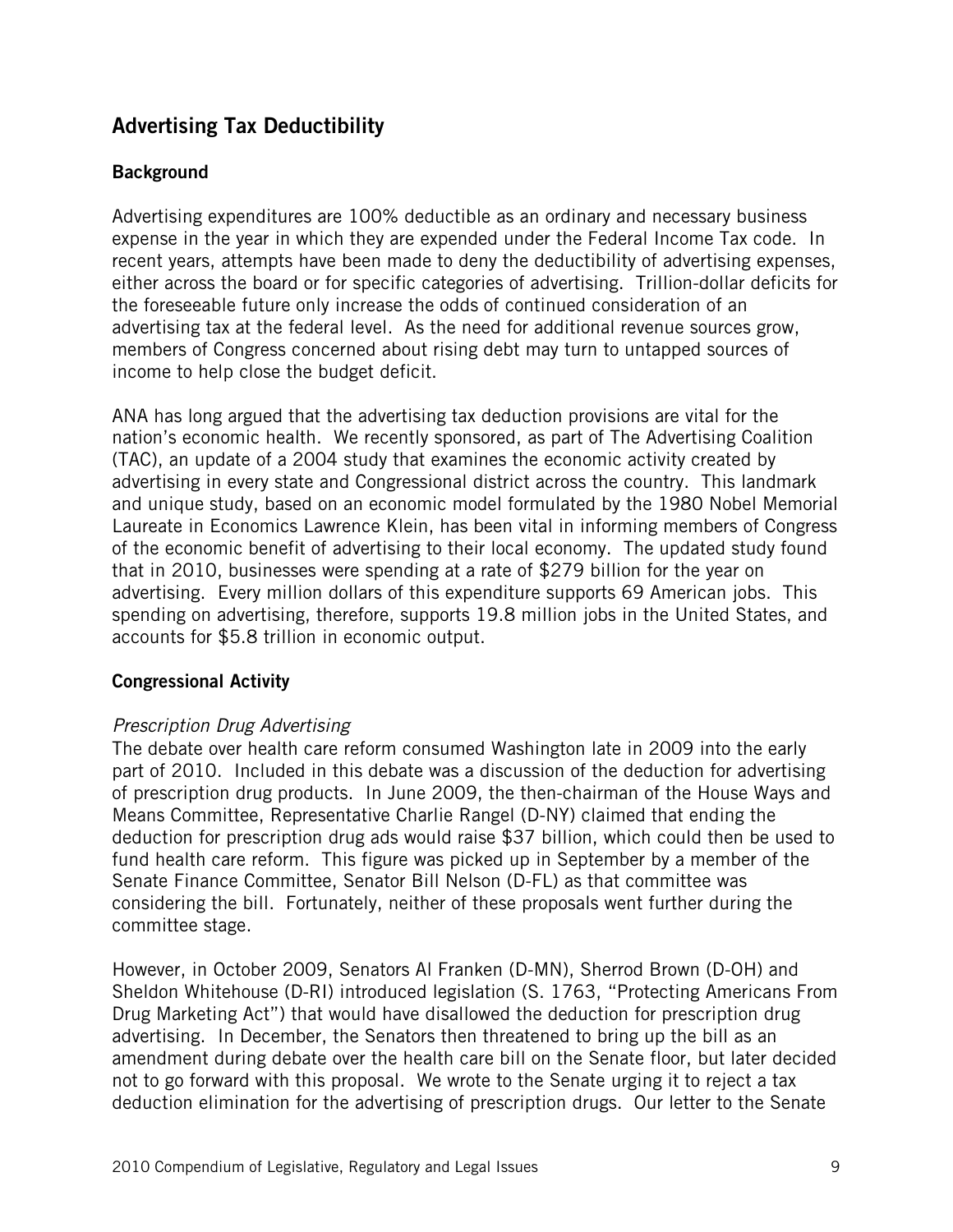## Advertising Tax Deductibility

### Background

Advertising expenditures are 100% deductible as an ordinary and necessary business expense in the year in which they are expended under the Federal Income Tax code. In recent years, attempts have been made to deny the deductibility of advertising expenses, either across the board or for specific categories of advertising. Trillion-dollar deficits for the foreseeable future only increase the odds of continued consideration of an advertising tax at the federal level. As the need for additional revenue sources grow, members of Congress concerned about rising debt may turn to untapped sources of income to help close the budget deficit.

ANA has long argued that the advertising tax deduction provisions are vital for the nation's economic health. We recently sponsored, as part of The Advertising Coalition (TAC), an update of a 2004 study that examines the economic activity created by advertising in every state and Congressional district across the country. This landmark and unique study, based on an economic model formulated by the 1980 Nobel Memorial Laureate in Economics Lawrence Klein, has been vital in informing members of Congress of the economic benefit of advertising to their local economy. The updated study found that in 2010, businesses were spending at a rate of $279 billion for the year on advertising. Every million dollars of this expenditure supports 69 American jobs. This spending on advertising, therefore, supports 19.8 million jobs in the United States, and accounts for $5.8 trillion in economic output.

### Congressional Activity

*Prescription Drug Advertising*

The debate over health care reform consumed Washington late in 2009 into the early part of 2010. Included in this debate was a discussion of the deduction for advertising of prescription drug products. In June 2009, the then-chairman of the House Ways and Means Committee, Representative Charlie Rangel (D-NY) claimed that ending the deduction for prescription drug ads would raise $37 billion, which could then be used to fund health care reform. This figure was picked up in September by a member of the Senate Finance Committee, Senator Bill Nelson (D-FL) as that committee was considering the bill. Fortunately, neither of these proposals went further during the committee stage.

However, in October 2009, Senators Al Franken (D-MN), Sherrod Brown (D-OH) and Sheldon Whitehouse (D-RI) introduced legislation (S. 1763, "Protecting Americans From Drug Marketing Act") that would have disallowed the deduction for prescription drug advertising. In December, the Senators then threatened to bring up the bill as an amendment during debate over the health care bill on the Senate floor, but later decided not to go forward with this proposal. We wrote to the Senate urging it to reject a tax deduction elimination for the advertising of prescription drugs. Our letter to the Senate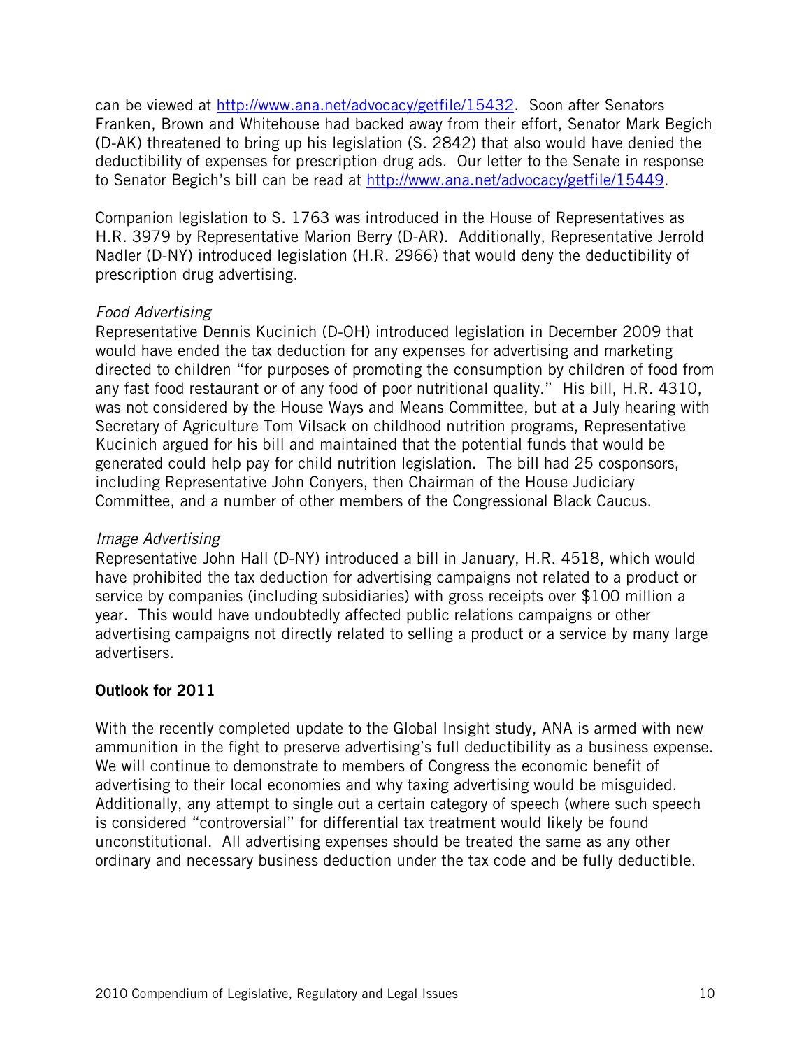can be viewed at http://www.ana.net/advocacy/getfile/15432. Soon after Senators Franken, Brown and Whitehouse had backed away from their effort, Senator Mark Begich (D-AK) threatened to bring up his legislation (S. 2842) that also would have denied the deductibility of expenses for prescription drug ads. Our letter to the Senate in response to Senator Begich's bill can be read at http://www.ana.net/advocacy/getfile/15449.

Companion legislation to S. 1763 was introduced in the House of Representatives as H.R. 3979 by Representative Marion Berry (D-AR). Additionally, Representative Jerrold Nadler (D-NY) introduced legislation (H.R. 2966) that would deny the deductibility of prescription drug advertising.

*Food Advertising*

Representative Dennis Kucinich (D-OH) introduced legislation in December 2009 that would have ended the tax deduction for any expenses for advertising and marketing directed to children "for purposes of promoting the consumption by children of food from any fast food restaurant or of any food of poor nutritional quality." His bill, H.R. 4310, was not considered by the House Ways and Means Committee, but at a July hearing with Secretary of Agriculture Tom Vilsack on childhood nutrition programs, Representative Kucinich argued for his bill and maintained that the potential funds that would be generated could help pay for child nutrition legislation. The bill had 25 cosponsors, including Representative John Conyers, then Chairman of the House Judiciary Committee, and a number of other members of the Congressional Black Caucus.

*Image Advertising*

Representative John Hall (D-NY) introduced a bill in January, H.R. 4518, which would have prohibited the tax deduction for advertising campaigns not related to a product or service by companies (including subsidiaries) with gross receipts over $100 million a year. This would have undoubtedly affected public relations campaigns or other advertising campaigns not directly related to selling a product or a service by many large advertisers.

**Outlook for 2011**

With the recently completed update to the Global Insight study, ANA is armed with new ammunition in the fight to preserve advertising's full deductibility as a business expense. We will continue to demonstrate to members of Congress the economic benefit of advertising to their local economies and why taxing advertising would be misguided. Additionally, any attempt to single out a certain category of speech (where such speech is considered "controversial" for differential tax treatment would likely be found unconstitutional. All advertising expenses should be treated the same as any other ordinary and necessary business deduction under the tax code and be fully deductible.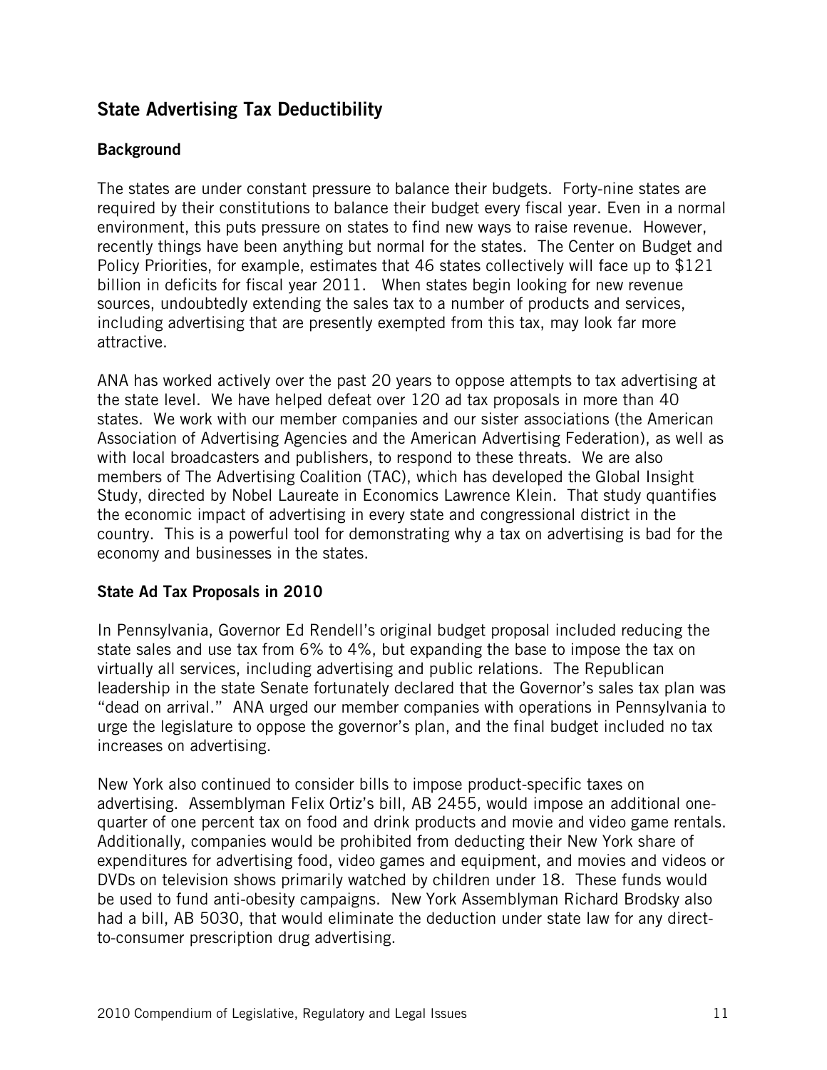## State Advertising Tax Deductibility

### Background

The states are under constant pressure to balance their budgets. Forty-nine states are required by their constitutions to balance their budget every fiscal year. Even in a normal environment, this puts pressure on states to find new ways to raise revenue. However, recently things have been anything but normal for the states. The Center on Budget and Policy Priorities, for example, estimates that 46 states collectively will face up to $121 billion in deficits for fiscal year 2011. When states begin looking for new revenue sources, undoubtedly extending the sales tax to a number of products and services, including advertising that are presently exempted from this tax, may look far more attractive.

ANA has worked actively over the past 20 years to oppose attempts to tax advertising at the state level. We have helped defeat over 120 ad tax proposals in more than 40 states. We work with our member companies and our sister associations (the American Association of Advertising Agencies and the American Advertising Federation), as well as with local broadcasters and publishers, to respond to these threats. We are also members of The Advertising Coalition (TAC), which has developed the Global Insight Study, directed by Nobel Laureate in Economics Lawrence Klein. That study quantifies the economic impact of advertising in every state and congressional district in the country. This is a powerful tool for demonstrating why a tax on advertising is bad for the economy and businesses in the states.

### State Ad Tax Proposals in 2010

In Pennsylvania, Governor Ed Rendell's original budget proposal included reducing the state sales and use tax from 6% to 4%, but expanding the base to impose the tax on virtually all services, including advertising and public relations. The Republican leadership in the state Senate fortunately declared that the Governor's sales tax plan was "dead on arrival." ANA urged our member companies with operations in Pennsylvania to urge the legislature to oppose the governor's plan, and the final budget included no tax increases on advertising.

New York also continued to consider bills to impose product-specific taxes on advertising. Assemblyman Felix Ortiz's bill, AB 2455, would impose an additional one-quarter of one percent tax on food and drink products and movie and video game rentals. Additionally, companies would be prohibited from deducting their New York share of expenditures for advertising food, video games and equipment, and movies and videos or DVDs on television shows primarily watched by children under 18. These funds would be used to fund anti-obesity campaigns. New York Assemblyman Richard Brodsky also had a bill, AB 5030, that would eliminate the deduction under state law for any direct-to-consumer prescription drug advertising.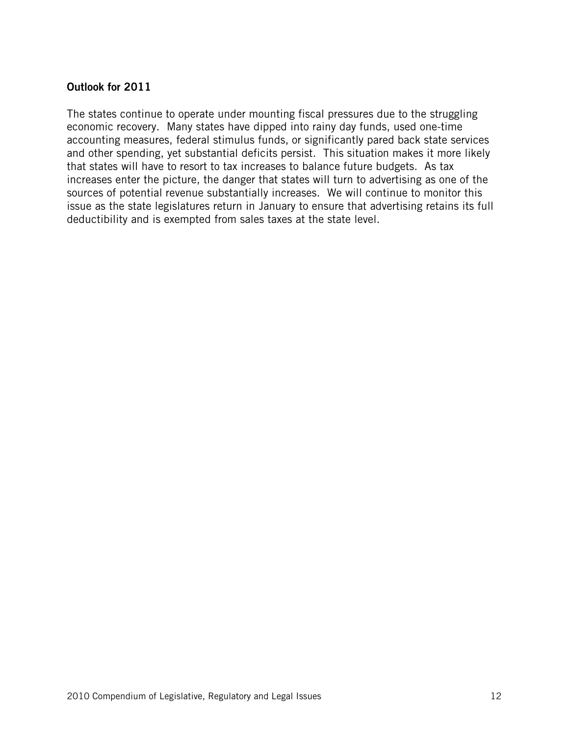### Outlook for 2011

The states continue to operate under mounting fiscal pressures due to the struggling economic recovery. Many states have dipped into rainy day funds, used one-time accounting measures, federal stimulus funds, or significantly pared back state services and other spending, yet substantial deficits persist. This situation makes it more likely that states will have to resort to tax increases to balance future budgets. As tax increases enter the picture, the danger that states will turn to advertising as one of the sources of potential revenue substantially increases. We will continue to monitor this issue as the state legislatures return in January to ensure that advertising retains its full deductibility and is exempted from sales taxes at the state level.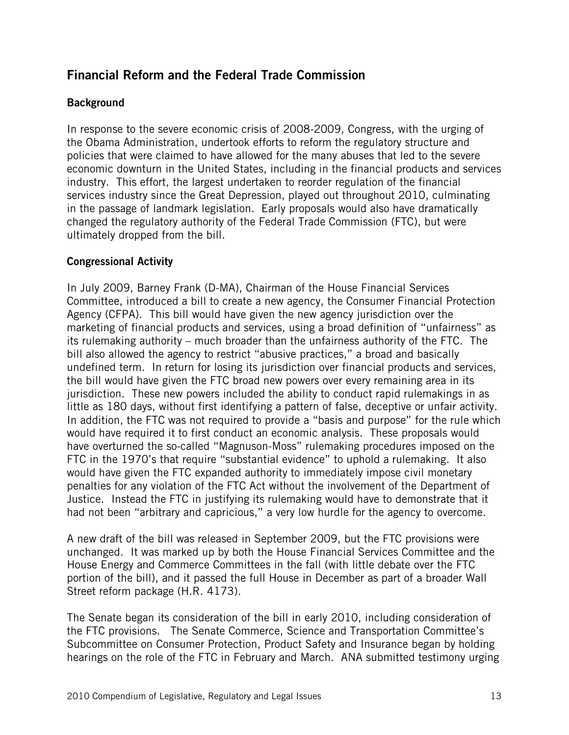## Financial Reform and the Federal Trade Commission

### Background

In response to the severe economic crisis of 2008-2009, Congress, with the urging of the Obama Administration, undertook efforts to reform the regulatory structure and policies that were claimed to have allowed for the many abuses that led to the severe economic downturn in the United States, including in the financial products and services industry. This effort, the largest undertaken to reorder regulation of the financial services industry since the Great Depression, played out throughout 2010, culminating in the passage of landmark legislation. Early proposals would also have dramatically changed the regulatory authority of the Federal Trade Commission (FTC), but were ultimately dropped from the bill.

### Congressional Activity

In July 2009, Barney Frank (D-MA), Chairman of the House Financial Services Committee, introduced a bill to create a new agency, the Consumer Financial Protection Agency (CFPA). This bill would have given the new agency jurisdiction over the marketing of financial products and services, using a broad definition of "unfairness" as its rulemaking authority – much broader than the unfairness authority of the FTC. The bill also allowed the agency to restrict "abusive practices," a broad and basically undefined term. In return for losing its jurisdiction over financial products and services, the bill would have given the FTC broad new powers over every remaining area in its jurisdiction. These new powers included the ability to conduct rapid rulemakings in as little as 180 days, without first identifying a pattern of false, deceptive or unfair activity. In addition, the FTC was not required to provide a "basis and purpose" for the rule which would have required it to first conduct an economic analysis. These proposals would have overturned the so-called "Magnuson-Moss" rulemaking procedures imposed on the FTC in the 1970's that require "substantial evidence" to uphold a rulemaking. It also would have given the FTC expanded authority to immediately impose civil monetary penalties for any violation of the FTC Act without the involvement of the Department of Justice. Instead the FTC in justifying its rulemaking would have to demonstrate that it had not been "arbitrary and capricious," a very low hurdle for the agency to overcome.

A new draft of the bill was released in September 2009, but the FTC provisions were unchanged. It was marked up by both the House Financial Services Committee and the House Energy and Commerce Committees in the fall (with little debate over the FTC portion of the bill), and it passed the full House in December as part of a broader Wall Street reform package (H.R. 4173).

The Senate began its consideration of the bill in early 2010, including consideration of the FTC provisions. The Senate Commerce, Science and Transportation Committee's Subcommittee on Consumer Protection, Product Safety and Insurance began by holding hearings on the role of the FTC in February and March. ANA submitted testimony urging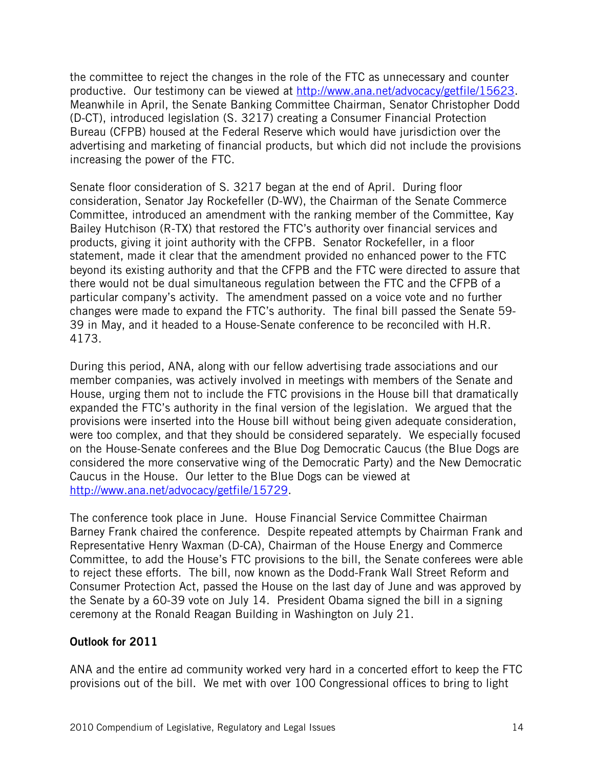the committee to reject the changes in the role of the FTC as unnecessary and counter productive. Our testimony can be viewed at http://www.ana.net/advocacy/getfile/15623. Meanwhile in April, the Senate Banking Committee Chairman, Senator Christopher Dodd (D-CT), introduced legislation (S. 3217) creating a Consumer Financial Protection Bureau (CFPB) housed at the Federal Reserve which would have jurisdiction over the advertising and marketing of financial products, but which did not include the provisions increasing the power of the FTC.

Senate floor consideration of S. 3217 began at the end of April. During floor consideration, Senator Jay Rockefeller (D-WV), the Chairman of the Senate Commerce Committee, introduced an amendment with the ranking member of the Committee, Kay Bailey Hutchison (R-TX) that restored the FTC's authority over financial services and products, giving it joint authority with the CFPB. Senator Rockefeller, in a floor statement, made it clear that the amendment provided no enhanced power to the FTC beyond its existing authority and that the CFPB and the FTC were directed to assure that there would not be dual simultaneous regulation between the FTC and the CFPB of a particular company's activity. The amendment passed on a voice vote and no further changes were made to expand the FTC's authority. The final bill passed the Senate 59-39 in May, and it headed to a House-Senate conference to be reconciled with H.R. 4173.

During this period, ANA, along with our fellow advertising trade associations and our member companies, was actively involved in meetings with members of the Senate and House, urging them not to include the FTC provisions in the House bill that dramatically expanded the FTC's authority in the final version of the legislation. We argued that the provisions were inserted into the House bill without being given adequate consideration, were too complex, and that they should be considered separately. We especially focused on the House-Senate conferees and the Blue Dog Democratic Caucus (the Blue Dogs are considered the more conservative wing of the Democratic Party) and the New Democratic Caucus in the House. Our letter to the Blue Dogs can be viewed at http://www.ana.net/advocacy/getfile/15729.

The conference took place in June. House Financial Service Committee Chairman Barney Frank chaired the conference. Despite repeated attempts by Chairman Frank and Representative Henry Waxman (D-CA), Chairman of the House Energy and Commerce Committee, to add the House's FTC provisions to the bill, the Senate conferees were able to reject these efforts. The bill, now known as the Dodd-Frank Wall Street Reform and Consumer Protection Act, passed the House on the last day of June and was approved by the Senate by a 60-39 vote on July 14. President Obama signed the bill in a signing ceremony at the Ronald Reagan Building in Washington on July 21.

**Outlook for 2011**

ANA and the entire ad community worked very hard in a concerted effort to keep the FTC provisions out of the bill. We met with over 100 Congressional offices to bring to light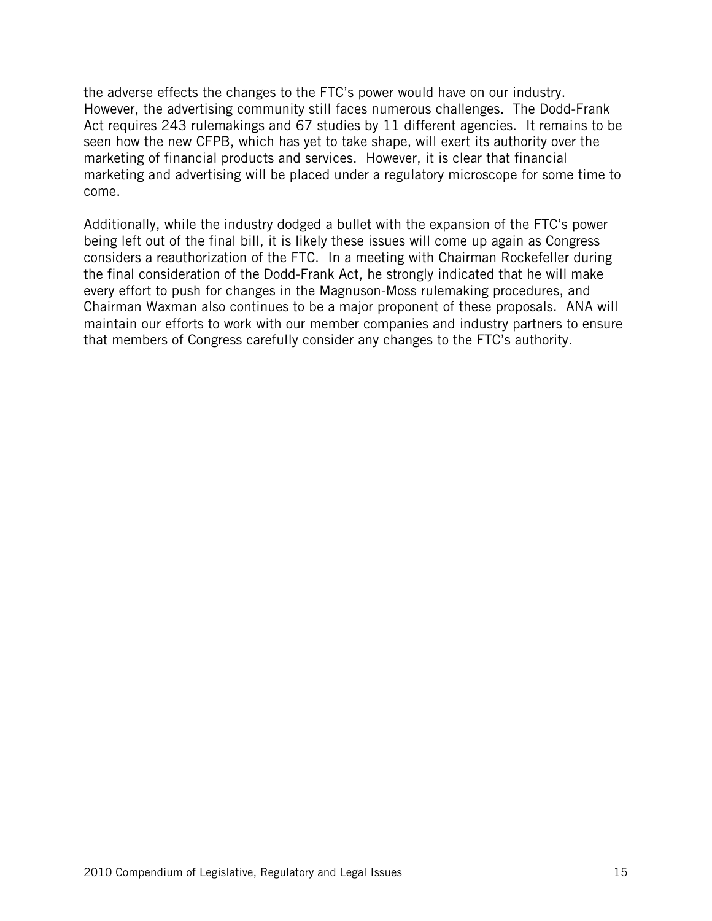the adverse effects the changes to the FTC's power would have on our industry. However, the advertising community still faces numerous challenges. The Dodd-Frank Act requires 243 rulemakings and 67 studies by 11 different agencies. It remains to be seen how the new CFPB, which has yet to take shape, will exert its authority over the marketing of financial products and services. However, it is clear that financial marketing and advertising will be placed under a regulatory microscope for some time to come.

Additionally, while the industry dodged a bullet with the expansion of the FTC's power being left out of the final bill, it is likely these issues will come up again as Congress considers a reauthorization of the FTC. In a meeting with Chairman Rockefeller during the final consideration of the Dodd-Frank Act, he strongly indicated that he will make every effort to push for changes in the Magnuson-Moss rulemaking procedures, and Chairman Waxman also continues to be a major proponent of these proposals. ANA will maintain our efforts to work with our member companies and industry partners to ensure that members of Congress carefully consider any changes to the FTC's authority.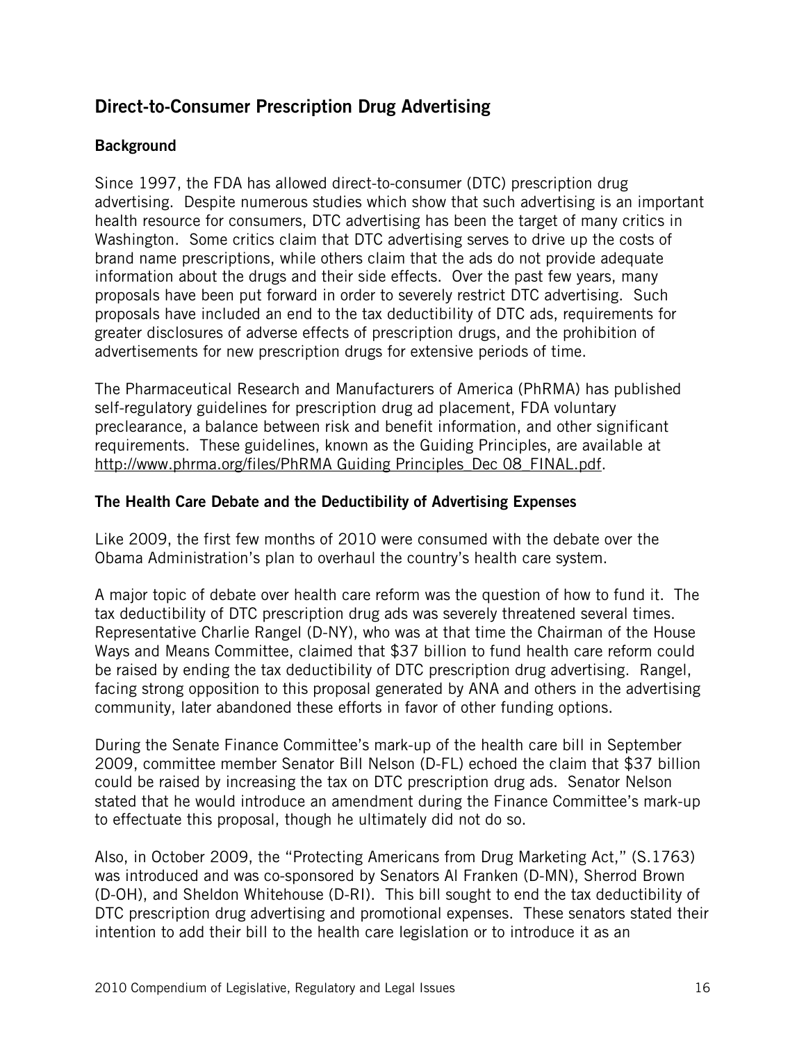## Direct-to-Consumer Prescription Drug Advertising

### Background

Since 1997, the FDA has allowed direct-to-consumer (DTC) prescription drug advertising. Despite numerous studies which show that such advertising is an important health resource for consumers, DTC advertising has been the target of many critics in Washington. Some critics claim that DTC advertising serves to drive up the costs of brand name prescriptions, while others claim that the ads do not provide adequate information about the drugs and their side effects. Over the past few years, many proposals have been put forward in order to severely restrict DTC advertising. Such proposals have included an end to the tax deductibility of DTC ads, requirements for greater disclosures of adverse effects of prescription drugs, and the prohibition of advertisements for new prescription drugs for extensive periods of time.

The Pharmaceutical Research and Manufacturers of America (PhRMA) has published self-regulatory guidelines for prescription drug ad placement, FDA voluntary preclearance, a balance between risk and benefit information, and other significant requirements. These guidelines, known as the Guiding Principles, are available at http://www.phrma.org/files/PhRMA Guiding Principles_Dec 08_FINAL.pdf.

### The Health Care Debate and the Deductibility of Advertising Expenses

Like 2009, the first few months of 2010 were consumed with the debate over the Obama Administration's plan to overhaul the country's health care system.

A major topic of debate over health care reform was the question of how to fund it. The tax deductibility of DTC prescription drug ads was severely threatened several times. Representative Charlie Rangel (D-NY), who was at that time the Chairman of the House Ways and Means Committee, claimed that $37 billion to fund health care reform could be raised by ending the tax deductibility of DTC prescription drug advertising. Rangel, facing strong opposition to this proposal generated by ANA and others in the advertising community, later abandoned these efforts in favor of other funding options.

During the Senate Finance Committee's mark-up of the health care bill in September 2009, committee member Senator Bill Nelson (D-FL) echoed the claim that $37 billion could be raised by increasing the tax on DTC prescription drug ads. Senator Nelson stated that he would introduce an amendment during the Finance Committee's mark-up to effectuate this proposal, though he ultimately did not do so.

Also, in October 2009, the "Protecting Americans from Drug Marketing Act," (S.1763) was introduced and was co-sponsored by Senators Al Franken (D-MN), Sherrod Brown (D-OH), and Sheldon Whitehouse (D-RI). This bill sought to end the tax deductibility of DTC prescription drug advertising and promotional expenses. These senators stated their intention to add their bill to the health care legislation or to introduce it as an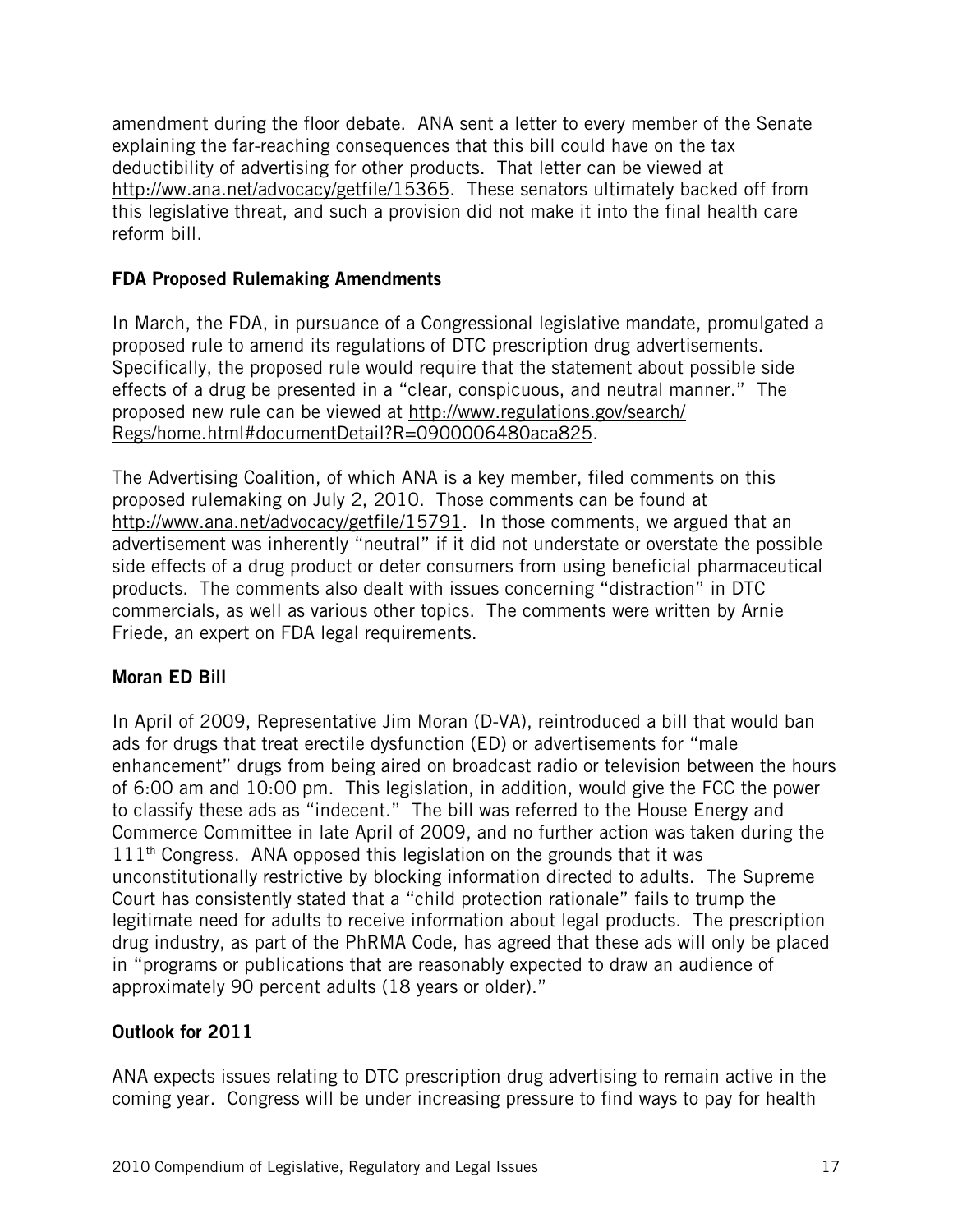amendment during the floor debate. ANA sent a letter to every member of the Senate explaining the far-reaching consequences that this bill could have on the tax deductibility of advertising for other products. That letter can be viewed at http://ww.ana.net/advocacy/getfile/15365. These senators ultimately backed off from this legislative threat, and such a provision did not make it into the final health care reform bill.

**FDA Proposed Rulemaking Amendments**

In March, the FDA, in pursuance of a Congressional legislative mandate, promulgated a proposed rule to amend its regulations of DTC prescription drug advertisements. Specifically, the proposed rule would require that the statement about possible side effects of a drug be presented in a "clear, conspicuous, and neutral manner." The proposed new rule can be viewed at http://www.regulations.gov/search/Regs/home.html#documentDetail?R=0900006480aca825.

The Advertising Coalition, of which ANA is a key member, filed comments on this proposed rulemaking on July 2, 2010. Those comments can be found at http://www.ana.net/advocacy/getfile/15791. In those comments, we argued that an advertisement was inherently "neutral" if it did not understate or overstate the possible side effects of a drug product or deter consumers from using beneficial pharmaceutical products. The comments also dealt with issues concerning "distraction" in DTC commercials, as well as various other topics. The comments were written by Arnie Friede, an expert on FDA legal requirements.

**Moran ED Bill**

In April of 2009, Representative Jim Moran (D-VA), reintroduced a bill that would ban ads for drugs that treat erectile dysfunction (ED) or advertisements for "male enhancement" drugs from being aired on broadcast radio or television between the hours of 6:00 am and 10:00 pm. This legislation, in addition, would give the FCC the power to classify these ads as "indecent." The bill was referred to the House Energy and Commerce Committee in late April of 2009, and no further action was taken during the 111th Congress. ANA opposed this legislation on the grounds that it was unconstitutionally restrictive by blocking information directed to adults. The Supreme Court has consistently stated that a "child protection rationale" fails to trump the legitimate need for adults to receive information about legal products. The prescription drug industry, as part of the PhRMA Code, has agreed that these ads will only be placed in "programs or publications that are reasonably expected to draw an audience of approximately 90 percent adults (18 years or older)."

**Outlook for 2011**

ANA expects issues relating to DTC prescription drug advertising to remain active in the coming year. Congress will be under increasing pressure to find ways to pay for health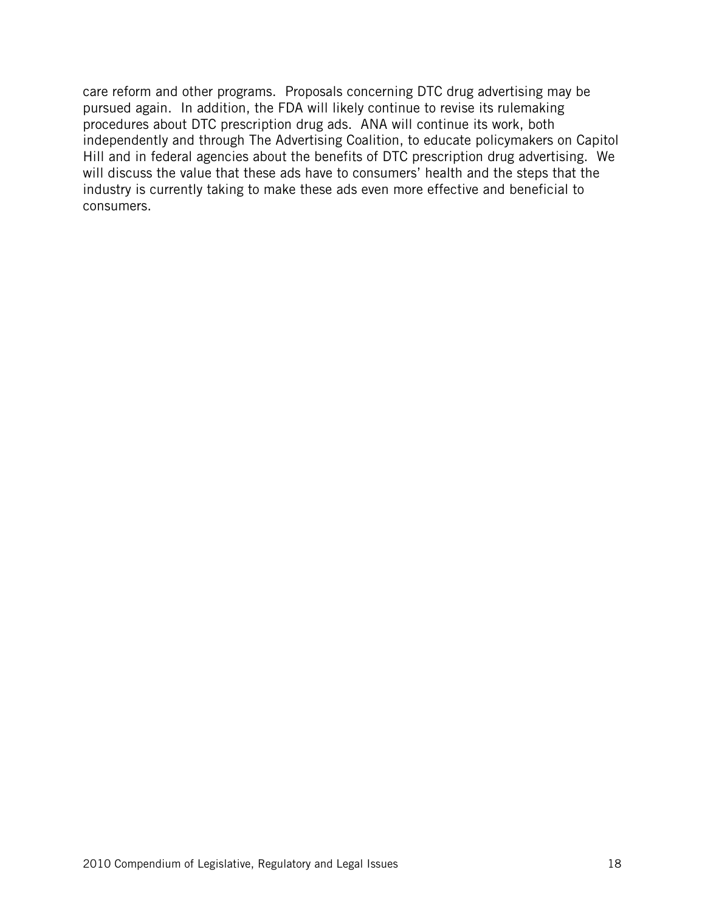care reform and other programs. Proposals concerning DTC drug advertising may be pursued again. In addition, the FDA will likely continue to revise its rulemaking procedures about DTC prescription drug ads. ANA will continue its work, both independently and through The Advertising Coalition, to educate policymakers on Capitol Hill and in federal agencies about the benefits of DTC prescription drug advertising. We will discuss the value that these ads have to consumers' health and the steps that the industry is currently taking to make these ads even more effective and beneficial to consumers.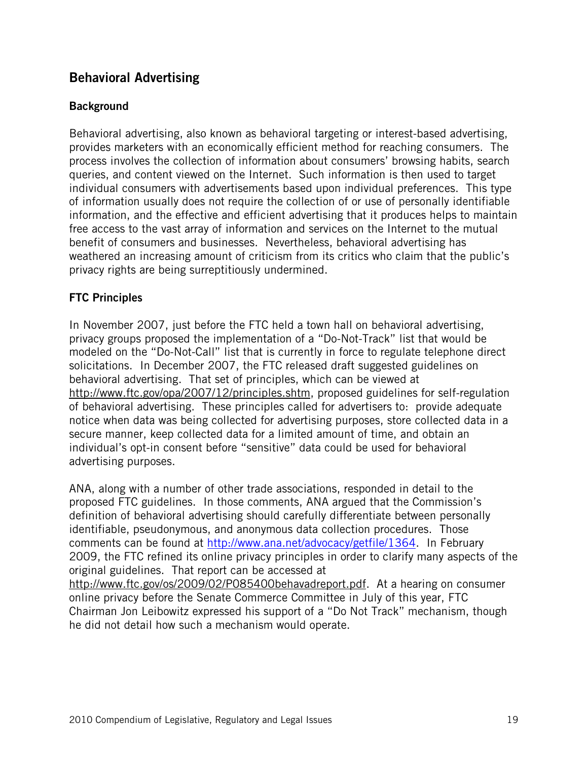## Behavioral Advertising

### Background

Behavioral advertising, also known as behavioral targeting or interest-based advertising, provides marketers with an economically efficient method for reaching consumers. The process involves the collection of information about consumers' browsing habits, search queries, and content viewed on the Internet. Such information is then used to target individual consumers with advertisements based upon individual preferences. This type of information usually does not require the collection of or use of personally identifiable information, and the effective and efficient advertising that it produces helps to maintain free access to the vast array of information and services on the Internet to the mutual benefit of consumers and businesses. Nevertheless, behavioral advertising has weathered an increasing amount of criticism from its critics who claim that the public's privacy rights are being surreptitiously undermined.

### FTC Principles

In November 2007, just before the FTC held a town hall on behavioral advertising, privacy groups proposed the implementation of a "Do-Not-Track" list that would be modeled on the "Do-Not-Call" list that is currently in force to regulate telephone direct solicitations. In December 2007, the FTC released draft suggested guidelines on behavioral advertising. That set of principles, which can be viewed at http://www.ftc.gov/opa/2007/12/principles.shtm, proposed guidelines for self-regulation of behavioral advertising. These principles called for advertisers to: provide adequate notice when data was being collected for advertising purposes, store collected data in a secure manner, keep collected data for a limited amount of time, and obtain an individual's opt-in consent before "sensitive" data could be used for behavioral advertising purposes.

ANA, along with a number of other trade associations, responded in detail to the proposed FTC guidelines. In those comments, ANA argued that the Commission's definition of behavioral advertising should carefully differentiate between personally identifiable, pseudonymous, and anonymous data collection procedures. Those comments can be found at http://www.ana.net/advocacy/getfile/1364. In February 2009, the FTC refined its online privacy principles in order to clarify many aspects of the original guidelines. That report can be accessed at http://www.ftc.gov/os/2009/02/P085400behavadreport.pdf. At a hearing on consumer online privacy before the Senate Commerce Committee in July of this year, FTC Chairman Jon Leibowitz expressed his support of a "Do Not Track" mechanism, though he did not detail how such a mechanism would operate.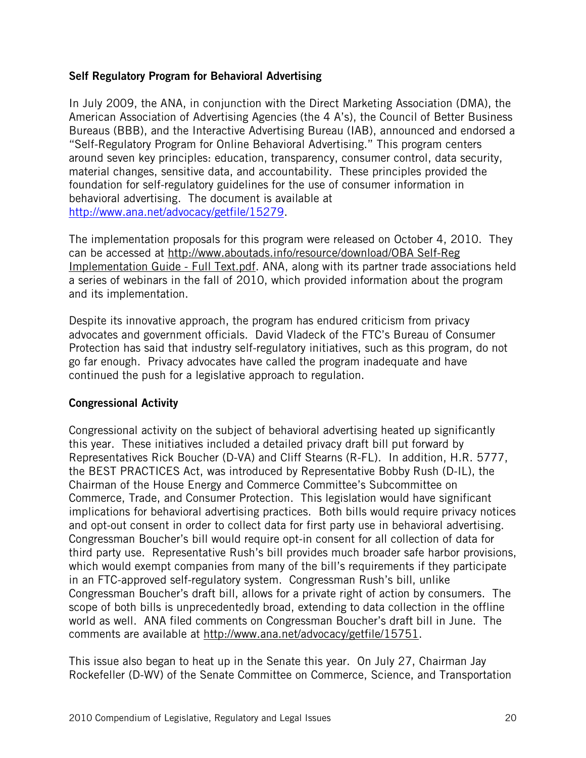**Self Regulatory Program for Behavioral Advertising**

In July 2009, the ANA, in conjunction with the Direct Marketing Association (DMA), the American Association of Advertising Agencies (the 4 A's), the Council of Better Business Bureaus (BBB), and the Interactive Advertising Bureau (IAB), announced and endorsed a "Self-Regulatory Program for Online Behavioral Advertising." This program centers around seven key principles: education, transparency, consumer control, data security, material changes, sensitive data, and accountability. These principles provided the foundation for self-regulatory guidelines for the use of consumer information in behavioral advertising. The document is available at http://www.ana.net/advocacy/getfile/15279.

The implementation proposals for this program were released on October 4, 2010. They can be accessed at http://www.aboutads.info/resource/download/OBA Self-Reg Implementation Guide - Full Text.pdf. ANA, along with its partner trade associations held a series of webinars in the fall of 2010, which provided information about the program and its implementation.

Despite its innovative approach, the program has endured criticism from privacy advocates and government officials. David Vladeck of the FTC's Bureau of Consumer Protection has said that industry self-regulatory initiatives, such as this program, do not go far enough. Privacy advocates have called the program inadequate and have continued the push for a legislative approach to regulation.

**Congressional Activity**

Congressional activity on the subject of behavioral advertising heated up significantly this year. These initiatives included a detailed privacy draft bill put forward by Representatives Rick Boucher (D-VA) and Cliff Stearns (R-FL). In addition, H.R. 5777, the BEST PRACTICES Act, was introduced by Representative Bobby Rush (D-IL), the Chairman of the House Energy and Commerce Committee's Subcommittee on Commerce, Trade, and Consumer Protection. This legislation would have significant implications for behavioral advertising practices. Both bills would require privacy notices and opt-out consent in order to collect data for first party use in behavioral advertising. Congressman Boucher's bill would require opt-in consent for all collection of data for third party use. Representative Rush's bill provides much broader safe harbor provisions, which would exempt companies from many of the bill's requirements if they participate in an FTC-approved self-regulatory system. Congressman Rush's bill, unlike Congressman Boucher's draft bill, allows for a private right of action by consumers. The scope of both bills is unprecedentedly broad, extending to data collection in the offline world as well. ANA filed comments on Congressman Boucher's draft bill in June. The comments are available at http://www.ana.net/advocacy/getfile/15751.

This issue also began to heat up in the Senate this year. On July 27, Chairman Jay Rockefeller (D-WV) of the Senate Committee on Commerce, Science, and Transportation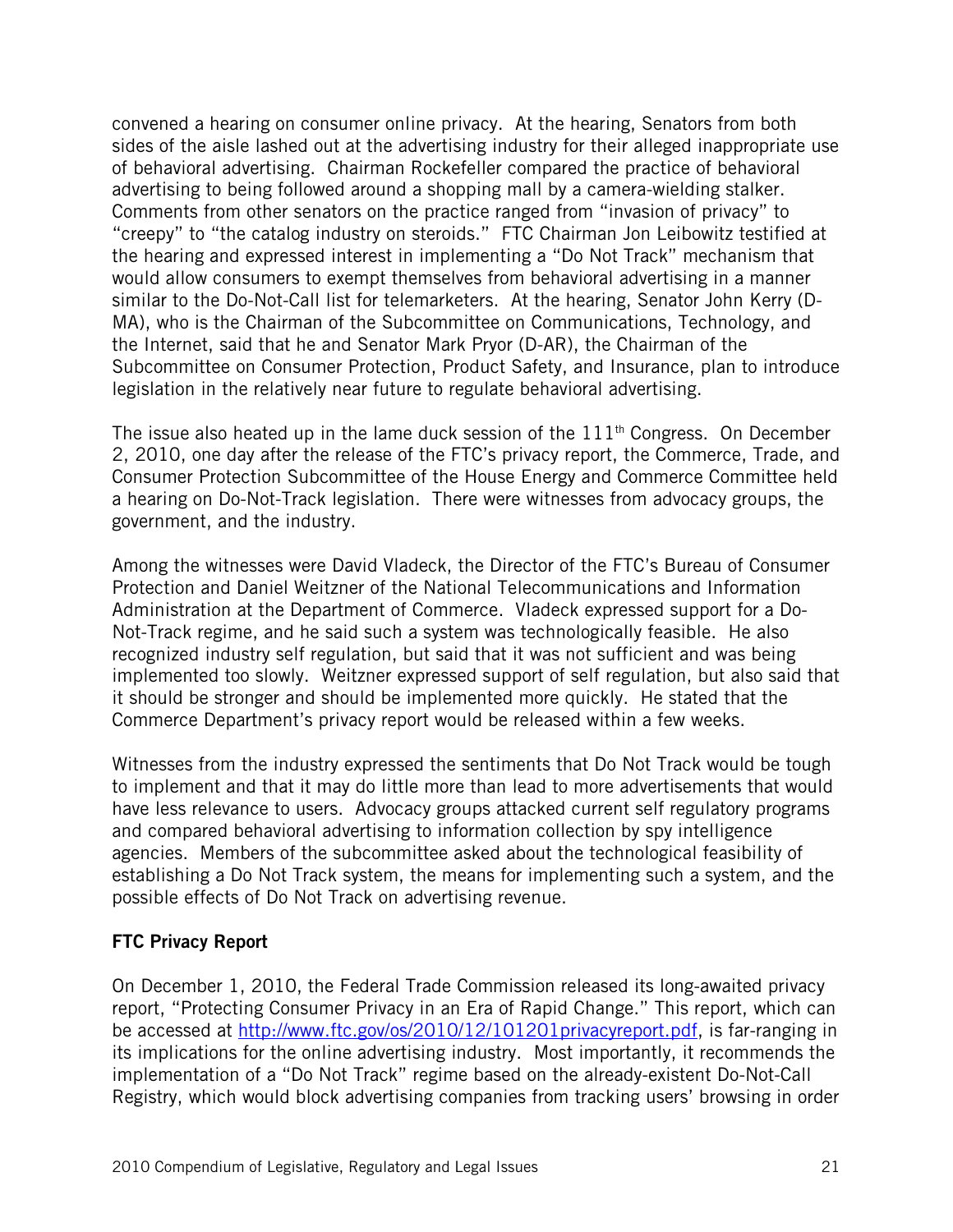convened a hearing on consumer online privacy. At the hearing, Senators from both sides of the aisle lashed out at the advertising industry for their alleged inappropriate use of behavioral advertising. Chairman Rockefeller compared the practice of behavioral advertising to being followed around a shopping mall by a camera-wielding stalker. Comments from other senators on the practice ranged from "invasion of privacy" to "creepy" to "the catalog industry on steroids." FTC Chairman Jon Leibowitz testified at the hearing and expressed interest in implementing a "Do Not Track" mechanism that would allow consumers to exempt themselves from behavioral advertising in a manner similar to the Do-Not-Call list for telemarketers. At the hearing, Senator John Kerry (D-MA), who is the Chairman of the Subcommittee on Communications, Technology, and the Internet, said that he and Senator Mark Pryor (D-AR), the Chairman of the Subcommittee on Consumer Protection, Product Safety, and Insurance, plan to introduce legislation in the relatively near future to regulate behavioral advertising.

The issue also heated up in the lame duck session of the 111th Congress. On December 2, 2010, one day after the release of the FTC's privacy report, the Commerce, Trade, and Consumer Protection Subcommittee of the House Energy and Commerce Committee held a hearing on Do-Not-Track legislation. There were witnesses from advocacy groups, the government, and the industry.

Among the witnesses were David Vladeck, the Director of the FTC's Bureau of Consumer Protection and Daniel Weitzner of the National Telecommunications and Information Administration at the Department of Commerce. Vladeck expressed support for a Do-Not-Track regime, and he said such a system was technologically feasible. He also recognized industry self regulation, but said that it was not sufficient and was being implemented too slowly. Weitzner expressed support of self regulation, but also said that it should be stronger and should be implemented more quickly. He stated that the Commerce Department's privacy report would be released within a few weeks.

Witnesses from the industry expressed the sentiments that Do Not Track would be tough to implement and that it may do little more than lead to more advertisements that would have less relevance to users. Advocacy groups attacked current self regulatory programs and compared behavioral advertising to information collection by spy intelligence agencies. Members of the subcommittee asked about the technological feasibility of establishing a Do Not Track system, the means for implementing such a system, and the possible effects of Do Not Track on advertising revenue.

**FTC Privacy Report**

On December 1, 2010, the Federal Trade Commission released its long-awaited privacy report, "Protecting Consumer Privacy in an Era of Rapid Change." This report, which can be accessed at [http://www.ftc.gov/os/2010/12/101201privacyreport.pdf](http://www.ftc.gov/os/2010/12/101201privacyreport.pdf), is far-ranging in its implications for the online advertising industry. Most importantly, it recommends the implementation of a "Do Not Track" regime based on the already-existent Do-Not-Call Registry, which would block advertising companies from tracking users' browsing in order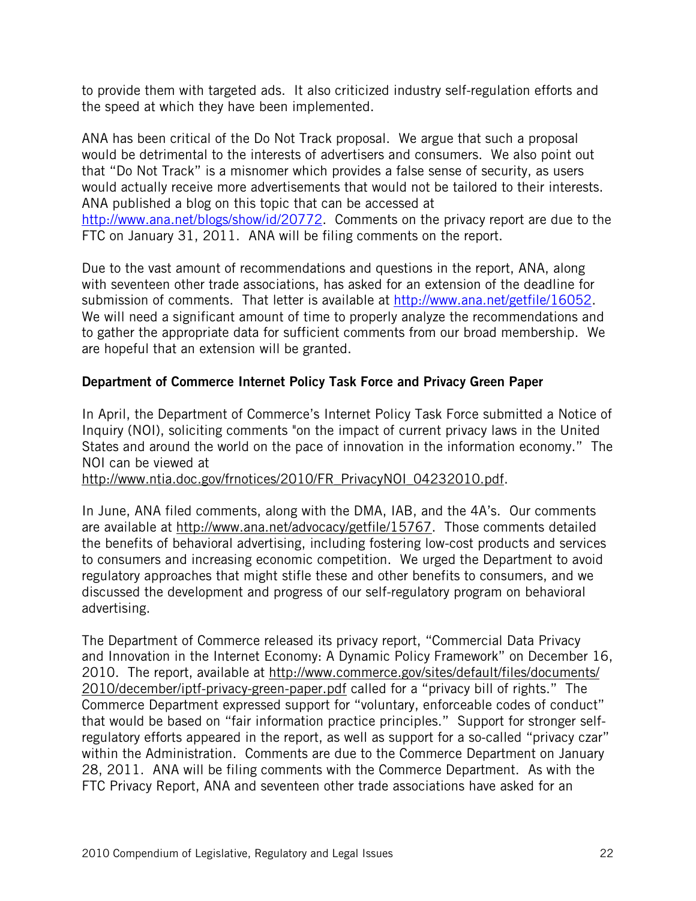to provide them with targeted ads. It also criticized industry self-regulation efforts and the speed at which they have been implemented.

ANA has been critical of the Do Not Track proposal. We argue that such a proposal would be detrimental to the interests of advertisers and consumers. We also point out that "Do Not Track" is a misnomer which provides a false sense of security, as users would actually receive more advertisements that would not be tailored to their interests. ANA published a blog on this topic that can be accessed at http://www.ana.net/blogs/show/id/20772. Comments on the privacy report are due to the FTC on January 31, 2011. ANA will be filing comments on the report.

Due to the vast amount of recommendations and questions in the report, ANA, along with seventeen other trade associations, has asked for an extension of the deadline for submission of comments. That letter is available at http://www.ana.net/getfile/16052. We will need a significant amount of time to properly analyze the recommendations and to gather the appropriate data for sufficient comments from our broad membership. We are hopeful that an extension will be granted.

**Department of Commerce Internet Policy Task Force and Privacy Green Paper**

In April, the Department of Commerce's Internet Policy Task Force submitted a Notice of Inquiry (NOI), soliciting comments "on the impact of current privacy laws in the United States and around the world on the pace of innovation in the information economy." The NOI can be viewed at http://www.ntia.doc.gov/frnotices/2010/FR_PrivacyNOI_04232010.pdf.

In June, ANA filed comments, along with the DMA, IAB, and the 4A's. Our comments are available at http://www.ana.net/advocacy/getfile/15767. Those comments detailed the benefits of behavioral advertising, including fostering low-cost products and services to consumers and increasing economic competition. We urged the Department to avoid regulatory approaches that might stifle these and other benefits to consumers, and we discussed the development and progress of our self-regulatory program on behavioral advertising.

The Department of Commerce released its privacy report, "Commercial Data Privacy and Innovation in the Internet Economy: A Dynamic Policy Framework" on December 16, 2010. The report, available at http://www.commerce.gov/sites/default/files/documents/2010/december/iptf-privacy-green-paper.pdf called for a "privacy bill of rights." The Commerce Department expressed support for "voluntary, enforceable codes of conduct" that would be based on "fair information practice principles." Support for stronger self-regulatory efforts appeared in the report, as well as support for a so-called "privacy czar" within the Administration. Comments are due to the Commerce Department on January 28, 2011. ANA will be filing comments with the Commerce Department. As with the FTC Privacy Report, ANA and seventeen other trade associations have asked for an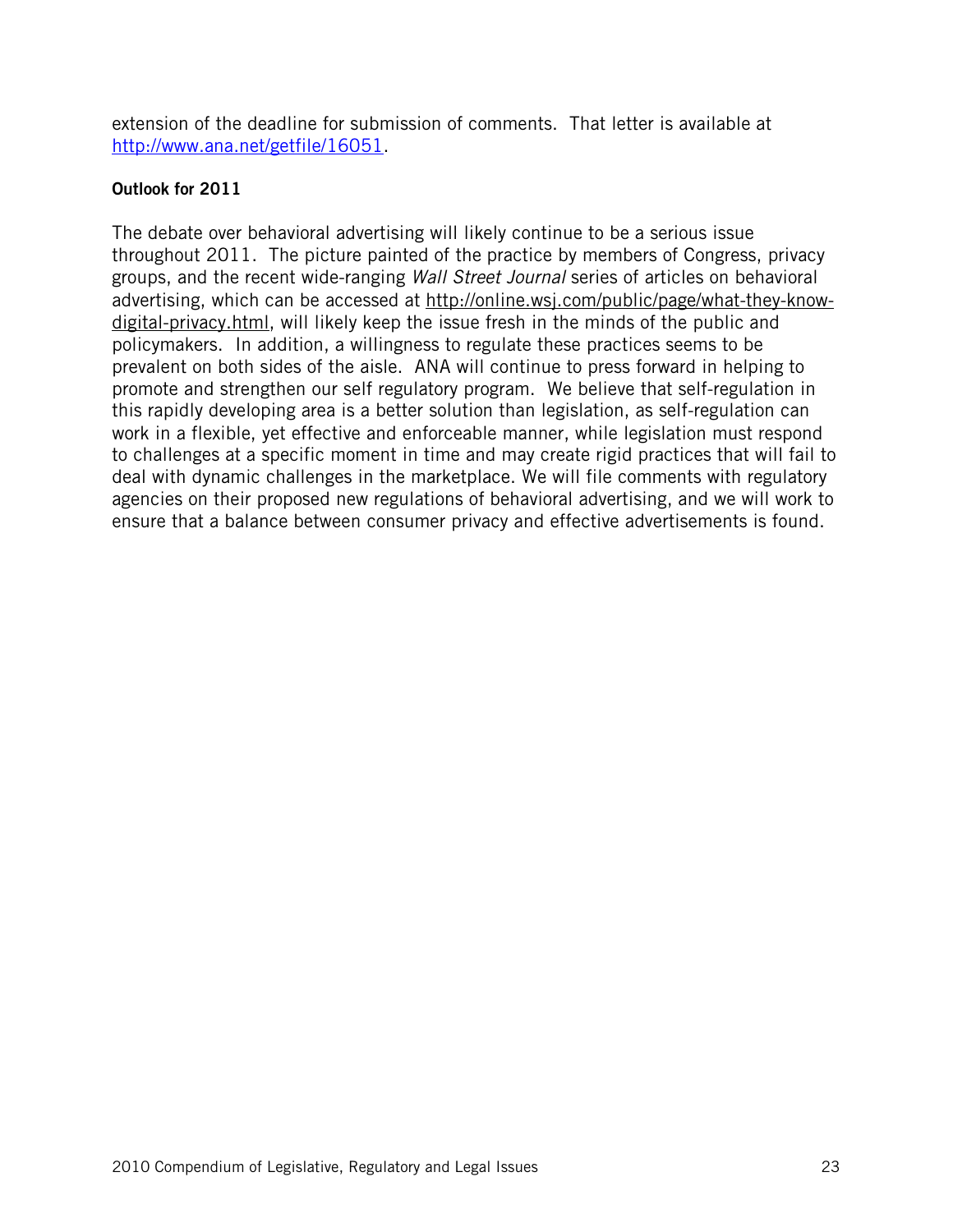extension of the deadline for submission of comments. That letter is available at http://www.ana.net/getfile/16051.

**Outlook for 2011**

The debate over behavioral advertising will likely continue to be a serious issue throughout 2011. The picture painted of the practice by members of Congress, privacy groups, and the recent wide-ranging *Wall Street Journal* series of articles on behavioral advertising, which can be accessed at http://online.wsj.com/public/page/what-they-know-digital-privacy.html, will likely keep the issue fresh in the minds of the public and policymakers. In addition, a willingness to regulate these practices seems to be prevalent on both sides of the aisle. ANA will continue to press forward in helping to promote and strengthen our self regulatory program. We believe that self-regulation in this rapidly developing area is a better solution than legislation, as self-regulation can work in a flexible, yet effective and enforceable manner, while legislation must respond to challenges at a specific moment in time and may create rigid practices that will fail to deal with dynamic challenges in the marketplace. We will file comments with regulatory agencies on their proposed new regulations of behavioral advertising, and we will work to ensure that a balance between consumer privacy and effective advertisements is found.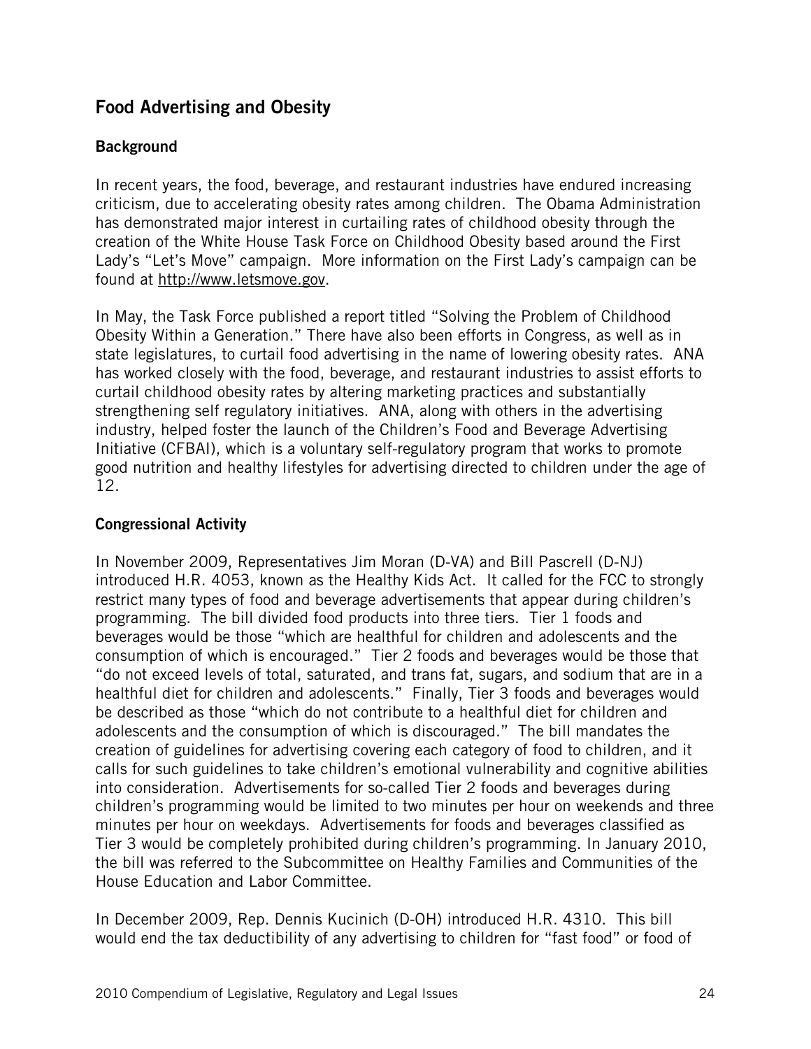## Food Advertising and Obesity

### Background

In recent years, the food, beverage, and restaurant industries have endured increasing criticism, due to accelerating obesity rates among children. The Obama Administration has demonstrated major interest in curtailing rates of childhood obesity through the creation of the White House Task Force on Childhood Obesity based around the First Lady's "Let's Move" campaign. More information on the First Lady's campaign can be found at http://www.letsmove.gov.

In May, the Task Force published a report titled "Solving the Problem of Childhood Obesity Within a Generation." There have also been efforts in Congress, as well as in state legislatures, to curtail food advertising in the name of lowering obesity rates. ANA has worked closely with the food, beverage, and restaurant industries to assist efforts to curtail childhood obesity rates by altering marketing practices and substantially strengthening self regulatory initiatives. ANA, along with others in the advertising industry, helped foster the launch of the Children's Food and Beverage Advertising Initiative (CFBAI), which is a voluntary self-regulatory program that works to promote good nutrition and healthy lifestyles for advertising directed to children under the age of 12.

### Congressional Activity

In November 2009, Representatives Jim Moran (D-VA) and Bill Pascrell (D-NJ) introduced H.R. 4053, known as the Healthy Kids Act. It called for the FCC to strongly restrict many types of food and beverage advertisements that appear during children's programming. The bill divided food products into three tiers. Tier 1 foods and beverages would be those "which are healthful for children and adolescents and the consumption of which is encouraged." Tier 2 foods and beverages would be those that "do not exceed levels of total, saturated, and trans fat, sugars, and sodium that are in a healthful diet for children and adolescents." Finally, Tier 3 foods and beverages would be described as those "which do not contribute to a healthful diet for children and adolescents and the consumption of which is discouraged." The bill mandates the creation of guidelines for advertising covering each category of food to children, and it calls for such guidelines to take children's emotional vulnerability and cognitive abilities into consideration. Advertisements for so-called Tier 2 foods and beverages during children's programming would be limited to two minutes per hour on weekends and three minutes per hour on weekdays. Advertisements for foods and beverages classified as Tier 3 would be completely prohibited during children's programming. In January 2010, the bill was referred to the Subcommittee on Healthy Families and Communities of the House Education and Labor Committee.

In December 2009, Rep. Dennis Kucinich (D-OH) introduced H.R. 4310. This bill would end the tax deductibility of any advertising to children for "fast food" or food of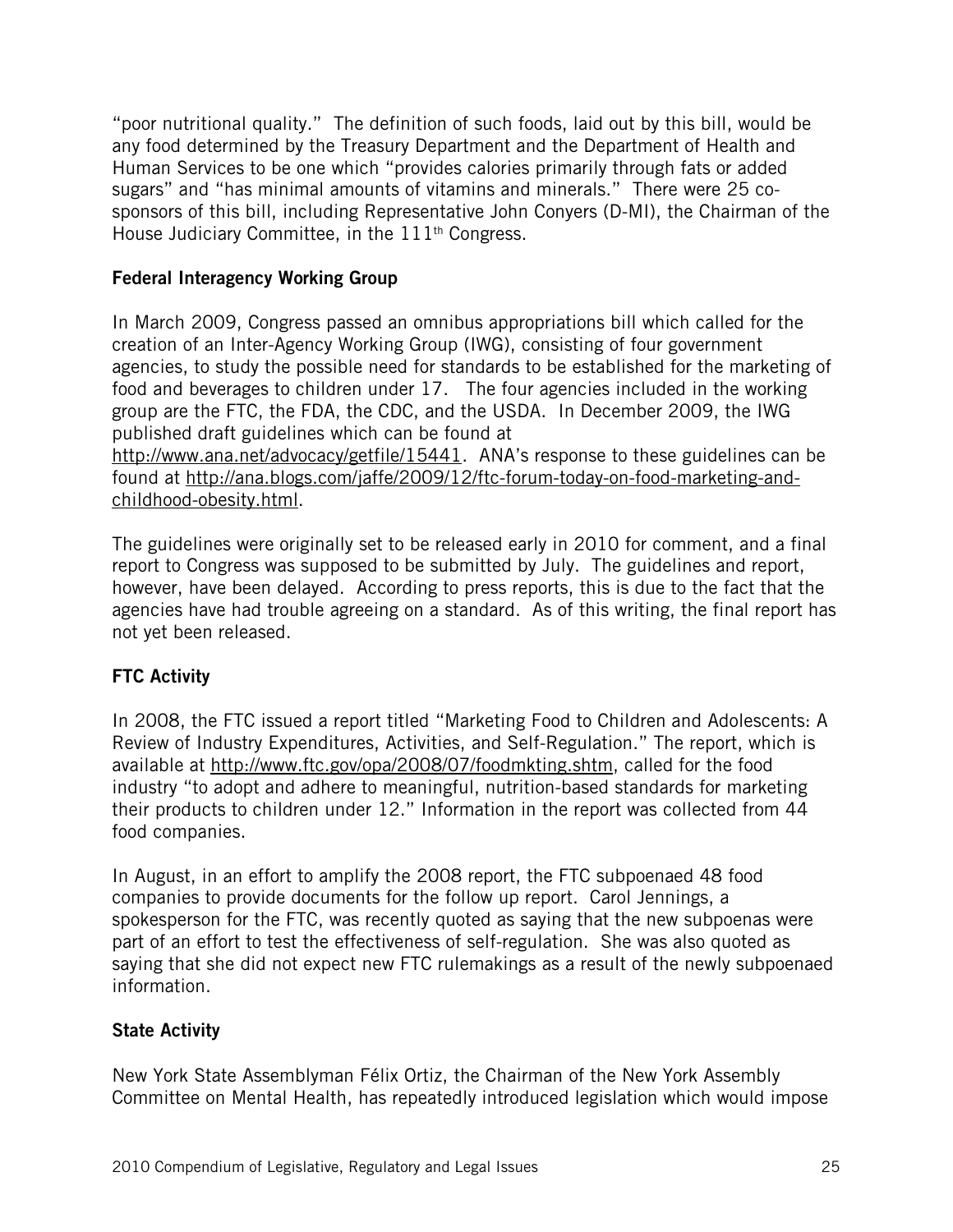"poor nutritional quality." The definition of such foods, laid out by this bill, would be any food determined by the Treasury Department and the Department of Health and Human Services to be one which "provides calories primarily through fats or added sugars" and "has minimal amounts of vitamins and minerals." There were 25 co-sponsors of this bill, including Representative John Conyers (D-MI), the Chairman of the House Judiciary Committee, in the 111th Congress.

**Federal Interagency Working Group**

In March 2009, Congress passed an omnibus appropriations bill which called for the creation of an Inter-Agency Working Group (IWG), consisting of four government agencies, to study the possible need for standards to be established for the marketing of food and beverages to children under 17. The four agencies included in the working group are the FTC, the FDA, the CDC, and the USDA. In December 2009, the IWG published draft guidelines which can be found at http://www.ana.net/advocacy/getfile/15441. ANA's response to these guidelines can be found at http://ana.blogs.com/jaffe/2009/12/ftc-forum-today-on-food-marketing-and-childhood-obesity.html.

The guidelines were originally set to be released early in 2010 for comment, and a final report to Congress was supposed to be submitted by July. The guidelines and report, however, have been delayed. According to press reports, this is due to the fact that the agencies have had trouble agreeing on a standard. As of this writing, the final report has not yet been released.

**FTC Activity**

In 2008, the FTC issued a report titled "Marketing Food to Children and Adolescents: A Review of Industry Expenditures, Activities, and Self-Regulation." The report, which is available at http://www.ftc.gov/opa/2008/07/foodmkting.shtm, called for the food industry "to adopt and adhere to meaningful, nutrition-based standards for marketing their products to children under 12." Information in the report was collected from 44 food companies.

In August, in an effort to amplify the 2008 report, the FTC subpoenaed 48 food companies to provide documents for the follow up report. Carol Jennings, a spokesperson for the FTC, was recently quoted as saying that the new subpoenas were part of an effort to test the effectiveness of self-regulation. She was also quoted as saying that she did not expect new FTC rulemakings as a result of the newly subpoenaed information.

**State Activity**

New York State Assemblyman Félix Ortiz, the Chairman of the New York Assembly Committee on Mental Health, has repeatedly introduced legislation which would impose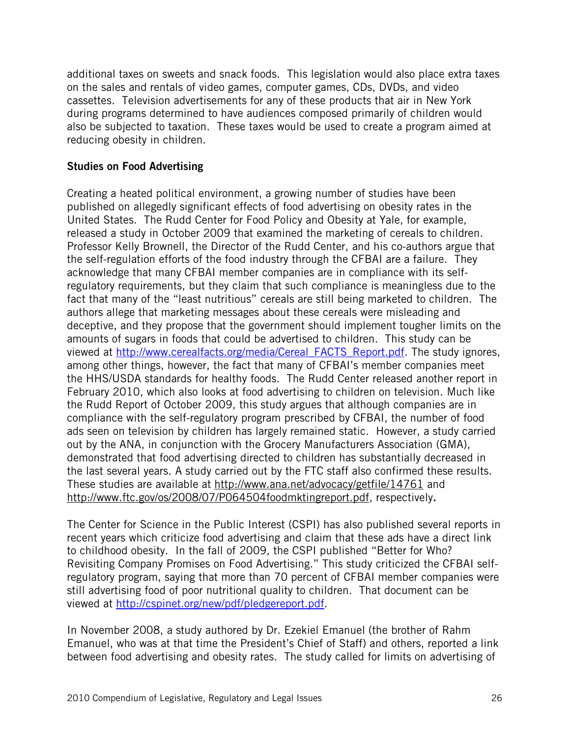additional taxes on sweets and snack foods. This legislation would also place extra taxes on the sales and rentals of video games, computer games, CDs, DVDs, and video cassettes. Television advertisements for any of these products that air in New York during programs determined to have audiences composed primarily of children would also be subjected to taxation. These taxes would be used to create a program aimed at reducing obesity in children.

**Studies on Food Advertising**

Creating a heated political environment, a growing number of studies have been published on allegedly significant effects of food advertising on obesity rates in the United States. The Rudd Center for Food Policy and Obesity at Yale, for example, released a study in October 2009 that examined the marketing of cereals to children. Professor Kelly Brownell, the Director of the Rudd Center, and his co-authors argue that the self-regulation efforts of the food industry through the CFBAI are a failure. They acknowledge that many CFBAI member companies are in compliance with its self-regulatory requirements, but they claim that such compliance is meaningless due to the fact that many of the "least nutritious" cereals are still being marketed to children. The authors allege that marketing messages about these cereals were misleading and deceptive, and they propose that the government should implement tougher limits on the amounts of sugars in foods that could be advertised to children. This study can be viewed at http://www.cerealfacts.org/media/Cereal_FACTS_Report.pdf. The study ignores, among other things, however, the fact that many of CFBAI's member companies meet the HHS/USDA standards for healthy foods. The Rudd Center released another report in February 2010, which also looks at food advertising to children on television. Much like the Rudd Report of October 2009, this study argues that although companies are in compliance with the self-regulatory program prescribed by CFBAI, the number of food ads seen on television by children has largely remained static. However, a study carried out by the ANA, in conjunction with the Grocery Manufacturers Association (GMA), demonstrated that food advertising directed to children has substantially decreased in the last several years. A study carried out by the FTC staff also confirmed these results. These studies are available at http://www.ana.net/advocacy/getfile/14761 and http://www.ftc.gov/os/2008/07/P064504foodmktingreport.pdf, respectively.

The Center for Science in the Public Interest (CSPI) has also published several reports in recent years which criticize food advertising and claim that these ads have a direct link to childhood obesity. In the fall of 2009, the CSPI published "Better for Who? Revisiting Company Promises on Food Advertising." This study criticized the CFBAI self-regulatory program, saying that more than 70 percent of CFBAI member companies were still advertising food of poor nutritional quality to children. That document can be viewed at http://cspinet.org/new/pdf/pledgereport.pdf.

In November 2008, a study authored by Dr. Ezekiel Emanuel (the brother of Rahm Emanuel, who was at that time the President's Chief of Staff) and others, reported a link between food advertising and obesity rates. The study called for limits on advertising of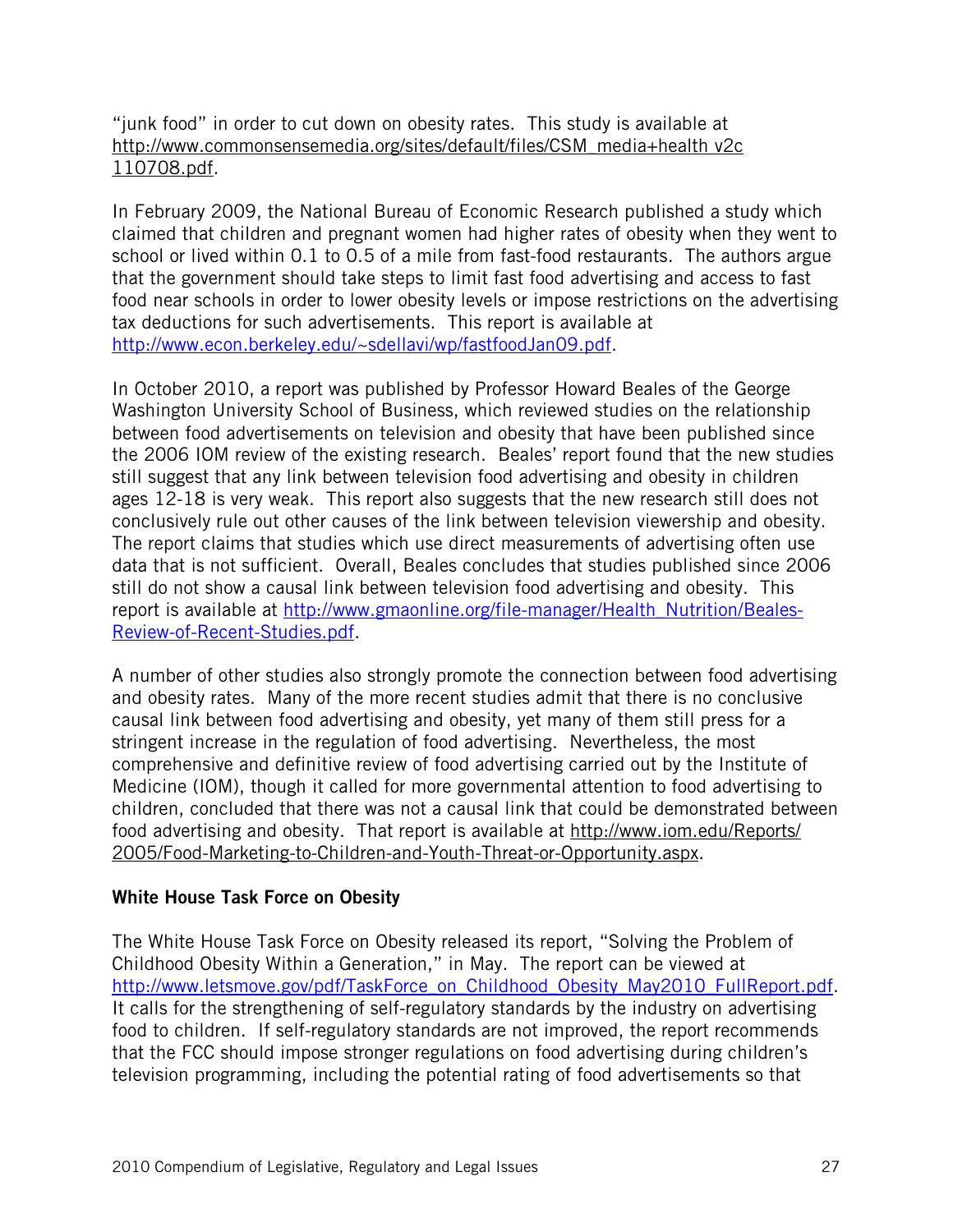"junk food" in order to cut down on obesity rates. This study is available at http://www.commonsensemedia.org/sites/default/files/CSM_media+health v2c 110708.pdf.

In February 2009, the National Bureau of Economic Research published a study which claimed that children and pregnant women had higher rates of obesity when they went to school or lived within 0.1 to 0.5 of a mile from fast-food restaurants. The authors argue that the government should take steps to limit fast food advertising and access to fast food near schools in order to lower obesity levels or impose restrictions on the advertising tax deductions for such advertisements. This report is available at http://www.econ.berkeley.edu/~sdellavi/wp/fastfoodJan09.pdf.

In October 2010, a report was published by Professor Howard Beales of the George Washington University School of Business, which reviewed studies on the relationship between food advertisements on television and obesity that have been published since the 2006 IOM review of the existing research. Beales' report found that the new studies still suggest that any link between television food advertising and obesity in children ages 12-18 is very weak. This report also suggests that the new research still does not conclusively rule out other causes of the link between television viewership and obesity. The report claims that studies which use direct measurements of advertising often use data that is not sufficient. Overall, Beales concludes that studies published since 2006 still do not show a causal link between television food advertising and obesity. This report is available at http://www.gmaonline.org/file-manager/Health_Nutrition/Beales-Review-of-Recent-Studies.pdf.

A number of other studies also strongly promote the connection between food advertising and obesity rates. Many of the more recent studies admit that there is no conclusive causal link between food advertising and obesity, yet many of them still press for a stringent increase in the regulation of food advertising. Nevertheless, the most comprehensive and definitive review of food advertising carried out by the Institute of Medicine (IOM), though it called for more governmental attention to food advertising to children, concluded that there was not a causal link that could be demonstrated between food advertising and obesity. That report is available at http://www.iom.edu/Reports/2005/Food-Marketing-to-Children-and-Youth-Threat-or-Opportunity.aspx.

**White House Task Force on Obesity**

The White House Task Force on Obesity released its report, "Solving the Problem of Childhood Obesity Within a Generation," in May. The report can be viewed at http://www.letsmove.gov/pdf/TaskForce_on_Childhood_Obesity_May2010_FullReport.pdf. It calls for the strengthening of self-regulatory standards by the industry on advertising food to children. If self-regulatory standards are not improved, the report recommends that the FCC should impose stronger regulations on food advertising during children's television programming, including the potential rating of food advertisements so that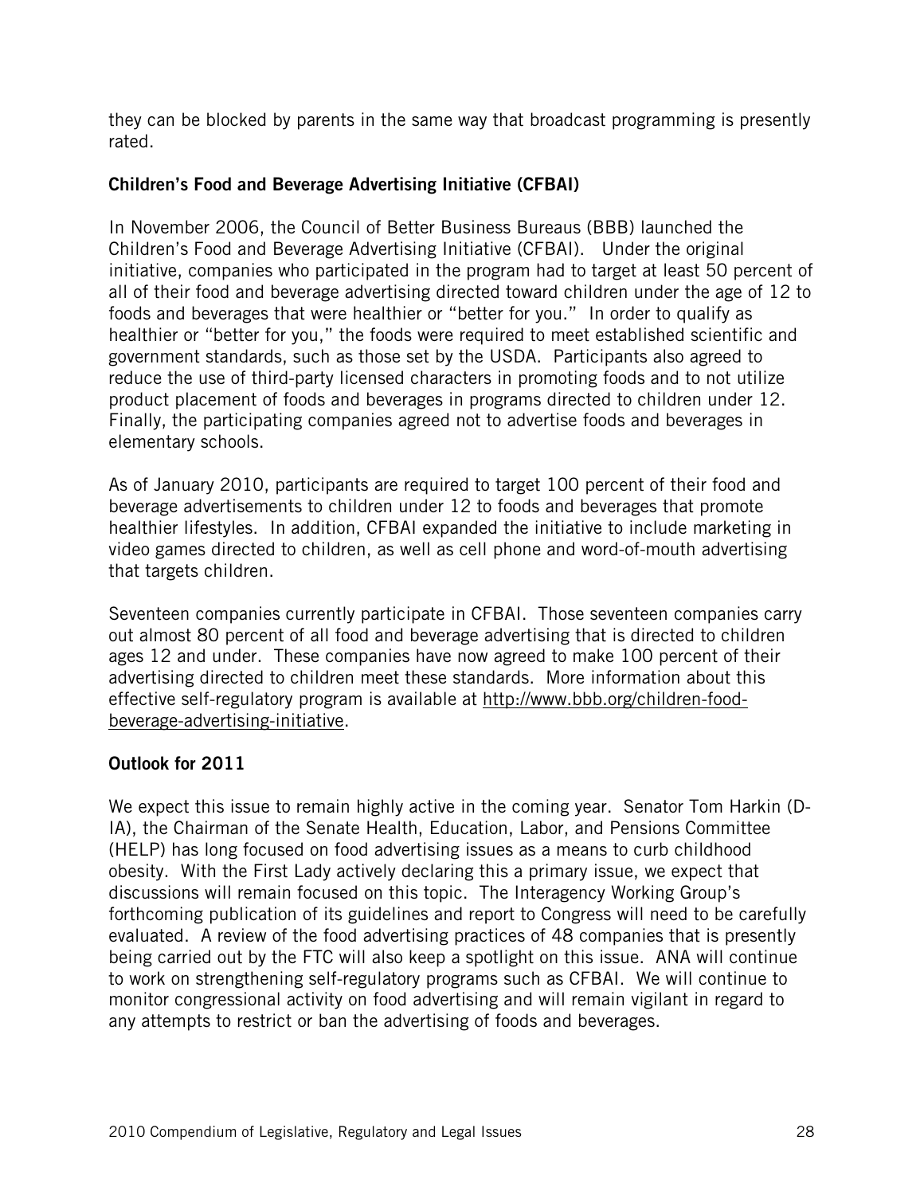they can be blocked by parents in the same way that broadcast programming is presently rated.

### Children's Food and Beverage Advertising Initiative (CFBAI)

In November 2006, the Council of Better Business Bureaus (BBB) launched the Children's Food and Beverage Advertising Initiative (CFBAI). Under the original initiative, companies who participated in the program had to target at least 50 percent of all of their food and beverage advertising directed toward children under the age of 12 to foods and beverages that were healthier or "better for you." In order to qualify as healthier or "better for you," the foods were required to meet established scientific and government standards, such as those set by the USDA. Participants also agreed to reduce the use of third-party licensed characters in promoting foods and to not utilize product placement of foods and beverages in programs directed to children under 12. Finally, the participating companies agreed not to advertise foods and beverages in elementary schools.

As of January 2010, participants are required to target 100 percent of their food and beverage advertisements to children under 12 to foods and beverages that promote healthier lifestyles. In addition, CFBAI expanded the initiative to include marketing in video games directed to children, as well as cell phone and word-of-mouth advertising that targets children.

Seventeen companies currently participate in CFBAI. Those seventeen companies carry out almost 80 percent of all food and beverage advertising that is directed to children ages 12 and under. These companies have now agreed to make 100 percent of their advertising directed to children meet these standards. More information about this effective self-regulatory program is available at http://www.bbb.org/children-food-beverage-advertising-initiative.

### Outlook for 2011

We expect this issue to remain highly active in the coming year. Senator Tom Harkin (D-IA), the Chairman of the Senate Health, Education, Labor, and Pensions Committee (HELP) has long focused on food advertising issues as a means to curb childhood obesity. With the First Lady actively declaring this a primary issue, we expect that discussions will remain focused on this topic. The Interagency Working Group's forthcoming publication of its guidelines and report to Congress will need to be carefully evaluated. A review of the food advertising practices of 48 companies that is presently being carried out by the FTC will also keep a spotlight on this issue. ANA will continue to work on strengthening self-regulatory programs such as CFBAI. We will continue to monitor congressional activity on food advertising and will remain vigilant in regard to any attempts to restrict or ban the advertising of foods and beverages.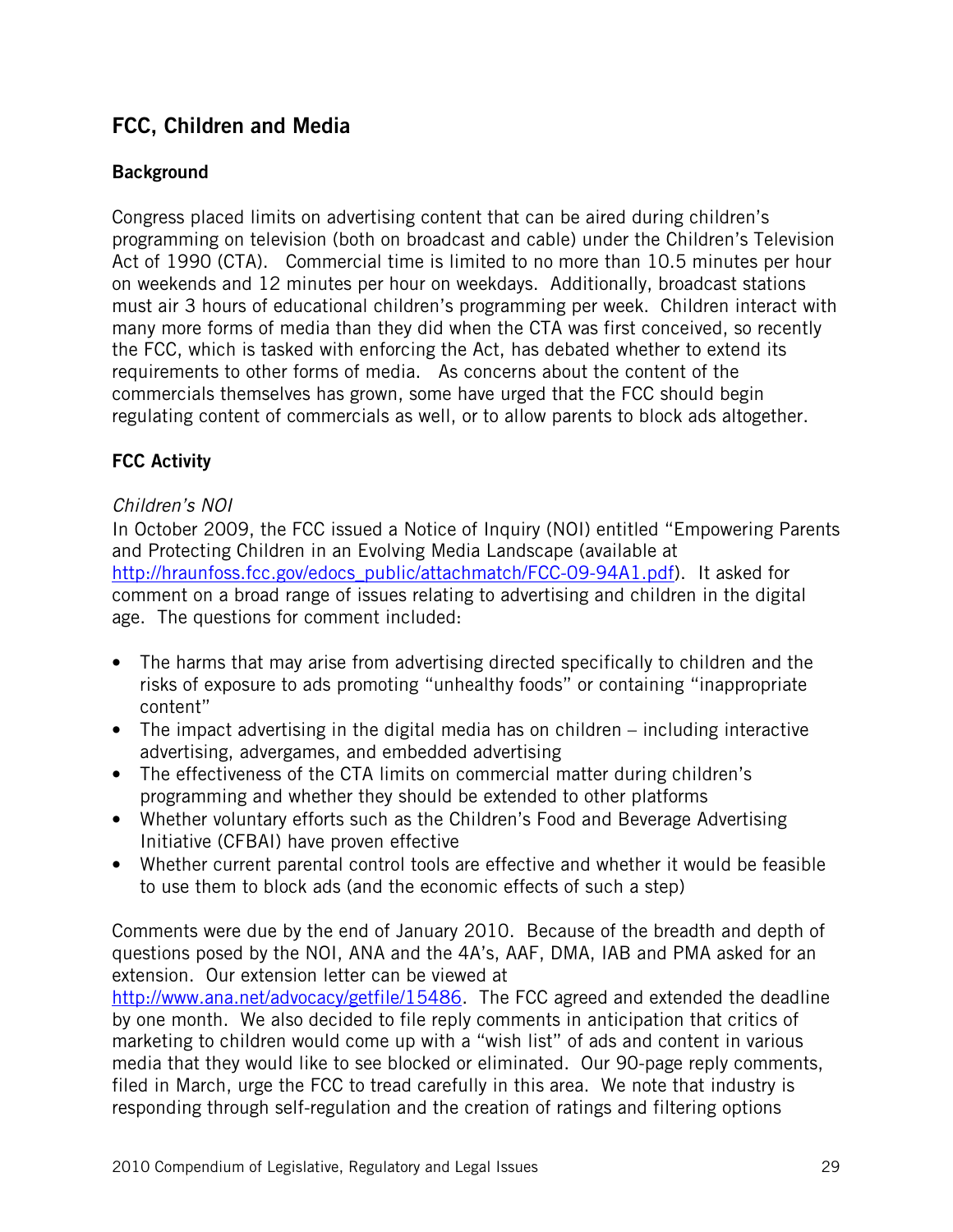## FCC, Children and Media

### Background

Congress placed limits on advertising content that can be aired during children's programming on television (both on broadcast and cable) under the Children's Television Act of 1990 (CTA). Commercial time is limited to no more than 10.5 minutes per hour on weekends and 12 minutes per hour on weekdays. Additionally, broadcast stations must air 3 hours of educational children's programming per week. Children interact with many more forms of media than they did when the CTA was first conceived, so recently the FCC, which is tasked with enforcing the Act, has debated whether to extend its requirements to other forms of media. As concerns about the content of the commercials themselves has grown, some have urged that the FCC should begin regulating content of commercials as well, or to allow parents to block ads altogether.

### FCC Activity

*Children's NOI*

In October 2009, the FCC issued a Notice of Inquiry (NOI) entitled "Empowering Parents and Protecting Children in an Evolving Media Landscape (available at http://hraunfoss.fcc.gov/edocs_public/attachmatch/FCC-09-94A1.pdf). It asked for comment on a broad range of issues relating to advertising and children in the digital age. The questions for comment included:

- The harms that may arise from advertising directed specifically to children and the risks of exposure to ads promoting "unhealthy foods" or containing "inappropriate content"
- The impact advertising in the digital media has on children – including interactive advertising, advergames, and embedded advertising
- The effectiveness of the CTA limits on commercial matter during children's programming and whether they should be extended to other platforms
- Whether voluntary efforts such as the Children's Food and Beverage Advertising Initiative (CFBAI) have proven effective
- Whether current parental control tools are effective and whether it would be feasible to use them to block ads (and the economic effects of such a step)

Comments were due by the end of January 2010. Because of the breadth and depth of questions posed by the NOI, ANA and the 4A's, AAF, DMA, IAB and PMA asked for an extension. Our extension letter can be viewed at http://www.ana.net/advocacy/getfile/15486. The FCC agreed and extended the deadline by one month. We also decided to file reply comments in anticipation that critics of marketing to children would come up with a "wish list" of ads and content in various media that they would like to see blocked or eliminated. Our 90-page reply comments, filed in March, urge the FCC to tread carefully in this area. We note that industry is responding through self-regulation and the creation of ratings and filtering options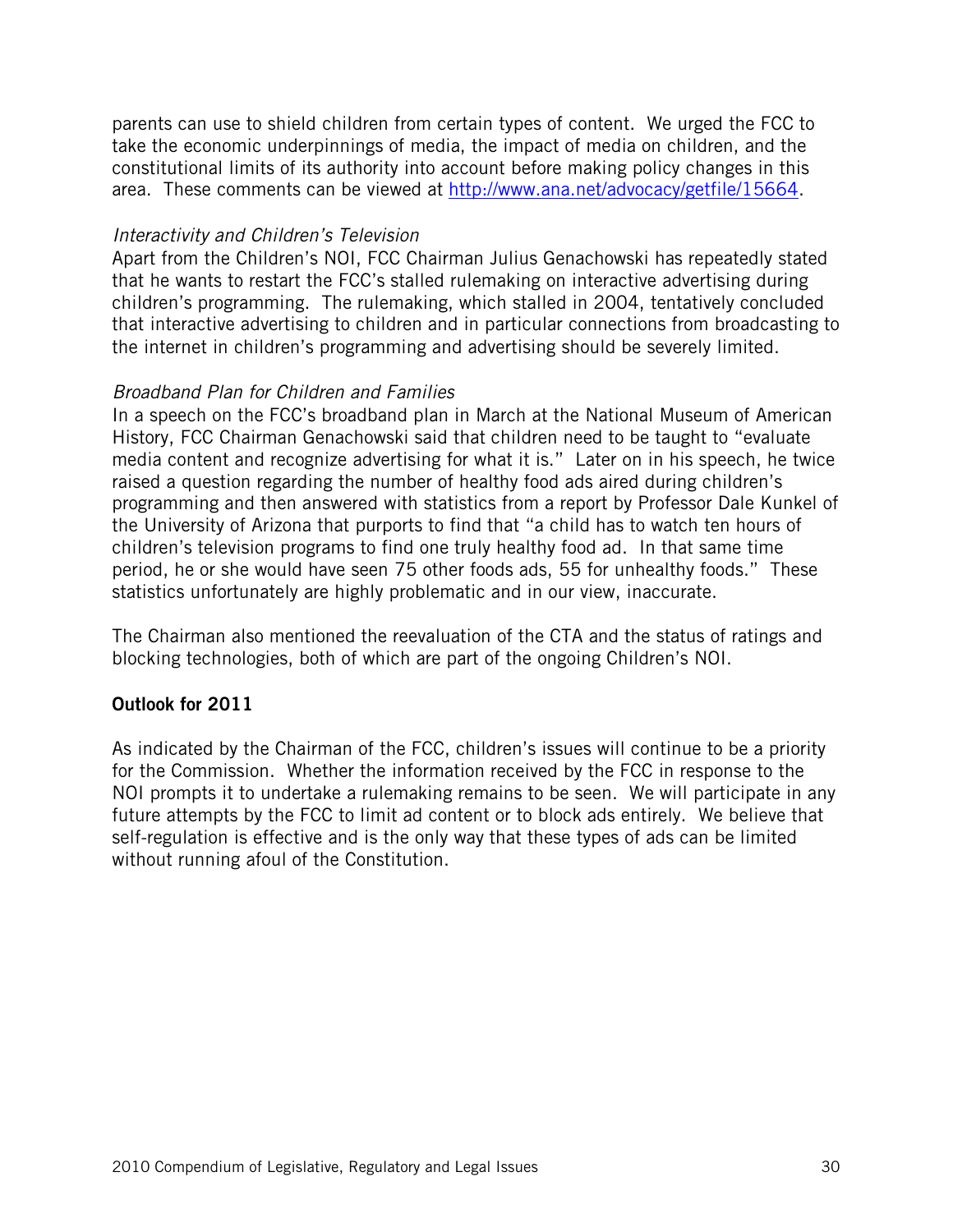parents can use to shield children from certain types of content. We urged the FCC to take the economic underpinnings of media, the impact of media on children, and the constitutional limits of its authority into account before making policy changes in this area. These comments can be viewed at [http://www.ana.net/advocacy/getfile/15664](http://www.ana.net/advocacy/getfile/15664).

*Interactivity and Children's Television*

Apart from the Children's NOI, FCC Chairman Julius Genachowski has repeatedly stated that he wants to restart the FCC's stalled rulemaking on interactive advertising during children's programming. The rulemaking, which stalled in 2004, tentatively concluded that interactive advertising to children and in particular connections from broadcasting to the internet in children's programming and advertising should be severely limited.

*Broadband Plan for Children and Families*

In a speech on the FCC's broadband plan in March at the National Museum of American History, FCC Chairman Genachowski said that children need to be taught to "evaluate media content and recognize advertising for what it is." Later on in his speech, he twice raised a question regarding the number of healthy food ads aired during children's programming and then answered with statistics from a report by Professor Dale Kunkel of the University of Arizona that purports to find that "a child has to watch ten hours of children's television programs to find one truly healthy food ad. In that same time period, he or she would have seen 75 other foods ads, 55 for unhealthy foods." These statistics unfortunately are highly problematic and in our view, inaccurate.

The Chairman also mentioned the reevaluation of the CTA and the status of ratings and blocking technologies, both of which are part of the ongoing Children's NOI.

**Outlook for 2011**

As indicated by the Chairman of the FCC, children's issues will continue to be a priority for the Commission. Whether the information received by the FCC in response to the NOI prompts it to undertake a rulemaking remains to be seen. We will participate in any future attempts by the FCC to limit ad content or to block ads entirely. We believe that self-regulation is effective and is the only way that these types of ads can be limited without running afoul of the Constitution.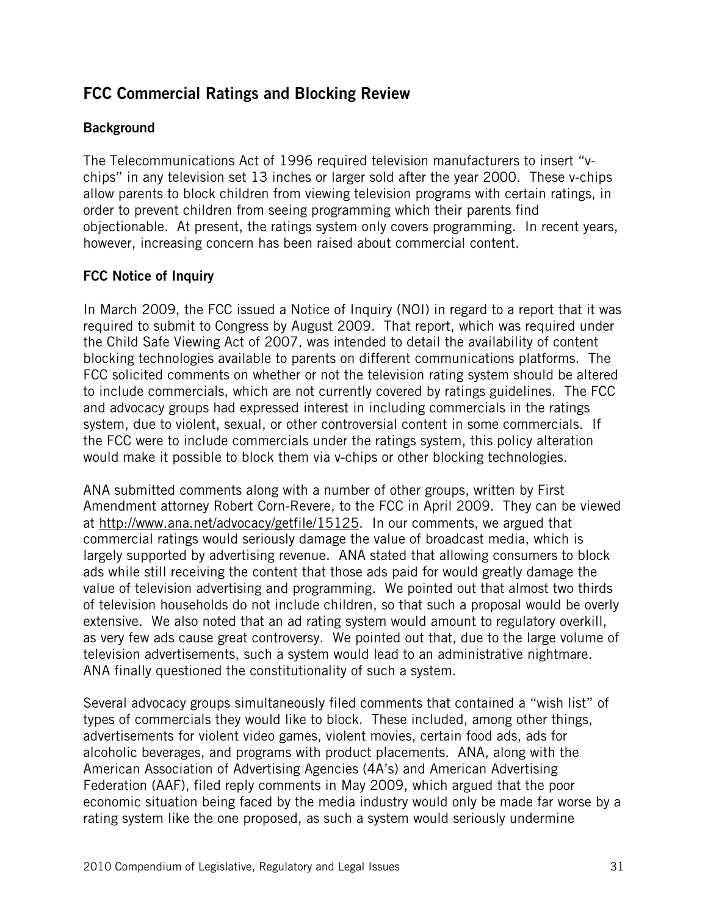## FCC Commercial Ratings and Blocking Review

### Background

The Telecommunications Act of 1996 required television manufacturers to insert "v-chips" in any television set 13 inches or larger sold after the year 2000. These v-chips allow parents to block children from viewing television programs with certain ratings, in order to prevent children from seeing programming which their parents find objectionable. At present, the ratings system only covers programming. In recent years, however, increasing concern has been raised about commercial content.

### FCC Notice of Inquiry

In March 2009, the FCC issued a Notice of Inquiry (NOI) in regard to a report that it was required to submit to Congress by August 2009. That report, which was required under the Child Safe Viewing Act of 2007, was intended to detail the availability of content blocking technologies available to parents on different communications platforms. The FCC solicited comments on whether or not the television rating system should be altered to include commercials, which are not currently covered by ratings guidelines. The FCC and advocacy groups had expressed interest in including commercials in the ratings system, due to violent, sexual, or other controversial content in some commercials. If the FCC were to include commercials under the ratings system, this policy alteration would make it possible to block them via v-chips or other blocking technologies.

ANA submitted comments along with a number of other groups, written by First Amendment attorney Robert Corn-Revere, to the FCC in April 2009. They can be viewed at http://www.ana.net/advocacy/getfile/15125. In our comments, we argued that commercial ratings would seriously damage the value of broadcast media, which is largely supported by advertising revenue. ANA stated that allowing consumers to block ads while still receiving the content that those ads paid for would greatly damage the value of television advertising and programming. We pointed out that almost two thirds of television households do not include children, so that such a proposal would be overly extensive. We also noted that an ad rating system would amount to regulatory overkill, as very few ads cause great controversy. We pointed out that, due to the large volume of television advertisements, such a system would lead to an administrative nightmare. ANA finally questioned the constitutionality of such a system.

Several advocacy groups simultaneously filed comments that contained a "wish list" of types of commercials they would like to block. These included, among other things, advertisements for violent video games, violent movies, certain food ads, ads for alcoholic beverages, and programs with product placements. ANA, along with the American Association of Advertising Agencies (4A's) and American Advertising Federation (AAF), filed reply comments in May 2009, which argued that the poor economic situation being faced by the media industry would only be made far worse by a rating system like the one proposed, as such a system would seriously undermine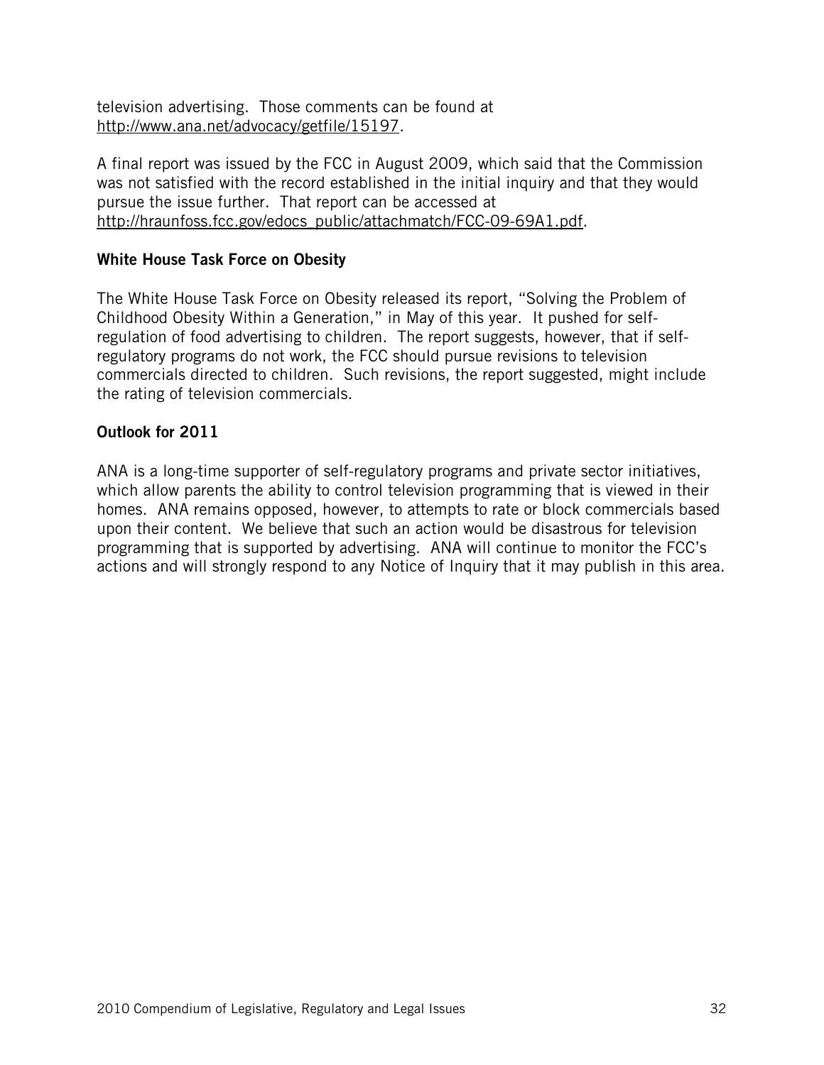television advertising. Those comments can be found at http://www.ana.net/advocacy/getfile/15197.

A final report was issued by the FCC in August 2009, which said that the Commission was not satisfied with the record established in the initial inquiry and that they would pursue the issue further. That report can be accessed at http://hraunfoss.fcc.gov/edocs_public/attachmatch/FCC-09-69A1.pdf.

**White House Task Force on Obesity**

The White House Task Force on Obesity released its report, "Solving the Problem of Childhood Obesity Within a Generation," in May of this year. It pushed for self-regulation of food advertising to children. The report suggests, however, that if self-regulatory programs do not work, the FCC should pursue revisions to television commercials directed to children. Such revisions, the report suggested, might include the rating of television commercials.

**Outlook for 2011**

ANA is a long-time supporter of self-regulatory programs and private sector initiatives, which allow parents the ability to control television programming that is viewed in their homes. ANA remains opposed, however, to attempts to rate or block commercials based upon their content. We believe that such an action would be disastrous for television programming that is supported by advertising. ANA will continue to monitor the FCC's actions and will strongly respond to any Notice of Inquiry that it may publish in this area.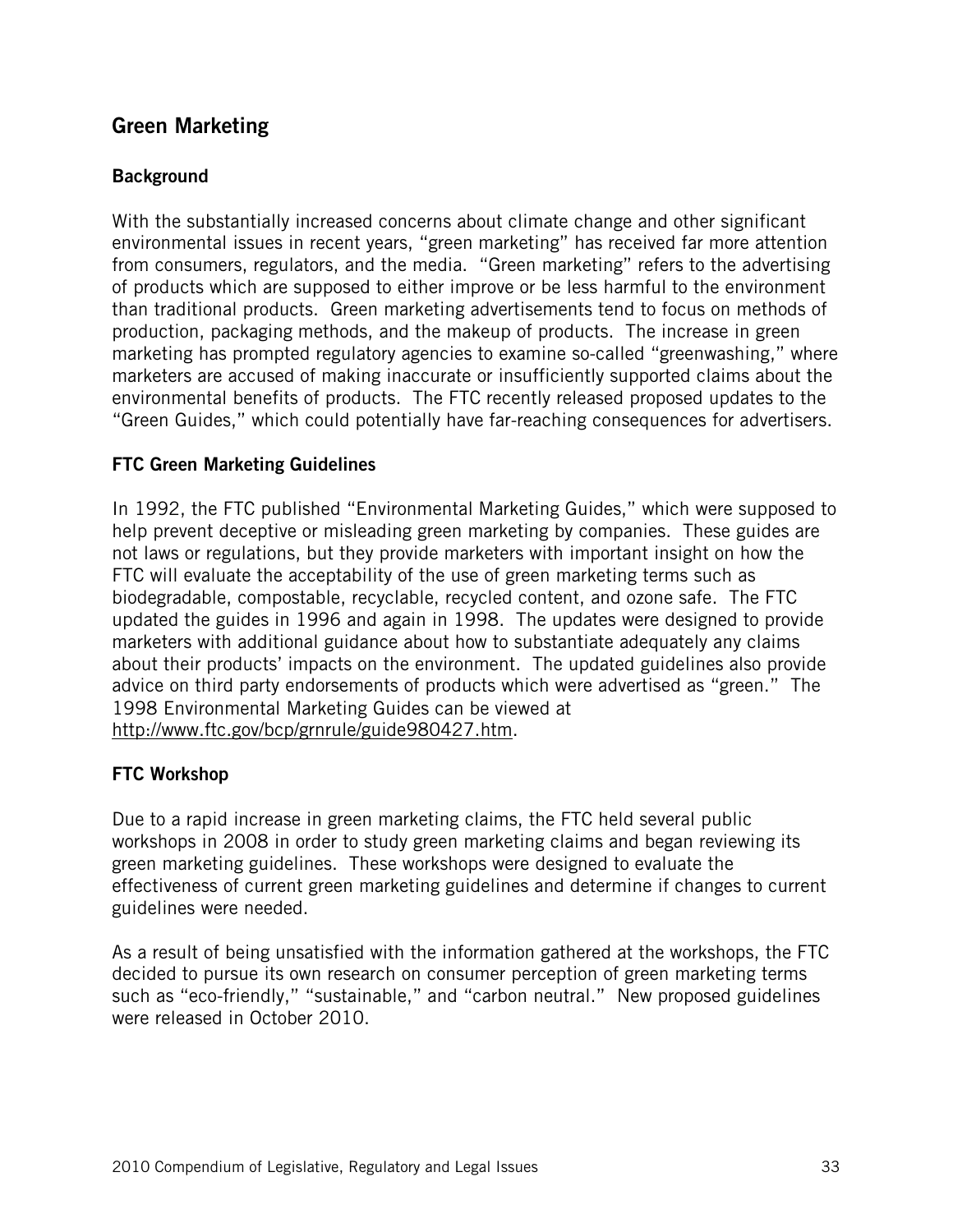## Green Marketing

### Background

With the substantially increased concerns about climate change and other significant environmental issues in recent years, "green marketing" has received far more attention from consumers, regulators, and the media. "Green marketing" refers to the advertising of products which are supposed to either improve or be less harmful to the environment than traditional products. Green marketing advertisements tend to focus on methods of production, packaging methods, and the makeup of products. The increase in green marketing has prompted regulatory agencies to examine so-called "greenwashing," where marketers are accused of making inaccurate or insufficiently supported claims about the environmental benefits of products. The FTC recently released proposed updates to the "Green Guides," which could potentially have far-reaching consequences for advertisers.

### FTC Green Marketing Guidelines

In 1992, the FTC published "Environmental Marketing Guides," which were supposed to help prevent deceptive or misleading green marketing by companies. These guides are not laws or regulations, but they provide marketers with important insight on how the FTC will evaluate the acceptability of the use of green marketing terms such as biodegradable, compostable, recyclable, recycled content, and ozone safe. The FTC updated the guides in 1996 and again in 1998. The updates were designed to provide marketers with additional guidance about how to substantiate adequately any claims about their products' impacts on the environment. The updated guidelines also provide advice on third party endorsements of products which were advertised as "green." The 1998 Environmental Marketing Guides can be viewed at http://www.ftc.gov/bcp/grnrule/guide980427.htm.

### FTC Workshop

Due to a rapid increase in green marketing claims, the FTC held several public workshops in 2008 in order to study green marketing claims and began reviewing its green marketing guidelines. These workshops were designed to evaluate the effectiveness of current green marketing guidelines and determine if changes to current guidelines were needed.

As a result of being unsatisfied with the information gathered at the workshops, the FTC decided to pursue its own research on consumer perception of green marketing terms such as "eco-friendly," "sustainable," and "carbon neutral." New proposed guidelines were released in October 2010.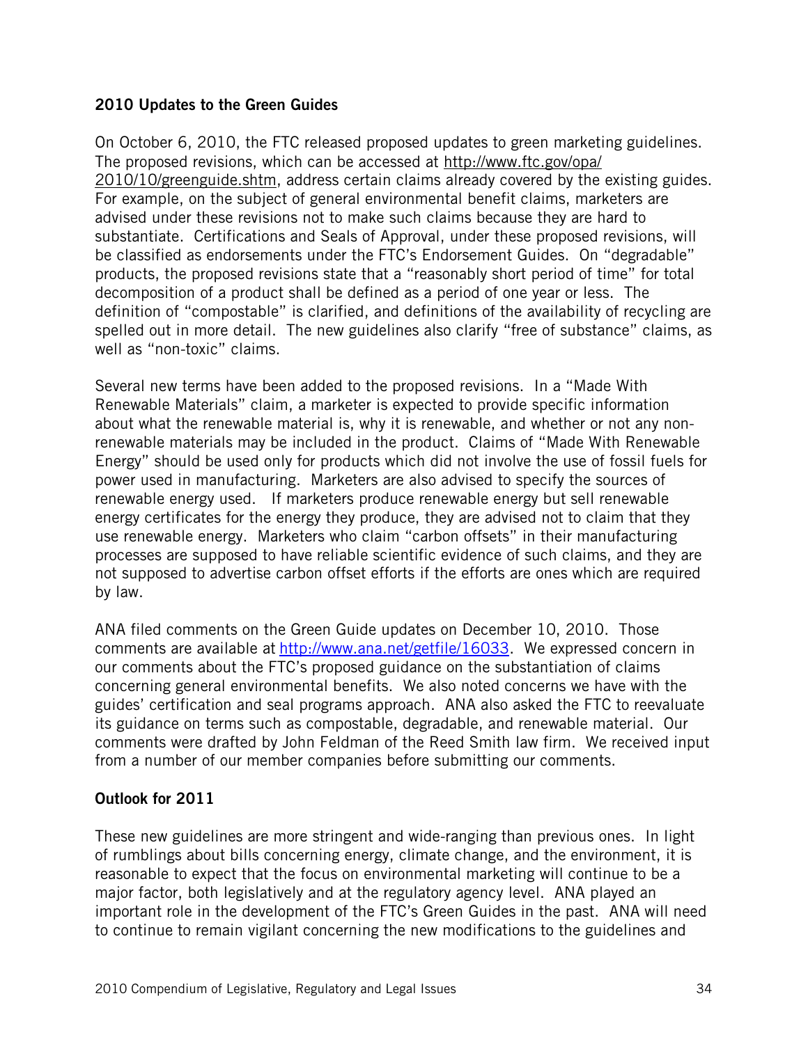**2010 Updates to the Green Guides**

On October 6, 2010, the FTC released proposed updates to green marketing guidelines. The proposed revisions, which can be accessed at http://www.ftc.gov/opa/2010/10/greenguide.shtm, address certain claims already covered by the existing guides. For example, on the subject of general environmental benefit claims, marketers are advised under these revisions not to make such claims because they are hard to substantiate. Certifications and Seals of Approval, under these proposed revisions, will be classified as endorsements under the FTC's Endorsement Guides. On "degradable" products, the proposed revisions state that a "reasonably short period of time" for total decomposition of a product shall be defined as a period of one year or less. The definition of "compostable" is clarified, and definitions of the availability of recycling are spelled out in more detail. The new guidelines also clarify "free of substance" claims, as well as "non-toxic" claims.

Several new terms have been added to the proposed revisions. In a "Made With Renewable Materials" claim, a marketer is expected to provide specific information about what the renewable material is, why it is renewable, and whether or not any non-renewable materials may be included in the product. Claims of "Made With Renewable Energy" should be used only for products which did not involve the use of fossil fuels for power used in manufacturing. Marketers are also advised to specify the sources of renewable energy used. If marketers produce renewable energy but sell renewable energy certificates for the energy they produce, they are advised not to claim that they use renewable energy. Marketers who claim "carbon offsets" in their manufacturing processes are supposed to have reliable scientific evidence of such claims, and they are not supposed to advertise carbon offset efforts if the efforts are ones which are required by law.

ANA filed comments on the Green Guide updates on December 10, 2010. Those comments are available at http://www.ana.net/getfile/16033. We expressed concern in our comments about the FTC's proposed guidance on the substantiation of claims concerning general environmental benefits. We also noted concerns we have with the guides' certification and seal programs approach. ANA also asked the FTC to reevaluate its guidance on terms such as compostable, degradable, and renewable material. Our comments were drafted by John Feldman of the Reed Smith law firm. We received input from a number of our member companies before submitting our comments.

**Outlook for 2011**

These new guidelines are more stringent and wide-ranging than previous ones. In light of rumblings about bills concerning energy, climate change, and the environment, it is reasonable to expect that the focus on environmental marketing will continue to be a major factor, both legislatively and at the regulatory agency level. ANA played an important role in the development of the FTC's Green Guides in the past. ANA will need to continue to remain vigilant concerning the new modifications to the guidelines and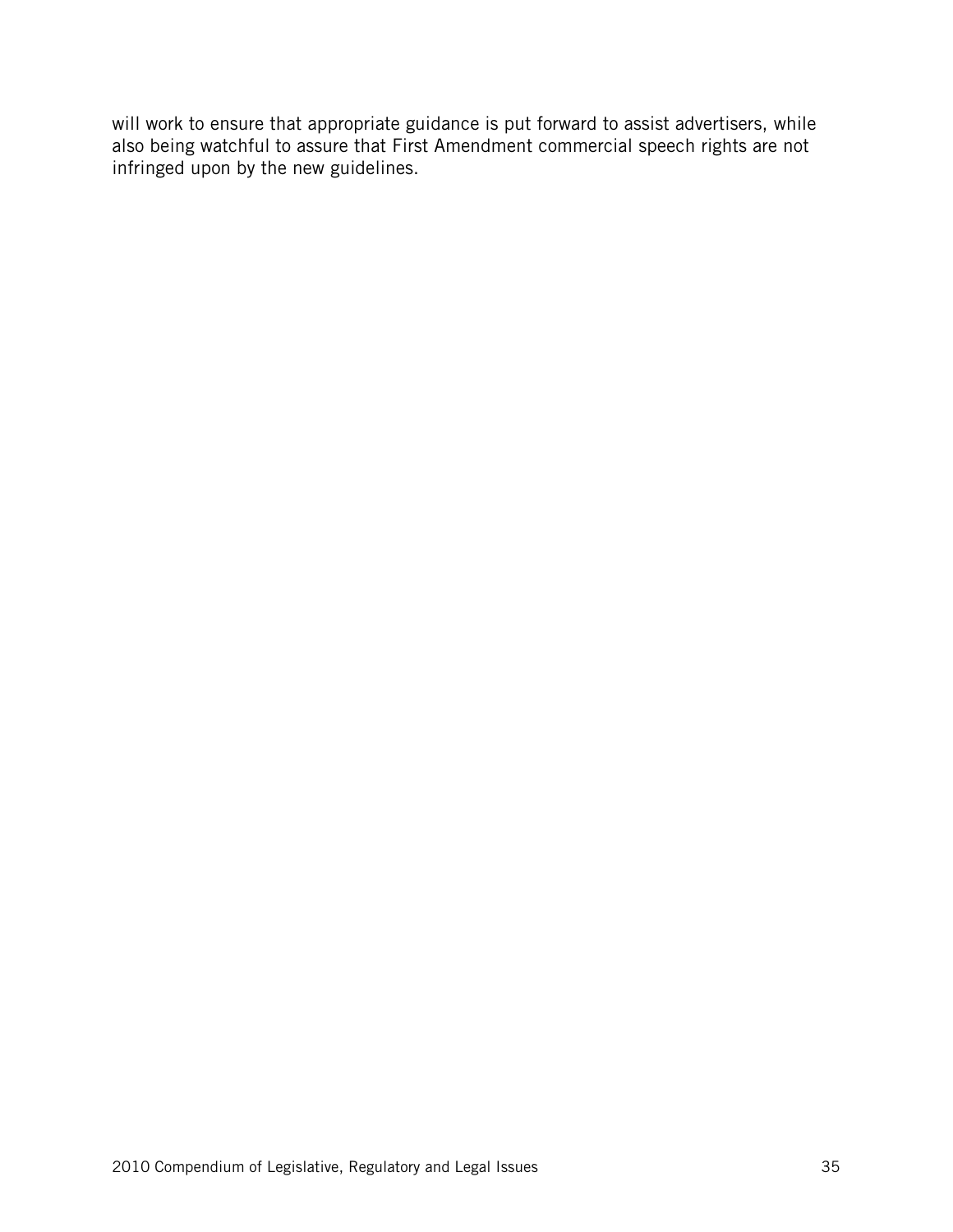will work to ensure that appropriate guidance is put forward to assist advertisers, while also being watchful to assure that First Amendment commercial speech rights are not infringed upon by the new guidelines.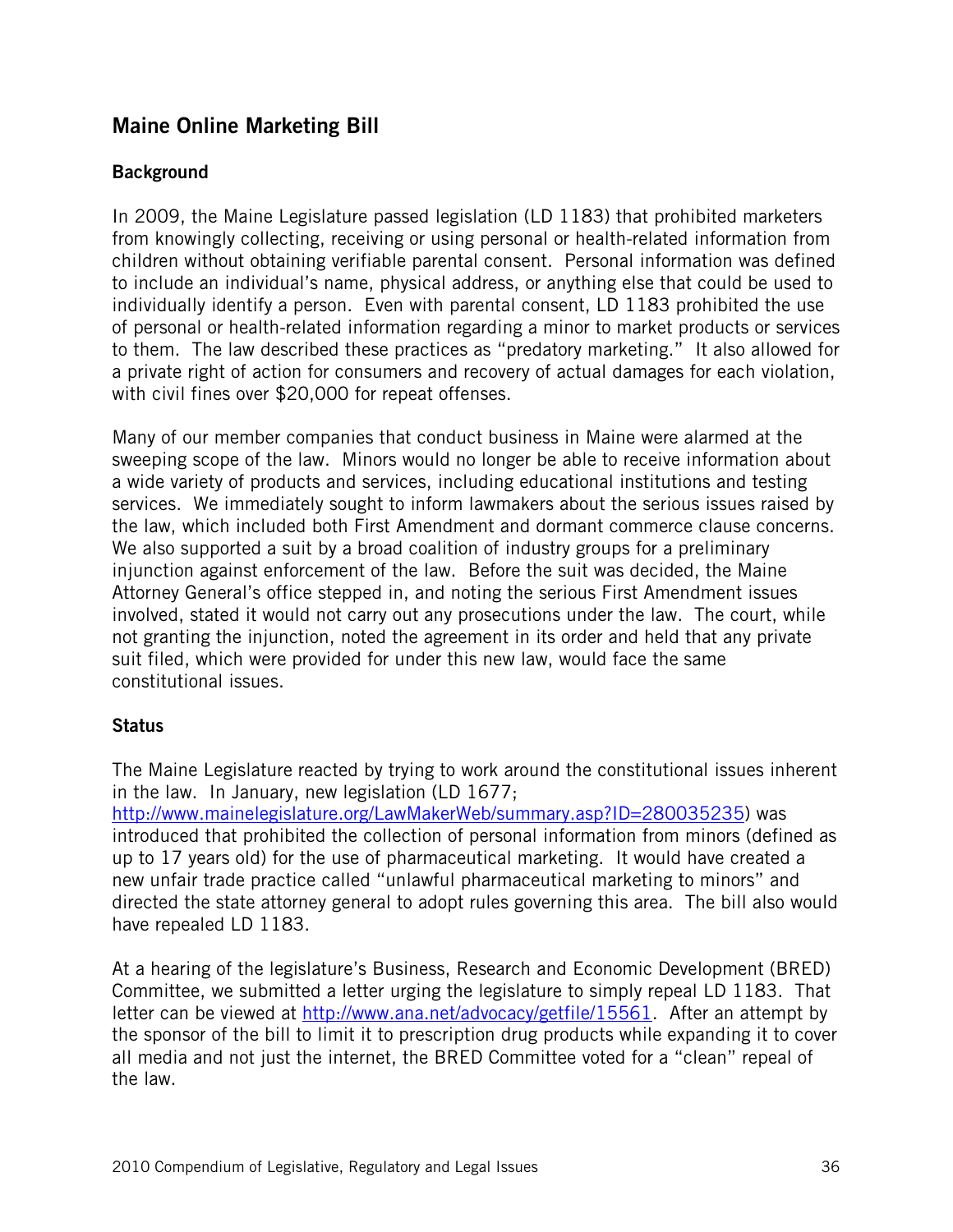## Maine Online Marketing Bill

### Background

In 2009, the Maine Legislature passed legislation (LD 1183) that prohibited marketers from knowingly collecting, receiving or using personal or health-related information from children without obtaining verifiable parental consent. Personal information was defined to include an individual's name, physical address, or anything else that could be used to individually identify a person. Even with parental consent, LD 1183 prohibited the use of personal or health-related information regarding a minor to market products or services to them. The law described these practices as "predatory marketing." It also allowed for a private right of action for consumers and recovery of actual damages for each violation, with civil fines over $20,000 for repeat offenses.

Many of our member companies that conduct business in Maine were alarmed at the sweeping scope of the law. Minors would no longer be able to receive information about a wide variety of products and services, including educational institutions and testing services. We immediately sought to inform lawmakers about the serious issues raised by the law, which included both First Amendment and dormant commerce clause concerns. We also supported a suit by a broad coalition of industry groups for a preliminary injunction against enforcement of the law. Before the suit was decided, the Maine Attorney General's office stepped in, and noting the serious First Amendment issues involved, stated it would not carry out any prosecutions under the law. The court, while not granting the injunction, noted the agreement in its order and held that any private suit filed, which were provided for under this new law, would face the same constitutional issues.

### Status

The Maine Legislature reacted by trying to work around the constitutional issues inherent in the law. In January, new legislation (LD 1677; http://www.mainelegislature.org/LawMakerWeb/summary.asp?ID=280035235) was introduced that prohibited the collection of personal information from minors (defined as up to 17 years old) for the use of pharmaceutical marketing. It would have created a new unfair trade practice called "unlawful pharmaceutical marketing to minors" and directed the state attorney general to adopt rules governing this area. The bill also would have repealed LD 1183.

At a hearing of the legislature's Business, Research and Economic Development (BRED) Committee, we submitted a letter urging the legislature to simply repeal LD 1183. That letter can be viewed at http://www.ana.net/advocacy/getfile/15561. After an attempt by the sponsor of the bill to limit it to prescription drug products while expanding it to cover all media and not just the internet, the BRED Committee voted for a "clean" repeal of the law.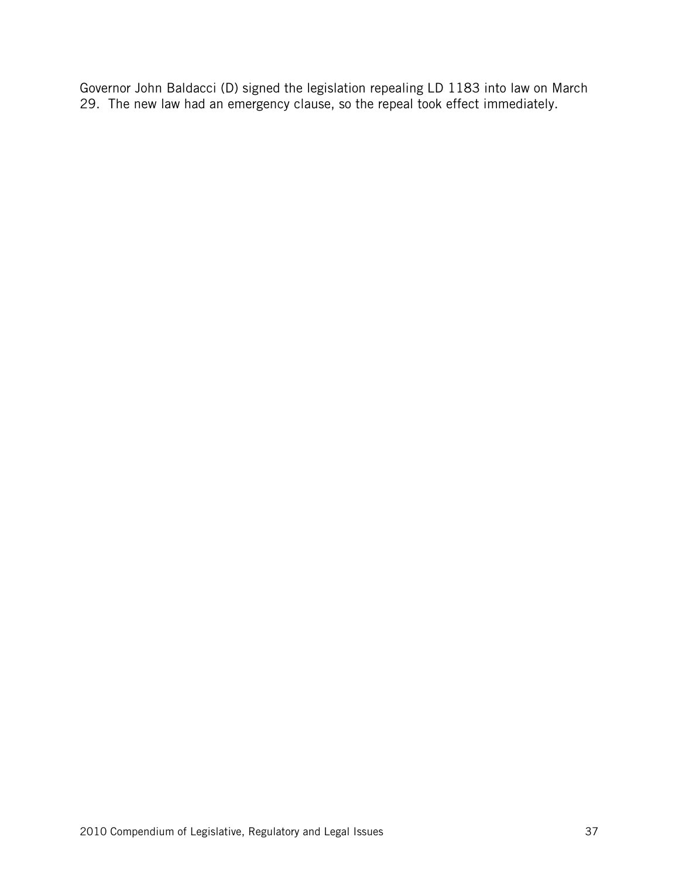Governor John Baldacci (D) signed the legislation repealing LD 1183 into law on March 29. The new law had an emergency clause, so the repeal took effect immediately.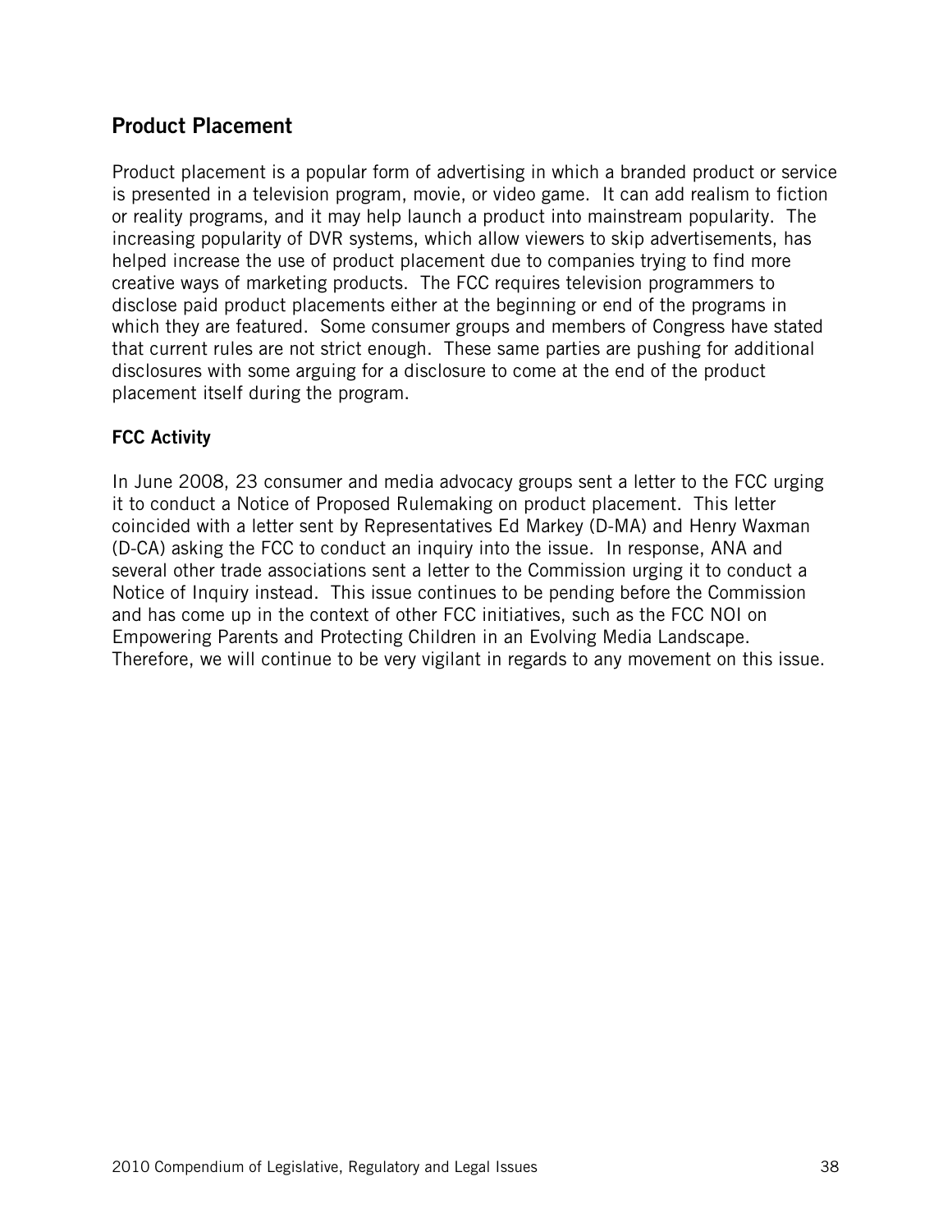## Product Placement

Product placement is a popular form of advertising in which a branded product or service is presented in a television program, movie, or video game. It can add realism to fiction or reality programs, and it may help launch a product into mainstream popularity. The increasing popularity of DVR systems, which allow viewers to skip advertisements, has helped increase the use of product placement due to companies trying to find more creative ways of marketing products. The FCC requires television programmers to disclose paid product placements either at the beginning or end of the programs in which they are featured. Some consumer groups and members of Congress have stated that current rules are not strict enough. These same parties are pushing for additional disclosures with some arguing for a disclosure to come at the end of the product placement itself during the program.

### FCC Activity

In June 2008, 23 consumer and media advocacy groups sent a letter to the FCC urging it to conduct a Notice of Proposed Rulemaking on product placement. This letter coincided with a letter sent by Representatives Ed Markey (D-MA) and Henry Waxman (D-CA) asking the FCC to conduct an inquiry into the issue. In response, ANA and several other trade associations sent a letter to the Commission urging it to conduct a Notice of Inquiry instead. This issue continues to be pending before the Commission and has come up in the context of other FCC initiatives, such as the FCC NOI on Empowering Parents and Protecting Children in an Evolving Media Landscape. Therefore, we will continue to be very vigilant in regards to any movement on this issue.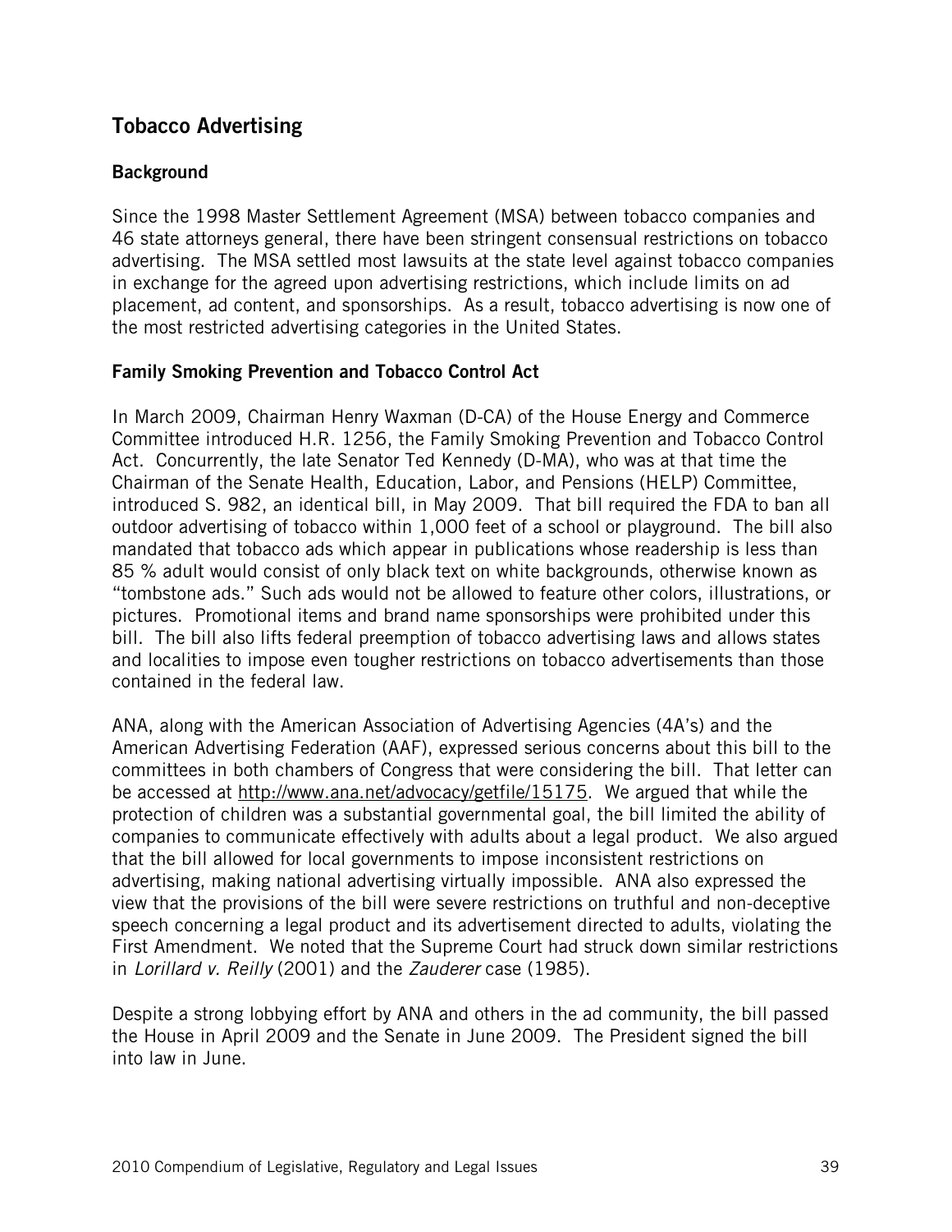## Tobacco Advertising

### Background

Since the 1998 Master Settlement Agreement (MSA) between tobacco companies and 46 state attorneys general, there have been stringent consensual restrictions on tobacco advertising. The MSA settled most lawsuits at the state level against tobacco companies in exchange for the agreed upon advertising restrictions, which include limits on ad placement, ad content, and sponsorships. As a result, tobacco advertising is now one of the most restricted advertising categories in the United States.

### Family Smoking Prevention and Tobacco Control Act

In March 2009, Chairman Henry Waxman (D-CA) of the House Energy and Commerce Committee introduced H.R. 1256, the Family Smoking Prevention and Tobacco Control Act. Concurrently, the late Senator Ted Kennedy (D-MA), who was at that time the Chairman of the Senate Health, Education, Labor, and Pensions (HELP) Committee, introduced S. 982, an identical bill, in May 2009. That bill required the FDA to ban all outdoor advertising of tobacco within 1,000 feet of a school or playground. The bill also mandated that tobacco ads which appear in publications whose readership is less than 85 % adult would consist of only black text on white backgrounds, otherwise known as "tombstone ads." Such ads would not be allowed to feature other colors, illustrations, or pictures. Promotional items and brand name sponsorships were prohibited under this bill. The bill also lifts federal preemption of tobacco advertising laws and allows states and localities to impose even tougher restrictions on tobacco advertisements than those contained in the federal law.

ANA, along with the American Association of Advertising Agencies (4A's) and the American Advertising Federation (AAF), expressed serious concerns about this bill to the committees in both chambers of Congress that were considering the bill. That letter can be accessed at http://www.ana.net/advocacy/getfile/15175. We argued that while the protection of children was a substantial governmental goal, the bill limited the ability of companies to communicate effectively with adults about a legal product. We also argued that the bill allowed for local governments to impose inconsistent restrictions on advertising, making national advertising virtually impossible. ANA also expressed the view that the provisions of the bill were severe restrictions on truthful and non-deceptive speech concerning a legal product and its advertisement directed to adults, violating the First Amendment. We noted that the Supreme Court had struck down similar restrictions in *Lorillard v. Reilly* (2001) and the *Zauderer* case (1985).

Despite a strong lobbying effort by ANA and others in the ad community, the bill passed the House in April 2009 and the Senate in June 2009. The President signed the bill into law in June.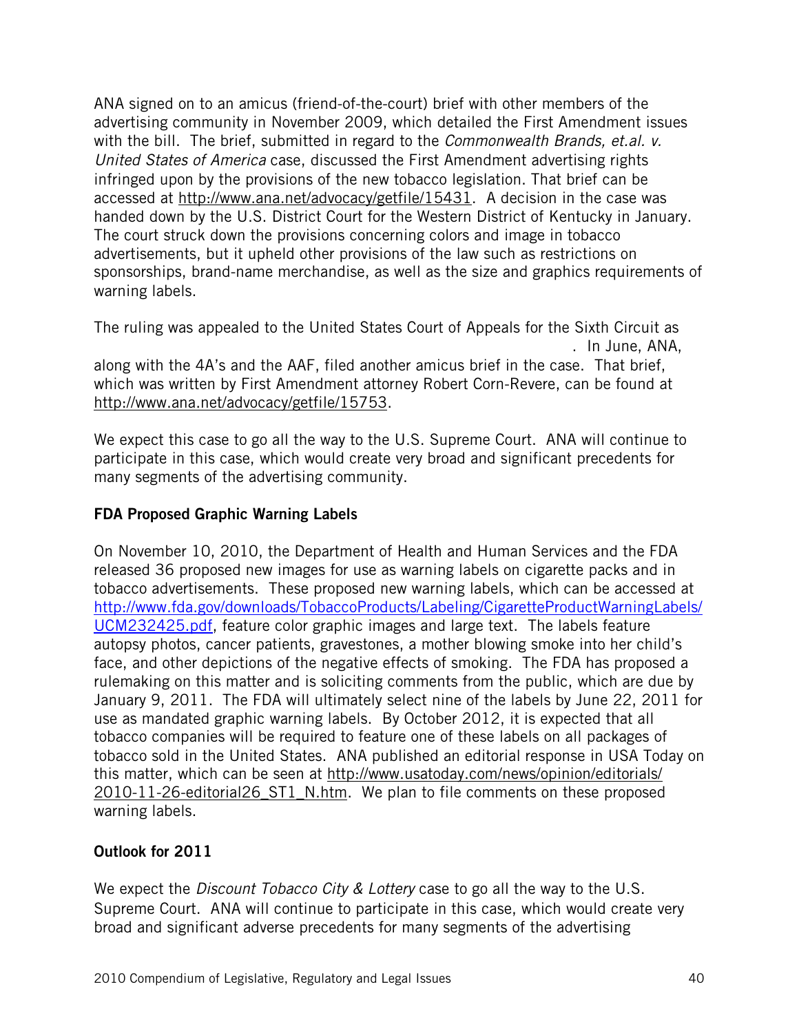ANA signed on to an amicus (friend-of-the-court) brief with other members of the advertising community in November 2009, which detailed the First Amendment issues with the bill. The brief, submitted in regard to the *Commonwealth Brands, et.al. v. United States of America* case, discussed the First Amendment advertising rights infringed upon by the provisions of the new tobacco legislation. That brief can be accessed at http://www.ana.net/advocacy/getfile/15431. A decision in the case was handed down by the U.S. District Court for the Western District of Kentucky in January. The court struck down the provisions concerning colors and image in tobacco advertisements, but it upheld other provisions of the law such as restrictions on sponsorships, brand-name merchandise, as well as the size and graphics requirements of warning labels.

The ruling was appealed to the United States Court of Appeals for the Sixth Circuit as . In June, ANA, along with the 4A's and the AAF, filed another amicus brief in the case. That brief, which was written by First Amendment attorney Robert Corn-Revere, can be found at http://www.ana.net/advocacy/getfile/15753.

We expect this case to go all the way to the U.S. Supreme Court. ANA will continue to participate in this case, which would create very broad and significant precedents for many segments of the advertising community.

### FDA Proposed Graphic Warning Labels

On November 10, 2010, the Department of Health and Human Services and the FDA released 36 proposed new images for use as warning labels on cigarette packs and in tobacco advertisements. These proposed new warning labels, which can be accessed at http://www.fda.gov/downloads/TobaccoProducts/Labeling/CigaretteProductWarningLabels/UCM232425.pdf, feature color graphic images and large text. The labels feature autopsy photos, cancer patients, gravestones, a mother blowing smoke into her child's face, and other depictions of the negative effects of smoking. The FDA has proposed a rulemaking on this matter and is soliciting comments from the public, which are due by January 9, 2011. The FDA will ultimately select nine of the labels by June 22, 2011 for use as mandated graphic warning labels. By October 2012, it is expected that all tobacco companies will be required to feature one of these labels on all packages of tobacco sold in the United States. ANA published an editorial response in USA Today on this matter, which can be seen at http://www.usatoday.com/news/opinion/editorials/2010-11-26-editorial26_ST1_N.htm. We plan to file comments on these proposed warning labels.

### Outlook for 2011

We expect the *Discount Tobacco City & Lottery* case to go all the way to the U.S. Supreme Court. ANA will continue to participate in this case, which would create very broad and significant adverse precedents for many segments of the advertising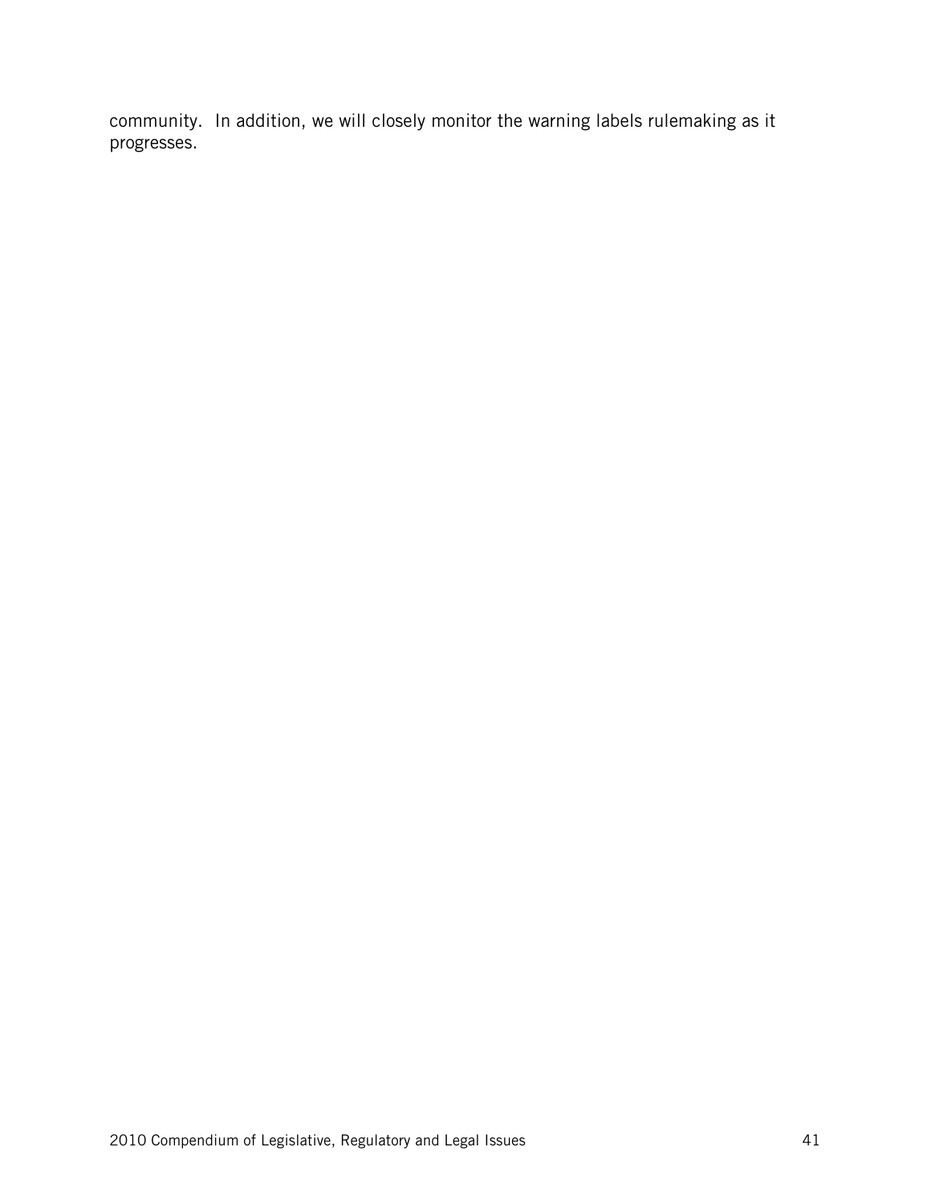community.  In addition, we will closely monitor the warning labels rulemaking as it progresses.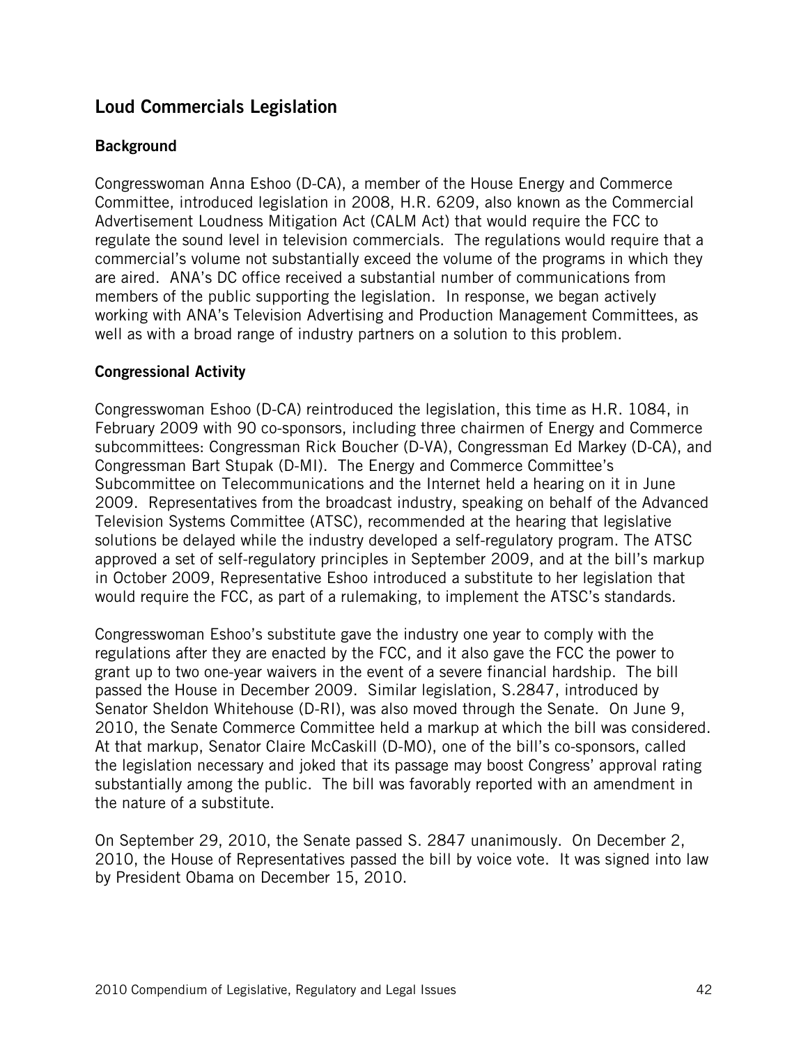## Loud Commercials Legislation

### Background

Congresswoman Anna Eshoo (D-CA), a member of the House Energy and Commerce Committee, introduced legislation in 2008, H.R. 6209, also known as the Commercial Advertisement Loudness Mitigation Act (CALM Act) that would require the FCC to regulate the sound level in television commercials. The regulations would require that a commercial's volume not substantially exceed the volume of the programs in which they are aired. ANA's DC office received a substantial number of communications from members of the public supporting the legislation. In response, we began actively working with ANA's Television Advertising and Production Management Committees, as well as with a broad range of industry partners on a solution to this problem.

### Congressional Activity

Congresswoman Eshoo (D-CA) reintroduced the legislation, this time as H.R. 1084, in February 2009 with 90 co-sponsors, including three chairmen of Energy and Commerce subcommittees: Congressman Rick Boucher (D-VA), Congressman Ed Markey (D-CA), and Congressman Bart Stupak (D-MI). The Energy and Commerce Committee's Subcommittee on Telecommunications and the Internet held a hearing on it in June 2009. Representatives from the broadcast industry, speaking on behalf of the Advanced Television Systems Committee (ATSC), recommended at the hearing that legislative solutions be delayed while the industry developed a self-regulatory program. The ATSC approved a set of self-regulatory principles in September 2009, and at the bill's markup in October 2009, Representative Eshoo introduced a substitute to her legislation that would require the FCC, as part of a rulemaking, to implement the ATSC's standards.

Congresswoman Eshoo's substitute gave the industry one year to comply with the regulations after they are enacted by the FCC, and it also gave the FCC the power to grant up to two one-year waivers in the event of a severe financial hardship. The bill passed the House in December 2009. Similar legislation, S.2847, introduced by Senator Sheldon Whitehouse (D-RI), was also moved through the Senate. On June 9, 2010, the Senate Commerce Committee held a markup at which the bill was considered. At that markup, Senator Claire McCaskill (D-MO), one of the bill's co-sponsors, called the legislation necessary and joked that its passage may boost Congress' approval rating substantially among the public. The bill was favorably reported with an amendment in the nature of a substitute.

On September 29, 2010, the Senate passed S. 2847 unanimously. On December 2, 2010, the House of Representatives passed the bill by voice vote. It was signed into law by President Obama on December 15, 2010.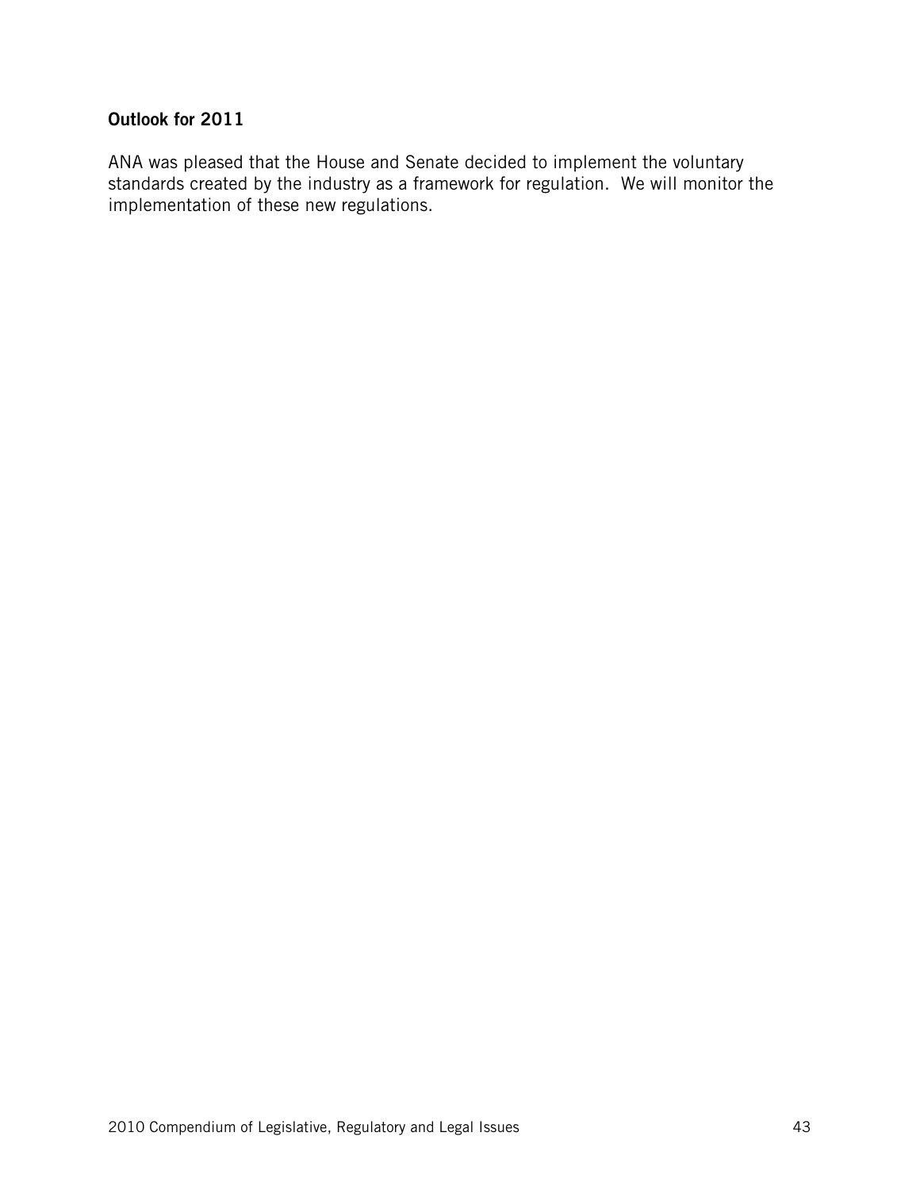### Outlook for 2011

ANA was pleased that the House and Senate decided to implement the voluntary standards created by the industry as a framework for regulation. We will monitor the implementation of these new regulations.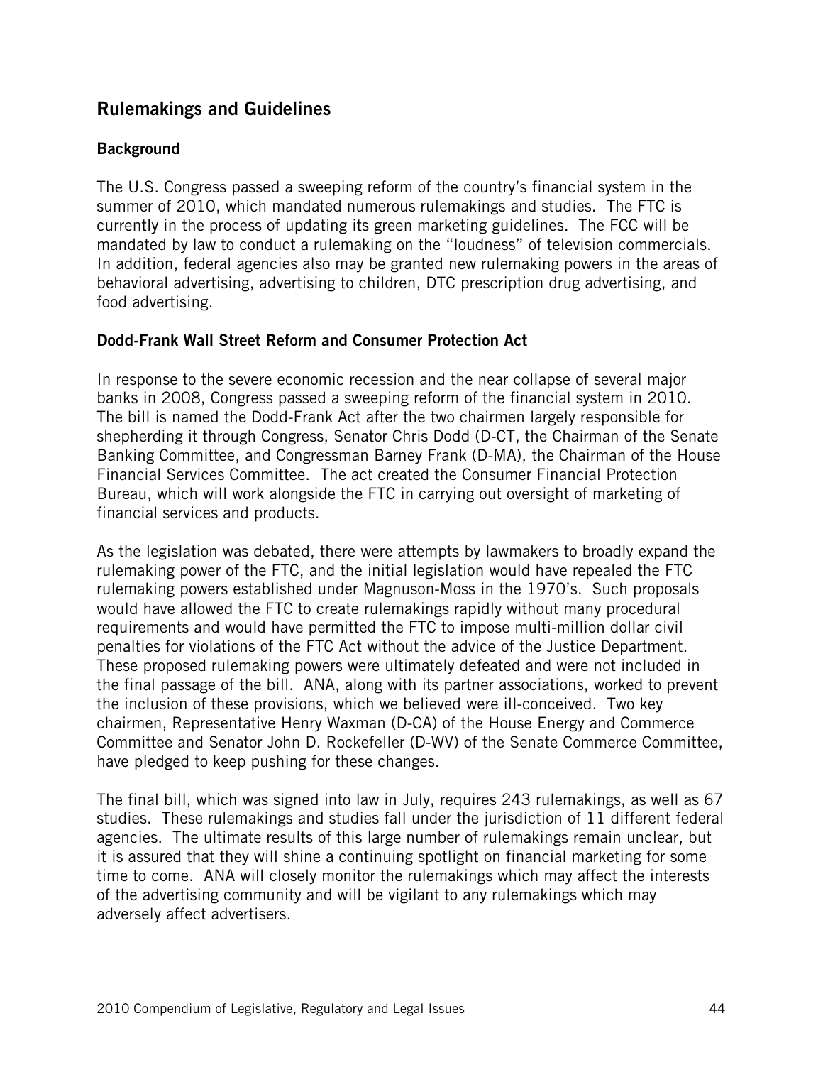## Rulemakings and Guidelines

### Background

The U.S. Congress passed a sweeping reform of the country's financial system in the summer of 2010, which mandated numerous rulemakings and studies. The FTC is currently in the process of updating its green marketing guidelines. The FCC will be mandated by law to conduct a rulemaking on the "loudness" of television commercials. In addition, federal agencies also may be granted new rulemaking powers in the areas of behavioral advertising, advertising to children, DTC prescription drug advertising, and food advertising.

### Dodd-Frank Wall Street Reform and Consumer Protection Act

In response to the severe economic recession and the near collapse of several major banks in 2008, Congress passed a sweeping reform of the financial system in 2010. The bill is named the Dodd-Frank Act after the two chairmen largely responsible for shepherding it through Congress, Senator Chris Dodd (D-CT, the Chairman of the Senate Banking Committee, and Congressman Barney Frank (D-MA), the Chairman of the House Financial Services Committee. The act created the Consumer Financial Protection Bureau, which will work alongside the FTC in carrying out oversight of marketing of financial services and products.

As the legislation was debated, there were attempts by lawmakers to broadly expand the rulemaking power of the FTC, and the initial legislation would have repealed the FTC rulemaking powers established under Magnuson-Moss in the 1970's. Such proposals would have allowed the FTC to create rulemakings rapidly without many procedural requirements and would have permitted the FTC to impose multi-million dollar civil penalties for violations of the FTC Act without the advice of the Justice Department. These proposed rulemaking powers were ultimately defeated and were not included in the final passage of the bill. ANA, along with its partner associations, worked to prevent the inclusion of these provisions, which we believed were ill-conceived. Two key chairmen, Representative Henry Waxman (D-CA) of the House Energy and Commerce Committee and Senator John D. Rockefeller (D-WV) of the Senate Commerce Committee, have pledged to keep pushing for these changes.

The final bill, which was signed into law in July, requires 243 rulemakings, as well as 67 studies. These rulemakings and studies fall under the jurisdiction of 11 different federal agencies. The ultimate results of this large number of rulemakings remain unclear, but it is assured that they will shine a continuing spotlight on financial marketing for some time to come. ANA will closely monitor the rulemakings which may affect the interests of the advertising community and will be vigilant to any rulemakings which may adversely affect advertisers.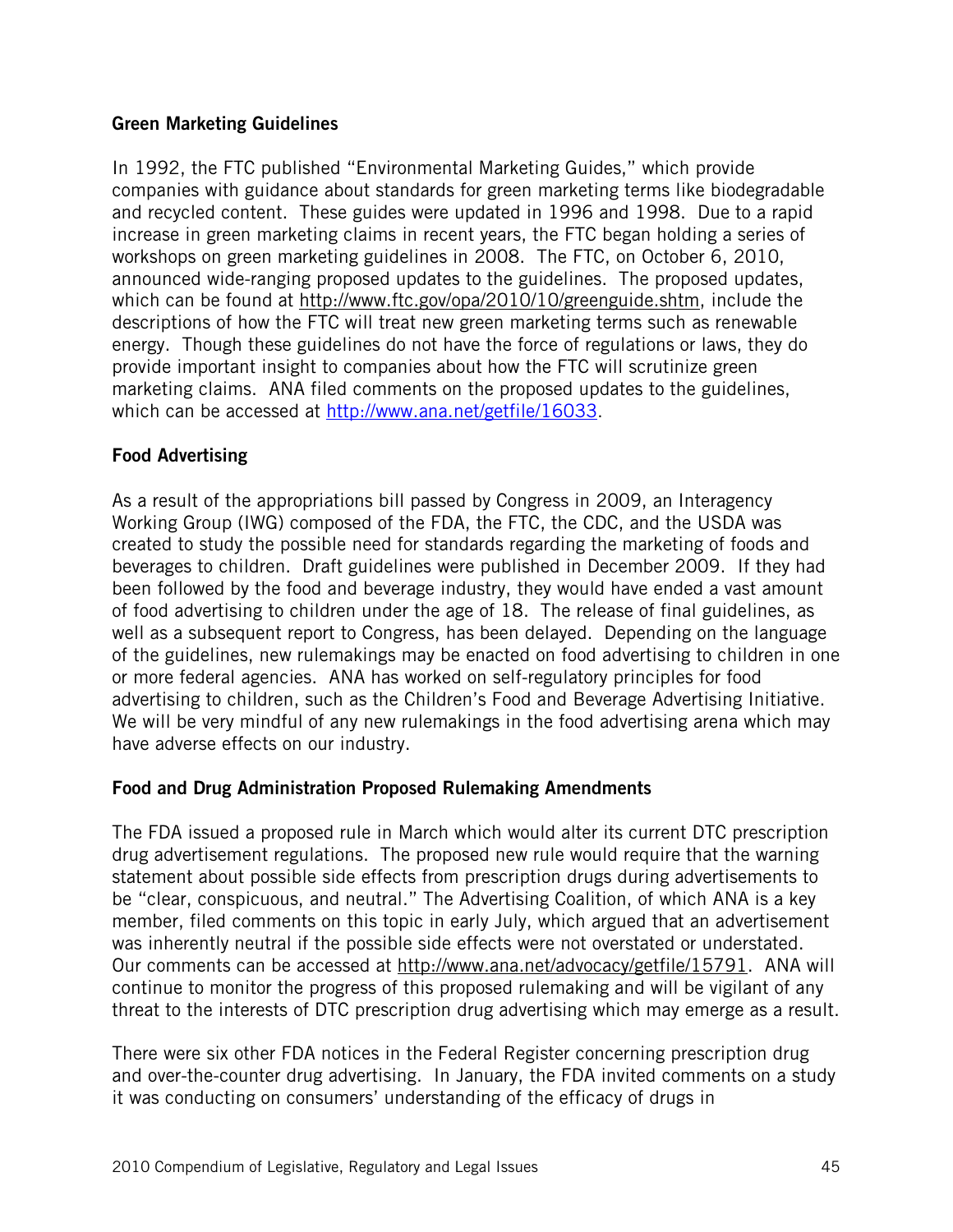## Green Marketing Guidelines

In 1992, the FTC published "Environmental Marketing Guides," which provide companies with guidance about standards for green marketing terms like biodegradable and recycled content. These guides were updated in 1996 and 1998. Due to a rapid increase in green marketing claims in recent years, the FTC began holding a series of workshops on green marketing guidelines in 2008. The FTC, on October 6, 2010, announced wide-ranging proposed updates to the guidelines. The proposed updates, which can be found at http://www.ftc.gov/opa/2010/10/greenguide.shtm, include the descriptions of how the FTC will treat new green marketing terms such as renewable energy. Though these guidelines do not have the force of regulations or laws, they do provide important insight to companies about how the FTC will scrutinize green marketing claims. ANA filed comments on the proposed updates to the guidelines, which can be accessed at http://www.ana.net/getfile/16033.

## Food Advertising

As a result of the appropriations bill passed by Congress in 2009, an Interagency Working Group (IWG) composed of the FDA, the FTC, the CDC, and the USDA was created to study the possible need for standards regarding the marketing of foods and beverages to children. Draft guidelines were published in December 2009. If they had been followed by the food and beverage industry, they would have ended a vast amount of food advertising to children under the age of 18. The release of final guidelines, as well as a subsequent report to Congress, has been delayed. Depending on the language of the guidelines, new rulemakings may be enacted on food advertising to children in one or more federal agencies. ANA has worked on self-regulatory principles for food advertising to children, such as the Children's Food and Beverage Advertising Initiative. We will be very mindful of any new rulemakings in the food advertising arena which may have adverse effects on our industry.

## Food and Drug Administration Proposed Rulemaking Amendments

The FDA issued a proposed rule in March which would alter its current DTC prescription drug advertisement regulations. The proposed new rule would require that the warning statement about possible side effects from prescription drugs during advertisements to be "clear, conspicuous, and neutral." The Advertising Coalition, of which ANA is a key member, filed comments on this topic in early July, which argued that an advertisement was inherently neutral if the possible side effects were not overstated or understated. Our comments can be accessed at http://www.ana.net/advocacy/getfile/15791. ANA will continue to monitor the progress of this proposed rulemaking and will be vigilant of any threat to the interests of DTC prescription drug advertising which may emerge as a result.

There were six other FDA notices in the Federal Register concerning prescription drug and over-the-counter drug advertising. In January, the FDA invited comments on a study it was conducting on consumers' understanding of the efficacy of drugs in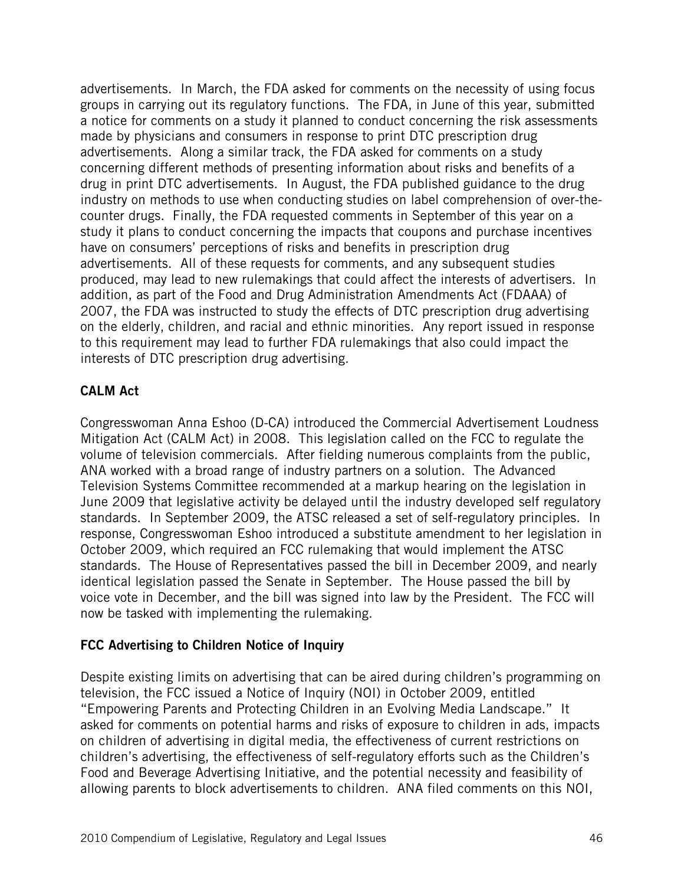advertisements. In March, the FDA asked for comments on the necessity of using focus groups in carrying out its regulatory functions. The FDA, in June of this year, submitted a notice for comments on a study it planned to conduct concerning the risk assessments made by physicians and consumers in response to print DTC prescription drug advertisements. Along a similar track, the FDA asked for comments on a study concerning different methods of presenting information about risks and benefits of a drug in print DTC advertisements. In August, the FDA published guidance to the drug industry on methods to use when conducting studies on label comprehension of over-the-counter drugs. Finally, the FDA requested comments in September of this year on a study it plans to conduct concerning the impacts that coupons and purchase incentives have on consumers' perceptions of risks and benefits in prescription drug advertisements. All of these requests for comments, and any subsequent studies produced, may lead to new rulemakings that could affect the interests of advertisers. In addition, as part of the Food and Drug Administration Amendments Act (FDAAA) of 2007, the FDA was instructed to study the effects of DTC prescription drug advertising on the elderly, children, and racial and ethnic minorities. Any report issued in response to this requirement may lead to further FDA rulemakings that also could impact the interests of DTC prescription drug advertising.

### CALM Act

Congresswoman Anna Eshoo (D-CA) introduced the Commercial Advertisement Loudness Mitigation Act (CALM Act) in 2008. This legislation called on the FCC to regulate the volume of television commercials. After fielding numerous complaints from the public, ANA worked with a broad range of industry partners on a solution. The Advanced Television Systems Committee recommended at a markup hearing on the legislation in June 2009 that legislative activity be delayed until the industry developed self regulatory standards. In September 2009, the ATSC released a set of self-regulatory principles. In response, Congresswoman Eshoo introduced a substitute amendment to her legislation in October 2009, which required an FCC rulemaking that would implement the ATSC standards. The House of Representatives passed the bill in December 2009, and nearly identical legislation passed the Senate in September. The House passed the bill by voice vote in December, and the bill was signed into law by the President. The FCC will now be tasked with implementing the rulemaking.

### FCC Advertising to Children Notice of Inquiry

Despite existing limits on advertising that can be aired during children's programming on television, the FCC issued a Notice of Inquiry (NOI) in October 2009, entitled "Empowering Parents and Protecting Children in an Evolving Media Landscape." It asked for comments on potential harms and risks of exposure to children in ads, impacts on children of advertising in digital media, the effectiveness of current restrictions on children's advertising, the effectiveness of self-regulatory efforts such as the Children's Food and Beverage Advertising Initiative, and the potential necessity and feasibility of allowing parents to block advertisements to children. ANA filed comments on this NOI,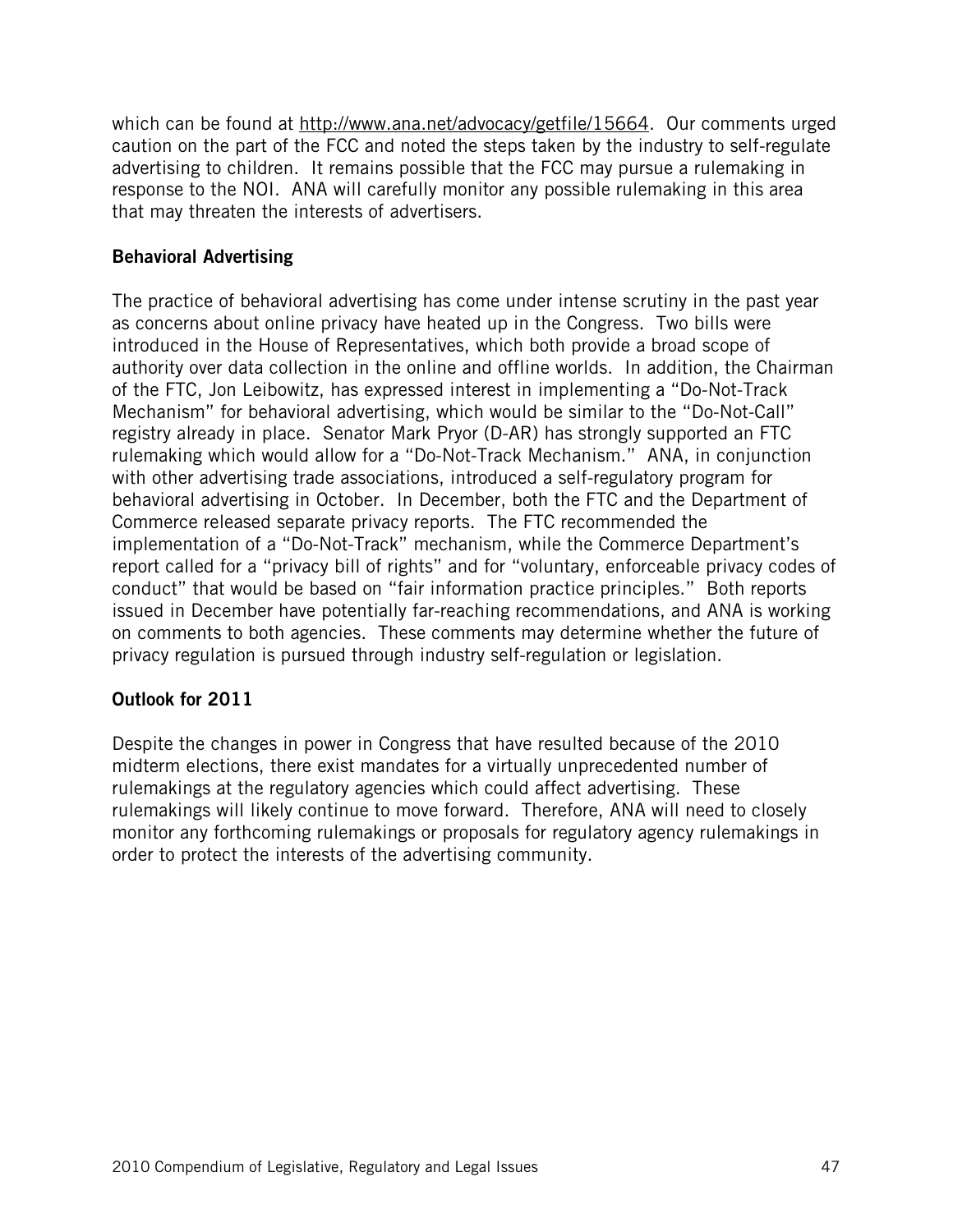which can be found at http://www.ana.net/advocacy/getfile/15664. Our comments urged caution on the part of the FCC and noted the steps taken by the industry to self-regulate advertising to children. It remains possible that the FCC may pursue a rulemaking in response to the NOI. ANA will carefully monitor any possible rulemaking in this area that may threaten the interests of advertisers.

### Behavioral Advertising

The practice of behavioral advertising has come under intense scrutiny in the past year as concerns about online privacy have heated up in the Congress. Two bills were introduced in the House of Representatives, which both provide a broad scope of authority over data collection in the online and offline worlds. In addition, the Chairman of the FTC, Jon Leibowitz, has expressed interest in implementing a "Do-Not-Track Mechanism" for behavioral advertising, which would be similar to the "Do-Not-Call" registry already in place. Senator Mark Pryor (D-AR) has strongly supported an FTC rulemaking which would allow for a "Do-Not-Track Mechanism." ANA, in conjunction with other advertising trade associations, introduced a self-regulatory program for behavioral advertising in October. In December, both the FTC and the Department of Commerce released separate privacy reports. The FTC recommended the implementation of a "Do-Not-Track" mechanism, while the Commerce Department's report called for a "privacy bill of rights" and for "voluntary, enforceable privacy codes of conduct" that would be based on "fair information practice principles." Both reports issued in December have potentially far-reaching recommendations, and ANA is working on comments to both agencies. These comments may determine whether the future of privacy regulation is pursued through industry self-regulation or legislation.

### Outlook for 2011

Despite the changes in power in Congress that have resulted because of the 2010 midterm elections, there exist mandates for a virtually unprecedented number of rulemakings at the regulatory agencies which could affect advertising. These rulemakings will likely continue to move forward. Therefore, ANA will need to closely monitor any forthcoming rulemakings or proposals for regulatory agency rulemakings in order to protect the interests of the advertising community.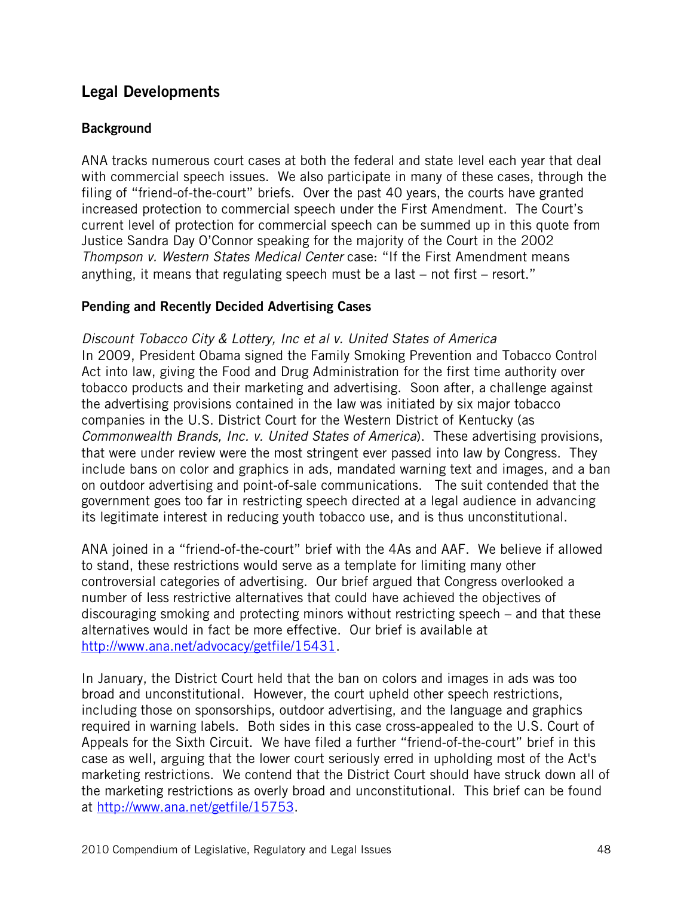## Legal Developments

### Background

ANA tracks numerous court cases at both the federal and state level each year that deal with commercial speech issues. We also participate in many of these cases, through the filing of "friend-of-the-court" briefs. Over the past 40 years, the courts have granted increased protection to commercial speech under the First Amendment. The Court's current level of protection for commercial speech can be summed up in this quote from Justice Sandra Day O'Connor speaking for the majority of the Court in the 2002 *Thompson v. Western States Medical Center* case: "If the First Amendment means anything, it means that regulating speech must be a last – not first – resort."

### Pending and Recently Decided Advertising Cases

*Discount Tobacco City & Lottery, Inc et al v. United States of America*
In 2009, President Obama signed the Family Smoking Prevention and Tobacco Control Act into law, giving the Food and Drug Administration for the first time authority over tobacco products and their marketing and advertising. Soon after, a challenge against the advertising provisions contained in the law was initiated by six major tobacco companies in the U.S. District Court for the Western District of Kentucky (as *Commonwealth Brands, Inc. v. United States of America*). These advertising provisions, that were under review were the most stringent ever passed into law by Congress. They include bans on color and graphics in ads, mandated warning text and images, and a ban on outdoor advertising and point-of-sale communications. The suit contended that the government goes too far in restricting speech directed at a legal audience in advancing its legitimate interest in reducing youth tobacco use, and is thus unconstitutional.

ANA joined in a "friend-of-the-court" brief with the 4As and AAF. We believe if allowed to stand, these restrictions would serve as a template for limiting many other controversial categories of advertising. Our brief argued that Congress overlooked a number of less restrictive alternatives that could have achieved the objectives of discouraging smoking and protecting minors without restricting speech – and that these alternatives would in fact be more effective. Our brief is available at http://www.ana.net/advocacy/getfile/15431.

In January, the District Court held that the ban on colors and images in ads was too broad and unconstitutional. However, the court upheld other speech restrictions, including those on sponsorships, outdoor advertising, and the language and graphics required in warning labels. Both sides in this case cross-appealed to the U.S. Court of Appeals for the Sixth Circuit. We have filed a further "friend-of-the-court" brief in this case as well, arguing that the lower court seriously erred in upholding most of the Act's marketing restrictions. We contend that the District Court should have struck down all of the marketing restrictions as overly broad and unconstitutional. This brief can be found at http://www.ana.net/getfile/15753.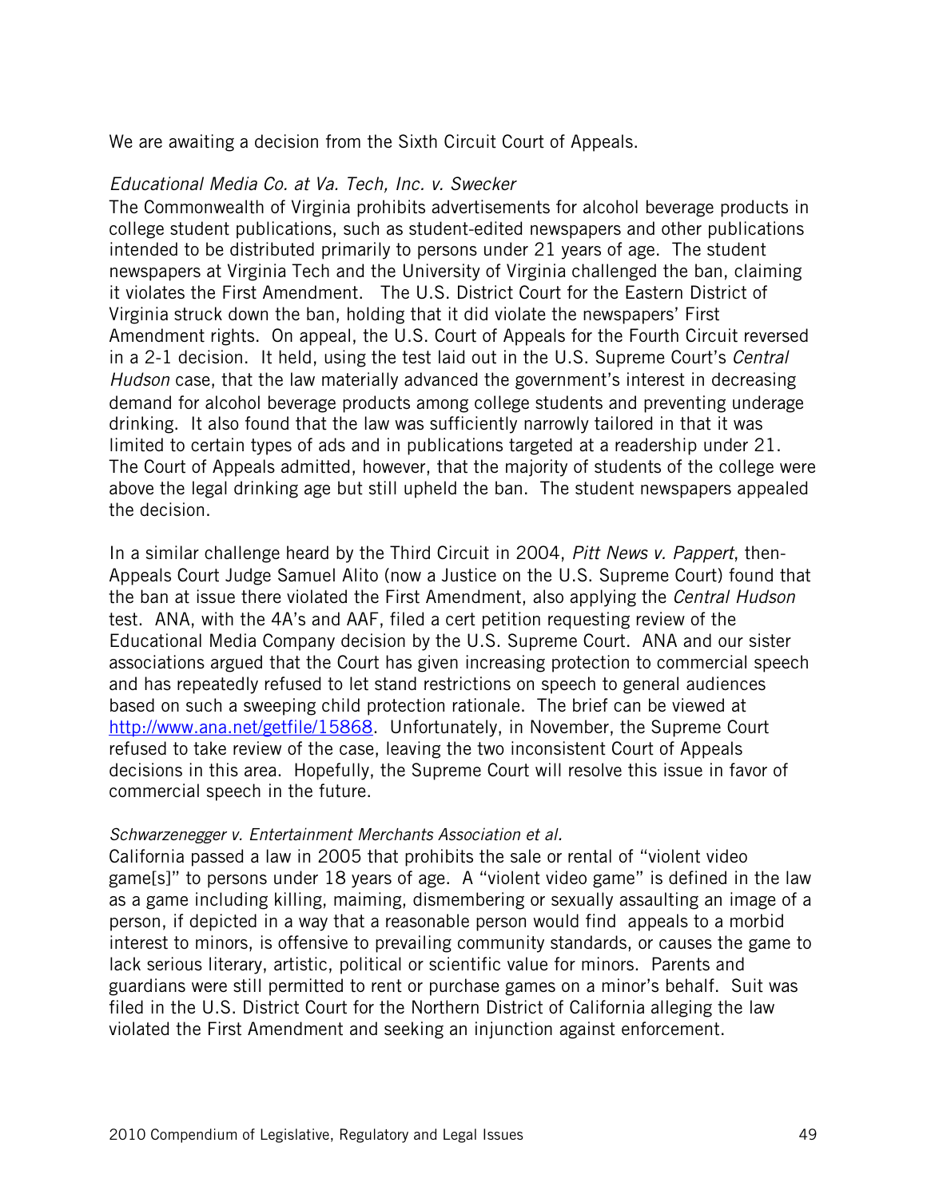We are awaiting a decision from the Sixth Circuit Court of Appeals.

*Educational Media Co. at Va. Tech, Inc. v. Swecker*

The Commonwealth of Virginia prohibits advertisements for alcohol beverage products in college student publications, such as student-edited newspapers and other publications intended to be distributed primarily to persons under 21 years of age. The student newspapers at Virginia Tech and the University of Virginia challenged the ban, claiming it violates the First Amendment. The U.S. District Court for the Eastern District of Virginia struck down the ban, holding that it did violate the newspapers' First Amendment rights. On appeal, the U.S. Court of Appeals for the Fourth Circuit reversed in a 2-1 decision. It held, using the test laid out in the U.S. Supreme Court's *Central Hudson* case, that the law materially advanced the government's interest in decreasing demand for alcohol beverage products among college students and preventing underage drinking. It also found that the law was sufficiently narrowly tailored in that it was limited to certain types of ads and in publications targeted at a readership under 21. The Court of Appeals admitted, however, that the majority of students of the college were above the legal drinking age but still upheld the ban. The student newspapers appealed the decision.

In a similar challenge heard by the Third Circuit in 2004, *Pitt News v. Pappert*, then-Appeals Court Judge Samuel Alito (now a Justice on the U.S. Supreme Court) found that the ban at issue there violated the First Amendment, also applying the *Central Hudson* test. ANA, with the 4A's and AAF, filed a cert petition requesting review of the Educational Media Company decision by the U.S. Supreme Court. ANA and our sister associations argued that the Court has given increasing protection to commercial speech and has repeatedly refused to let stand restrictions on speech to general audiences based on such a sweeping child protection rationale. The brief can be viewed at http://www.ana.net/getfile/15868. Unfortunately, in November, the Supreme Court refused to take review of the case, leaving the two inconsistent Court of Appeals decisions in this area. Hopefully, the Supreme Court will resolve this issue in favor of commercial speech in the future.

*Schwarzenegger v. Entertainment Merchants Association et al.*

California passed a law in 2005 that prohibits the sale or rental of "violent video game[s]" to persons under 18 years of age. A "violent video game" is defined in the law as a game including killing, maiming, dismembering or sexually assaulting an image of a person, if depicted in a way that a reasonable person would find appeals to a morbid interest to minors, is offensive to prevailing community standards, or causes the game to lack serious literary, artistic, political or scientific value for minors. Parents and guardians were still permitted to rent or purchase games on a minor's behalf. Suit was filed in the U.S. District Court for the Northern District of California alleging the law violated the First Amendment and seeking an injunction against enforcement.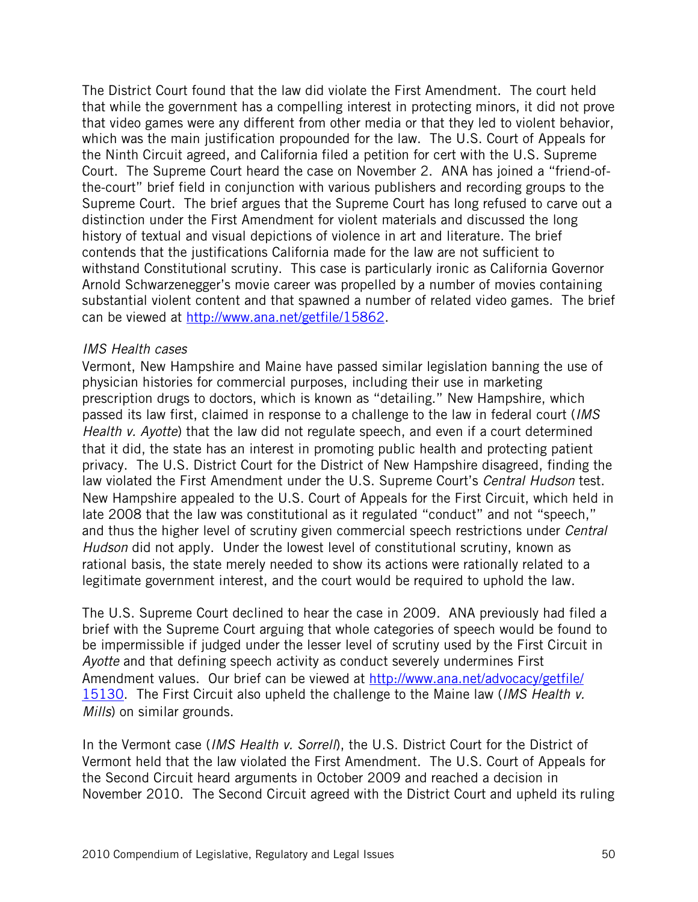The District Court found that the law did violate the First Amendment. The court held that while the government has a compelling interest in protecting minors, it did not prove that video games were any different from other media or that they led to violent behavior, which was the main justification propounded for the law. The U.S. Court of Appeals for the Ninth Circuit agreed, and California filed a petition for cert with the U.S. Supreme Court. The Supreme Court heard the case on November 2. ANA has joined a "friend-of-the-court" brief field in conjunction with various publishers and recording groups to the Supreme Court. The brief argues that the Supreme Court has long refused to carve out a distinction under the First Amendment for violent materials and discussed the long history of textual and visual depictions of violence in art and literature. The brief contends that the justifications California made for the law are not sufficient to withstand Constitutional scrutiny. This case is particularly ironic as California Governor Arnold Schwarzenegger's movie career was propelled by a number of movies containing substantial violent content and that spawned a number of related video games. The brief can be viewed at http://www.ana.net/getfile/15862.

*IMS Health cases*

Vermont, New Hampshire and Maine have passed similar legislation banning the use of physician histories for commercial purposes, including their use in marketing prescription drugs to doctors, which is known as "detailing." New Hampshire, which passed its law first, claimed in response to a challenge to the law in federal court (*IMS Health v. Ayotte*) that the law did not regulate speech, and even if a court determined that it did, the state has an interest in promoting public health and protecting patient privacy. The U.S. District Court for the District of New Hampshire disagreed, finding the law violated the First Amendment under the U.S. Supreme Court's *Central Hudson* test. New Hampshire appealed to the U.S. Court of Appeals for the First Circuit, which held in late 2008 that the law was constitutional as it regulated "conduct" and not "speech," and thus the higher level of scrutiny given commercial speech restrictions under *Central Hudson* did not apply. Under the lowest level of constitutional scrutiny, known as rational basis, the state merely needed to show its actions were rationally related to a legitimate government interest, and the court would be required to uphold the law.

The U.S. Supreme Court declined to hear the case in 2009. ANA previously had filed a brief with the Supreme Court arguing that whole categories of speech would be found to be impermissible if judged under the lesser level of scrutiny used by the First Circuit in *Ayotte* and that defining speech activity as conduct severely undermines First Amendment values. Our brief can be viewed at http://www.ana.net/advocacy/getfile/15130. The First Circuit also upheld the challenge to the Maine law (*IMS Health v. Mills*) on similar grounds.

In the Vermont case (*IMS Health v. Sorrell*), the U.S. District Court for the District of Vermont held that the law violated the First Amendment. The U.S. Court of Appeals for the Second Circuit heard arguments in October 2009 and reached a decision in November 2010. The Second Circuit agreed with the District Court and upheld its ruling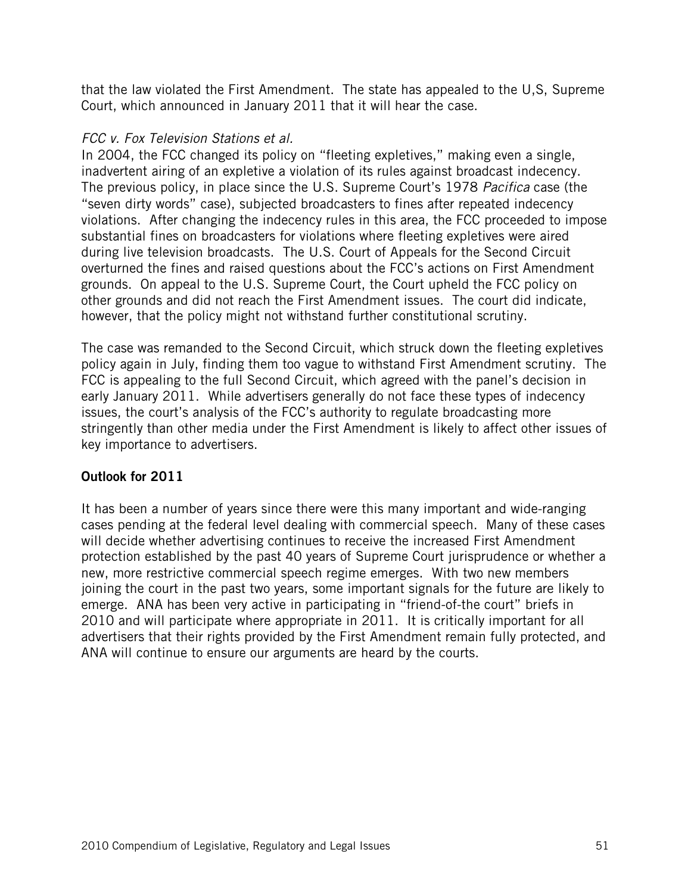that the law violated the First Amendment. The state has appealed to the U,S, Supreme Court, which announced in January 2011 that it will hear the case.

*FCC v. Fox Television Stations et al.*

In 2004, the FCC changed its policy on "fleeting expletives," making even a single, inadvertent airing of an expletive a violation of its rules against broadcast indecency. The previous policy, in place since the U.S. Supreme Court's 1978 *Pacifica* case (the "seven dirty words" case), subjected broadcasters to fines after repeated indecency violations. After changing the indecency rules in this area, the FCC proceeded to impose substantial fines on broadcasters for violations where fleeting expletives were aired during live television broadcasts. The U.S. Court of Appeals for the Second Circuit overturned the fines and raised questions about the FCC's actions on First Amendment grounds. On appeal to the U.S. Supreme Court, the Court upheld the FCC policy on other grounds and did not reach the First Amendment issues. The court did indicate, however, that the policy might not withstand further constitutional scrutiny.

The case was remanded to the Second Circuit, which struck down the fleeting expletives policy again in July, finding them too vague to withstand First Amendment scrutiny. The FCC is appealing to the full Second Circuit, which agreed with the panel's decision in early January 2011. While advertisers generally do not face these types of indecency issues, the court's analysis of the FCC's authority to regulate broadcasting more stringently than other media under the First Amendment is likely to affect other issues of key importance to advertisers.

**Outlook for 2011**

It has been a number of years since there were this many important and wide-ranging cases pending at the federal level dealing with commercial speech. Many of these cases will decide whether advertising continues to receive the increased First Amendment protection established by the past 40 years of Supreme Court jurisprudence or whether a new, more restrictive commercial speech regime emerges. With two new members joining the court in the past two years, some important signals for the future are likely to emerge. ANA has been very active in participating in "friend-of-the court" briefs in 2010 and will participate where appropriate in 2011. It is critically important for all advertisers that their rights provided by the First Amendment remain fully protected, and ANA will continue to ensure our arguments are heard by the courts.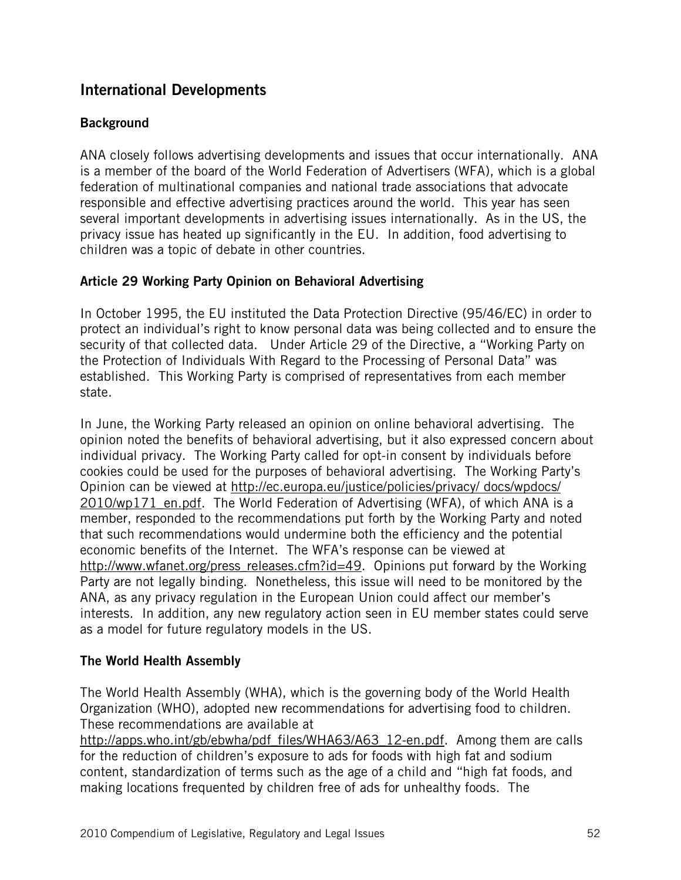## International Developments

### Background

ANA closely follows advertising developments and issues that occur internationally. ANA is a member of the board of the World Federation of Advertisers (WFA), which is a global federation of multinational companies and national trade associations that advocate responsible and effective advertising practices around the world. This year has seen several important developments in advertising issues internationally. As in the US, the privacy issue has heated up significantly in the EU. In addition, food advertising to children was a topic of debate in other countries.

### Article 29 Working Party Opinion on Behavioral Advertising

In October 1995, the EU instituted the Data Protection Directive (95/46/EC) in order to protect an individual's right to know personal data was being collected and to ensure the security of that collected data. Under Article 29 of the Directive, a "Working Party on the Protection of Individuals With Regard to the Processing of Personal Data" was established. This Working Party is comprised of representatives from each member state.

In June, the Working Party released an opinion on online behavioral advertising. The opinion noted the benefits of behavioral advertising, but it also expressed concern about individual privacy. The Working Party called for opt-in consent by individuals before cookies could be used for the purposes of behavioral advertising. The Working Party's Opinion can be viewed at http://ec.europa.eu/justice/policies/privacy/ docs/wpdocs/ 2010/wp171_en.pdf. The World Federation of Advertising (WFA), of which ANA is a member, responded to the recommendations put forth by the Working Party and noted that such recommendations would undermine both the efficiency and the potential economic benefits of the Internet. The WFA's response can be viewed at http://www.wfanet.org/press_releases.cfm?id=49. Opinions put forward by the Working Party are not legally binding. Nonetheless, this issue will need to be monitored by the ANA, as any privacy regulation in the European Union could affect our member's interests. In addition, any new regulatory action seen in EU member states could serve as a model for future regulatory models in the US.

### The World Health Assembly

The World Health Assembly (WHA), which is the governing body of the World Health Organization (WHO), adopted new recommendations for advertising food to children. These recommendations are available at http://apps.who.int/gb/ebwha/pdf_files/WHA63/A63_12-en.pdf. Among them are calls for the reduction of children's exposure to ads for foods with high fat and sodium content, standardization of terms such as the age of a child and "high fat foods, and making locations frequented by children free of ads for unhealthy foods. The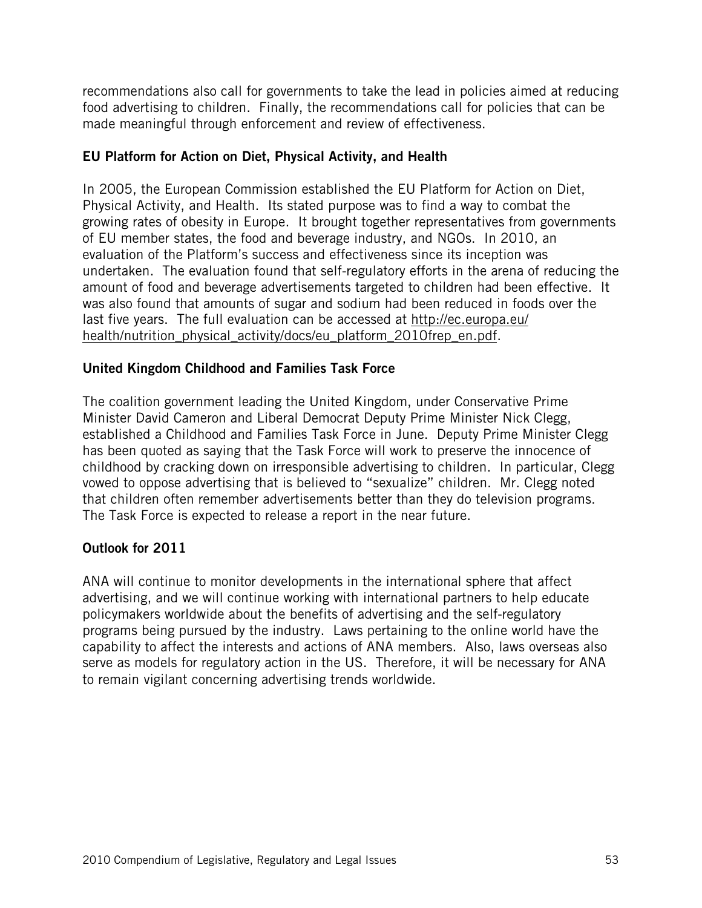recommendations also call for governments to take the lead in policies aimed at reducing food advertising to children. Finally, the recommendations call for policies that can be made meaningful through enforcement and review of effectiveness.

### EU Platform for Action on Diet, Physical Activity, and Health

In 2005, the European Commission established the EU Platform for Action on Diet, Physical Activity, and Health. Its stated purpose was to find a way to combat the growing rates of obesity in Europe. It brought together representatives from governments of EU member states, the food and beverage industry, and NGOs. In 2010, an evaluation of the Platform's success and effectiveness since its inception was undertaken. The evaluation found that self-regulatory efforts in the arena of reducing the amount of food and beverage advertisements targeted to children had been effective. It was also found that amounts of sugar and sodium had been reduced in foods over the last five years. The full evaluation can be accessed at http://ec.europa.eu/health/nutrition_physical_activity/docs/eu_platform_2010frep_en.pdf.

### United Kingdom Childhood and Families Task Force

The coalition government leading the United Kingdom, under Conservative Prime Minister David Cameron and Liberal Democrat Deputy Prime Minister Nick Clegg, established a Childhood and Families Task Force in June. Deputy Prime Minister Clegg has been quoted as saying that the Task Force will work to preserve the innocence of childhood by cracking down on irresponsible advertising to children. In particular, Clegg vowed to oppose advertising that is believed to "sexualize" children. Mr. Clegg noted that children often remember advertisements better than they do television programs. The Task Force is expected to release a report in the near future.

### Outlook for 2011

ANA will continue to monitor developments in the international sphere that affect advertising, and we will continue working with international partners to help educate policymakers worldwide about the benefits of advertising and the self-regulatory programs being pursued by the industry. Laws pertaining to the online world have the capability to affect the interests and actions of ANA members. Also, laws overseas also serve as models for regulatory action in the US. Therefore, it will be necessary for ANA to remain vigilant concerning advertising trends worldwide.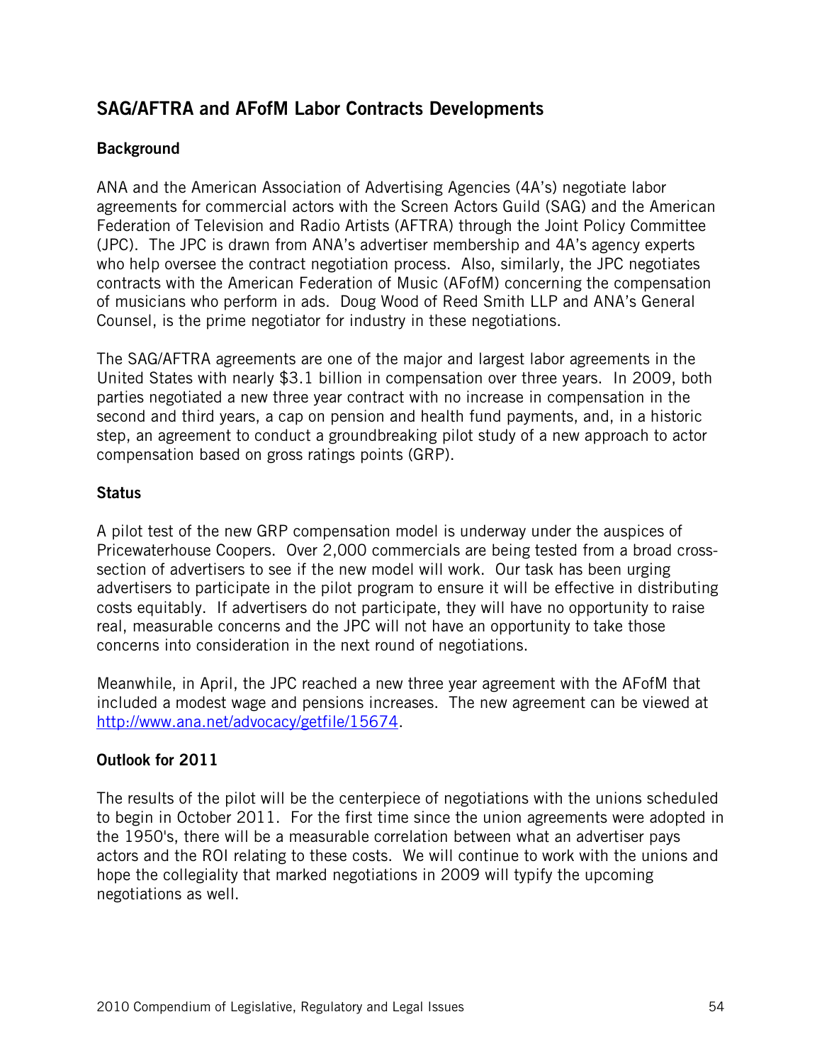## SAG/AFTRA and AFofM Labor Contracts Developments

### Background

ANA and the American Association of Advertising Agencies (4A's) negotiate labor agreements for commercial actors with the Screen Actors Guild (SAG) and the American Federation of Television and Radio Artists (AFTRA) through the Joint Policy Committee (JPC). The JPC is drawn from ANA's advertiser membership and 4A's agency experts who help oversee the contract negotiation process. Also, similarly, the JPC negotiates contracts with the American Federation of Music (AFofM) concerning the compensation of musicians who perform in ads. Doug Wood of Reed Smith LLP and ANA's General Counsel, is the prime negotiator for industry in these negotiations.

The SAG/AFTRA agreements are one of the major and largest labor agreements in the United States with nearly $3.1 billion in compensation over three years. In 2009, both parties negotiated a new three year contract with no increase in compensation in the second and third years, a cap on pension and health fund payments, and, in a historic step, an agreement to conduct a groundbreaking pilot study of a new approach to actor compensation based on gross ratings points (GRP).

### Status

A pilot test of the new GRP compensation model is underway under the auspices of Pricewaterhouse Coopers. Over 2,000 commercials are being tested from a broad cross-section of advertisers to see if the new model will work. Our task has been urging advertisers to participate in the pilot program to ensure it will be effective in distributing costs equitably. If advertisers do not participate, they will have no opportunity to raise real, measurable concerns and the JPC will not have an opportunity to take those concerns into consideration in the next round of negotiations.

Meanwhile, in April, the JPC reached a new three year agreement with the AFofM that included a modest wage and pensions increases. The new agreement can be viewed at [http://www.ana.net/advocacy/getfile/15674](http://www.ana.net/advocacy/getfile/15674).

### Outlook for 2011

The results of the pilot will be the centerpiece of negotiations with the unions scheduled to begin in October 2011. For the first time since the union agreements were adopted in the 1950's, there will be a measurable correlation between what an advertiser pays actors and the ROI relating to these costs. We will continue to work with the unions and hope the collegiality that marked negotiations in 2009 will typify the upcoming negotiations as well.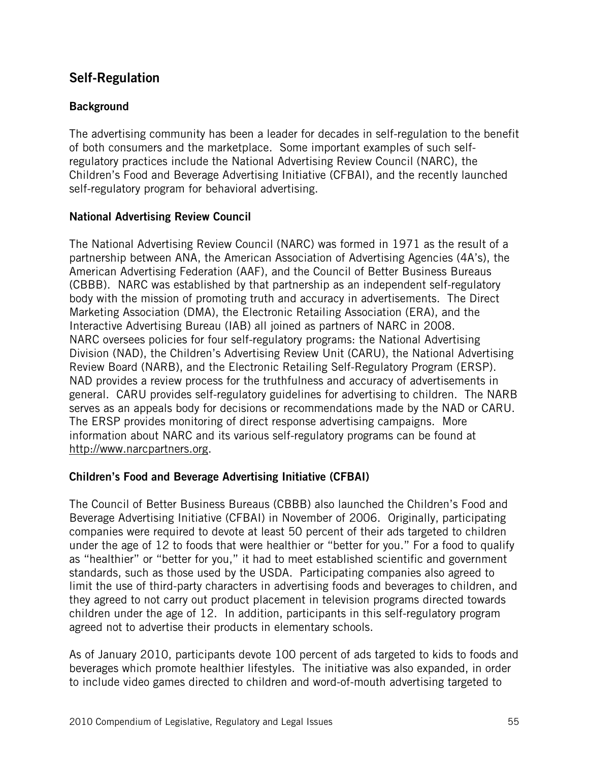## Self-Regulation

### Background

The advertising community has been a leader for decades in self-regulation to the benefit of both consumers and the marketplace. Some important examples of such self-regulatory practices include the National Advertising Review Council (NARC), the Children's Food and Beverage Advertising Initiative (CFBAI), and the recently launched self-regulatory program for behavioral advertising.

### National Advertising Review Council

The National Advertising Review Council (NARC) was formed in 1971 as the result of a partnership between ANA, the American Association of Advertising Agencies (4A's), the American Advertising Federation (AAF), and the Council of Better Business Bureaus (CBBB). NARC was established by that partnership as an independent self-regulatory body with the mission of promoting truth and accuracy in advertisements. The Direct Marketing Association (DMA), the Electronic Retailing Association (ERA), and the Interactive Advertising Bureau (IAB) all joined as partners of NARC in 2008. NARC oversees policies for four self-regulatory programs: the National Advertising Division (NAD), the Children's Advertising Review Unit (CARU), the National Advertising Review Board (NARB), and the Electronic Retailing Self-Regulatory Program (ERSP). NAD provides a review process for the truthfulness and accuracy of advertisements in general. CARU provides self-regulatory guidelines for advertising to children. The NARB serves as an appeals body for decisions or recommendations made by the NAD or CARU. The ERSP provides monitoring of direct response advertising campaigns. More information about NARC and its various self-regulatory programs can be found at http://www.narcpartners.org.

### Children's Food and Beverage Advertising Initiative (CFBAI)

The Council of Better Business Bureaus (CBBB) also launched the Children's Food and Beverage Advertising Initiative (CFBAI) in November of 2006. Originally, participating companies were required to devote at least 50 percent of their ads targeted to children under the age of 12 to foods that were healthier or "better for you." For a food to qualify as "healthier" or "better for you," it had to meet established scientific and government standards, such as those used by the USDA. Participating companies also agreed to limit the use of third-party characters in advertising foods and beverages to children, and they agreed to not carry out product placement in television programs directed towards children under the age of 12. In addition, participants in this self-regulatory program agreed not to advertise their products in elementary schools.

As of January 2010, participants devote 100 percent of ads targeted to kids to foods and beverages which promote healthier lifestyles. The initiative was also expanded, in order to include video games directed to children and word-of-mouth advertising targeted to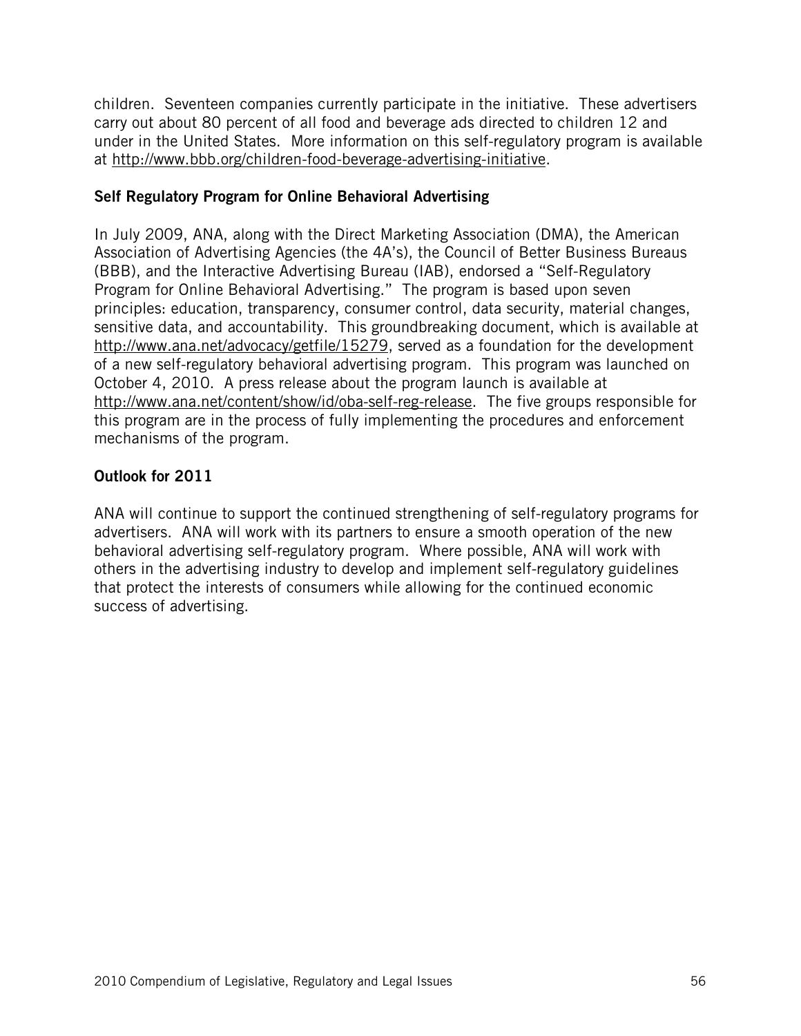children. Seventeen companies currently participate in the initiative. These advertisers carry out about 80 percent of all food and beverage ads directed to children 12 and under in the United States. More information on this self-regulatory program is available at http://www.bbb.org/children-food-beverage-advertising-initiative.

**Self Regulatory Program for Online Behavioral Advertising**

In July 2009, ANA, along with the Direct Marketing Association (DMA), the American Association of Advertising Agencies (the 4A's), the Council of Better Business Bureaus (BBB), and the Interactive Advertising Bureau (IAB), endorsed a "Self-Regulatory Program for Online Behavioral Advertising." The program is based upon seven principles: education, transparency, consumer control, data security, material changes, sensitive data, and accountability. This groundbreaking document, which is available at http://www.ana.net/advocacy/getfile/15279, served as a foundation for the development of a new self-regulatory behavioral advertising program. This program was launched on October 4, 2010. A press release about the program launch is available at http://www.ana.net/content/show/id/oba-self-reg-release. The five groups responsible for this program are in the process of fully implementing the procedures and enforcement mechanisms of the program.

**Outlook for 2011**

ANA will continue to support the continued strengthening of self-regulatory programs for advertisers. ANA will work with its partners to ensure a smooth operation of the new behavioral advertising self-regulatory program. Where possible, ANA will work with others in the advertising industry to develop and implement self-regulatory guidelines that protect the interests of consumers while allowing for the continued economic success of advertising.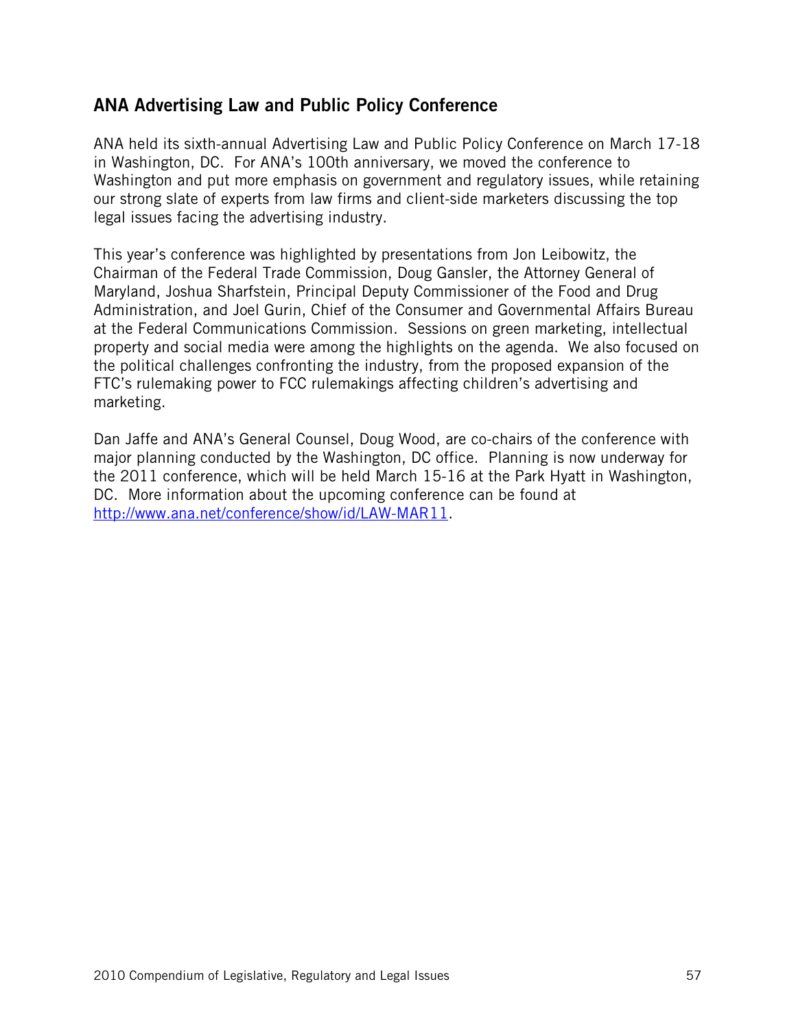## ANA Advertising Law and Public Policy Conference

ANA held its sixth-annual Advertising Law and Public Policy Conference on March 17-18 in Washington, DC. For ANA's 100th anniversary, we moved the conference to Washington and put more emphasis on government and regulatory issues, while retaining our strong slate of experts from law firms and client-side marketers discussing the top legal issues facing the advertising industry.

This year's conference was highlighted by presentations from Jon Leibowitz, the Chairman of the Federal Trade Commission, Doug Gansler, the Attorney General of Maryland, Joshua Sharfstein, Principal Deputy Commissioner of the Food and Drug Administration, and Joel Gurin, Chief of the Consumer and Governmental Affairs Bureau at the Federal Communications Commission. Sessions on green marketing, intellectual property and social media were among the highlights on the agenda. We also focused on the political challenges confronting the industry, from the proposed expansion of the FTC's rulemaking power to FCC rulemakings affecting children's advertising and marketing.

Dan Jaffe and ANA's General Counsel, Doug Wood, are co-chairs of the conference with major planning conducted by the Washington, DC office. Planning is now underway for the 2011 conference, which will be held March 15-16 at the Park Hyatt in Washington, DC. More information about the upcoming conference can be found at [http://www.ana.net/conference/show/id/LAW-MAR11](http://www.ana.net/conference/show/id/LAW-MAR11).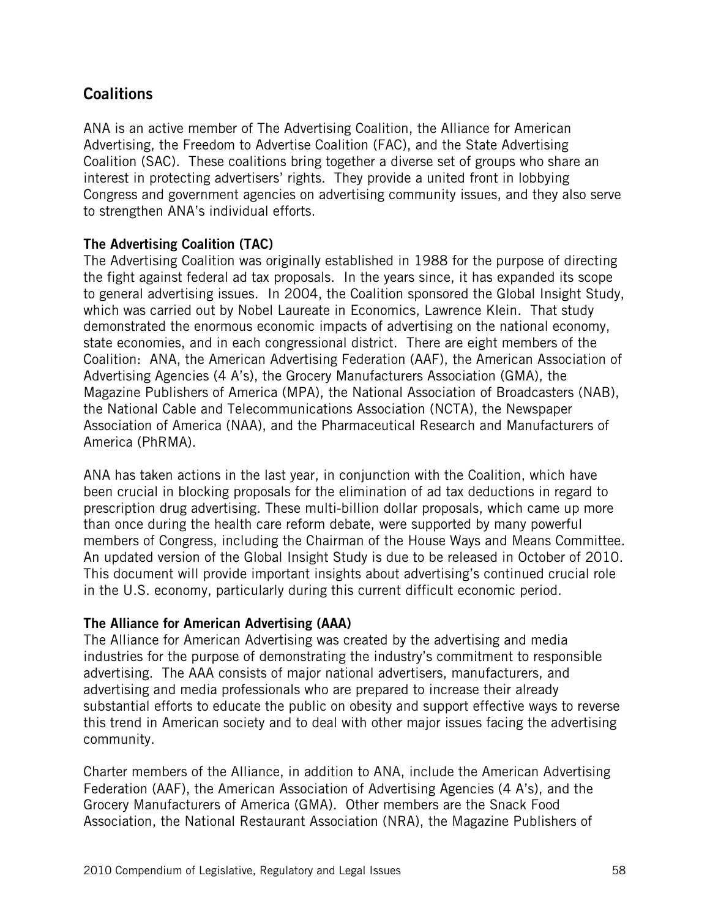## Coalitions

ANA is an active member of The Advertising Coalition, the Alliance for American Advertising, the Freedom to Advertise Coalition (FAC), and the State Advertising Coalition (SAC). These coalitions bring together a diverse set of groups who share an interest in protecting advertisers' rights. They provide a united front in lobbying Congress and government agencies on advertising community issues, and they also serve to strengthen ANA's individual efforts.

**The Advertising Coalition (TAC)**
The Advertising Coalition was originally established in 1988 for the purpose of directing the fight against federal ad tax proposals. In the years since, it has expanded its scope to general advertising issues. In 2004, the Coalition sponsored the Global Insight Study, which was carried out by Nobel Laureate in Economics, Lawrence Klein. That study demonstrated the enormous economic impacts of advertising on the national economy, state economies, and in each congressional district. There are eight members of the Coalition: ANA, the American Advertising Federation (AAF), the American Association of Advertising Agencies (4 A's), the Grocery Manufacturers Association (GMA), the Magazine Publishers of America (MPA), the National Association of Broadcasters (NAB), the National Cable and Telecommunications Association (NCTA), the Newspaper Association of America (NAA), and the Pharmaceutical Research and Manufacturers of America (PhRMA).

ANA has taken actions in the last year, in conjunction with the Coalition, which have been crucial in blocking proposals for the elimination of ad tax deductions in regard to prescription drug advertising. These multi-billion dollar proposals, which came up more than once during the health care reform debate, were supported by many powerful members of Congress, including the Chairman of the House Ways and Means Committee. An updated version of the Global Insight Study is due to be released in October of 2010. This document will provide important insights about advertising's continued crucial role in the U.S. economy, particularly during this current difficult economic period.

**The Alliance for American Advertising (AAA)**
The Alliance for American Advertising was created by the advertising and media industries for the purpose of demonstrating the industry's commitment to responsible advertising. The AAA consists of major national advertisers, manufacturers, and advertising and media professionals who are prepared to increase their already substantial efforts to educate the public on obesity and support effective ways to reverse this trend in American society and to deal with other major issues facing the advertising community.

Charter members of the Alliance, in addition to ANA, include the American Advertising Federation (AAF), the American Association of Advertising Agencies (4 A's), and the Grocery Manufacturers of America (GMA). Other members are the Snack Food Association, the National Restaurant Association (NRA), the Magazine Publishers of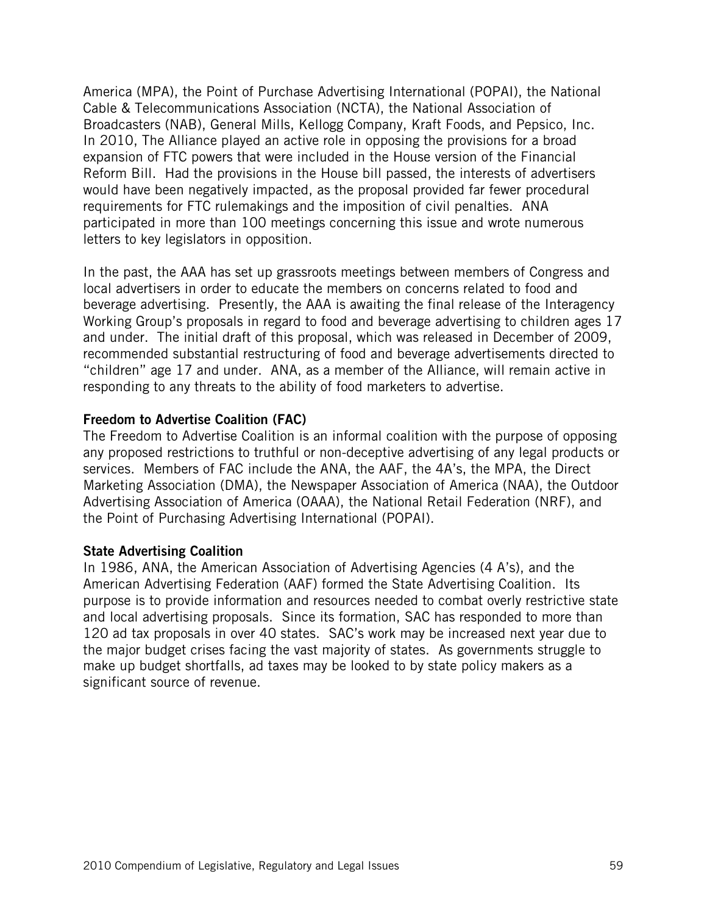America (MPA), the Point of Purchase Advertising International (POPAI), the National Cable & Telecommunications Association (NCTA), the National Association of Broadcasters (NAB), General Mills, Kellogg Company, Kraft Foods, and Pepsico, Inc. In 2010, The Alliance played an active role in opposing the provisions for a broad expansion of FTC powers that were included in the House version of the Financial Reform Bill. Had the provisions in the House bill passed, the interests of advertisers would have been negatively impacted, as the proposal provided far fewer procedural requirements for FTC rulemakings and the imposition of civil penalties. ANA participated in more than 100 meetings concerning this issue and wrote numerous letters to key legislators in opposition.

In the past, the AAA has set up grassroots meetings between members of Congress and local advertisers in order to educate the members on concerns related to food and beverage advertising. Presently, the AAA is awaiting the final release of the Interagency Working Group's proposals in regard to food and beverage advertising to children ages 17 and under. The initial draft of this proposal, which was released in December of 2009, recommended substantial restructuring of food and beverage advertisements directed to "children" age 17 and under. ANA, as a member of the Alliance, will remain active in responding to any threats to the ability of food marketers to advertise.

**Freedom to Advertise Coalition (FAC)**
The Freedom to Advertise Coalition is an informal coalition with the purpose of opposing any proposed restrictions to truthful or non-deceptive advertising of any legal products or services. Members of FAC include the ANA, the AAF, the 4A's, the MPA, the Direct Marketing Association (DMA), the Newspaper Association of America (NAA), the Outdoor Advertising Association of America (OAAA), the National Retail Federation (NRF), and the Point of Purchasing Advertising International (POPAI).

**State Advertising Coalition**
In 1986, ANA, the American Association of Advertising Agencies (4 A's), and the American Advertising Federation (AAF) formed the State Advertising Coalition. Its purpose is to provide information and resources needed to combat overly restrictive state and local advertising proposals. Since its formation, SAC has responded to more than 120 ad tax proposals in over 40 states. SAC's work may be increased next year due to the major budget crises facing the vast majority of states. As governments struggle to make up budget shortfalls, ad taxes may be looked to by state policy makers as a significant source of revenue.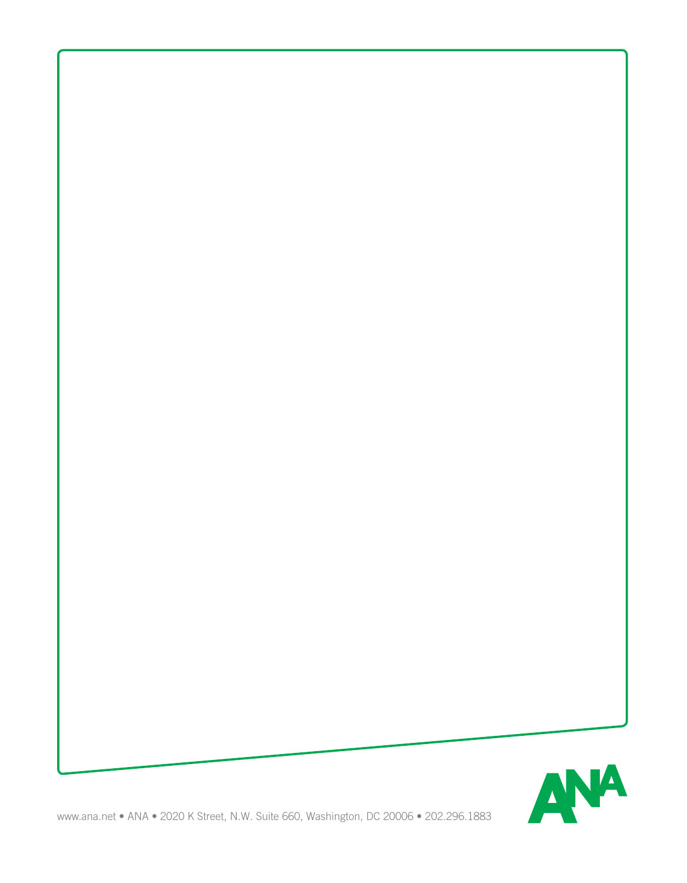www.ana.net • ANA • 2020 K Street, N.W. Suite 660, Washington, DC 20006 • 202.296.1883